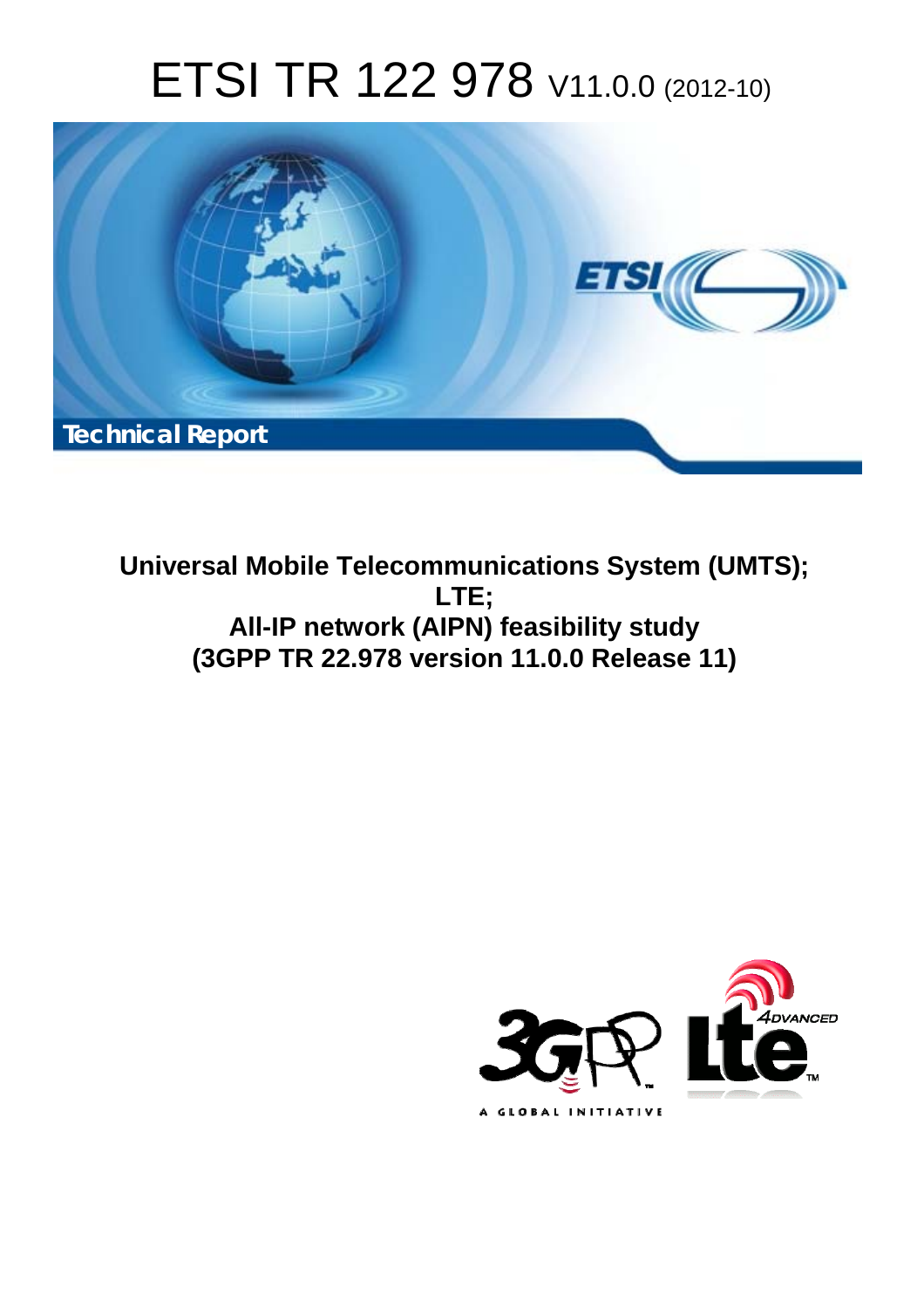# ETSI TR 122 978 V11.0.0 (2012-10)

Technical Report

**Universal Mobile Telecommunications System (UMTS);**
**LTE;**
**All-IP network (AIPN) feasibility study**
**(3GPP TR 22.978 version 11.0.0 Release 11)**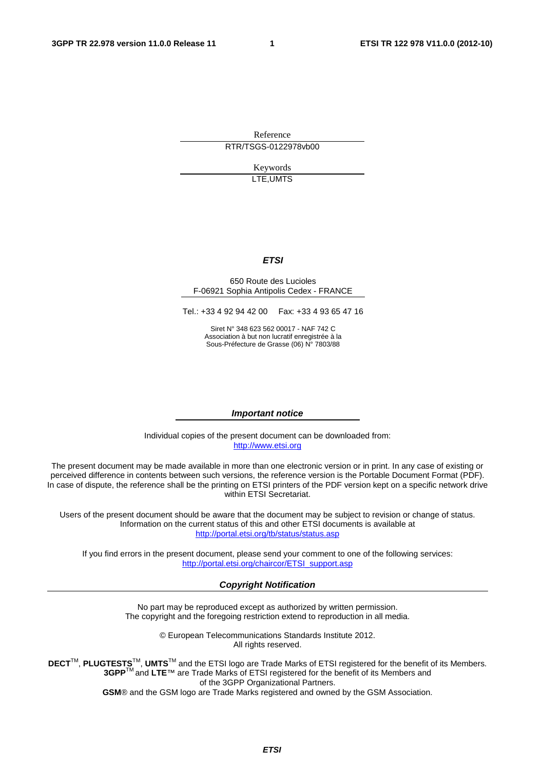Reference

RTR/TSGS-0122978vb00

Keywords

LTE,UMTS

***ETSI***

650 Route des Lucioles
F-06921 Sophia Antipolis Cedex - FRANCE

Tel.: +33 4 92 94 42 00 Fax: +33 4 93 65 47 16

Siret N° 348 623 562 00017 - NAF 742 C
Association à but non lucratif enregistrée à la
Sous-Préfecture de Grasse (06) N° 7803/88

***Important notice***

Individual copies of the present document can be downloaded from:
http://www.etsi.org

The present document may be made available in more than one electronic version or in print. In any case of existing or perceived difference in contents between such versions, the reference version is the Portable Document Format (PDF). In case of dispute, the reference shall be the printing on ETSI printers of the PDF version kept on a specific network drive within ETSI Secretariat.

Users of the present document should be aware that the document may be subject to revision or change of status. Information on the current status of this and other ETSI documents is available at
http://portal.etsi.org/tb/status/status.asp

If you find errors in the present document, please send your comment to one of the following services:
http://portal.etsi.org/chaircor/ETSI_support.asp

***Copyright Notification***

No part may be reproduced except as authorized by written permission.
The copyright and the foregoing restriction extend to reproduction in all media.

© European Telecommunications Standards Institute 2012.
All rights reserved.

**DECT**™, **PLUGTESTS**™, **UMTS**™ and the ETSI logo are Trade Marks of ETSI registered for the benefit of its Members.
**3GPP**™ and **LTE**™ are Trade Marks of ETSI registered for the benefit of its Members and of the 3GPP Organizational Partners.
**GSM**® and the GSM logo are Trade Marks registered and owned by the GSM Association.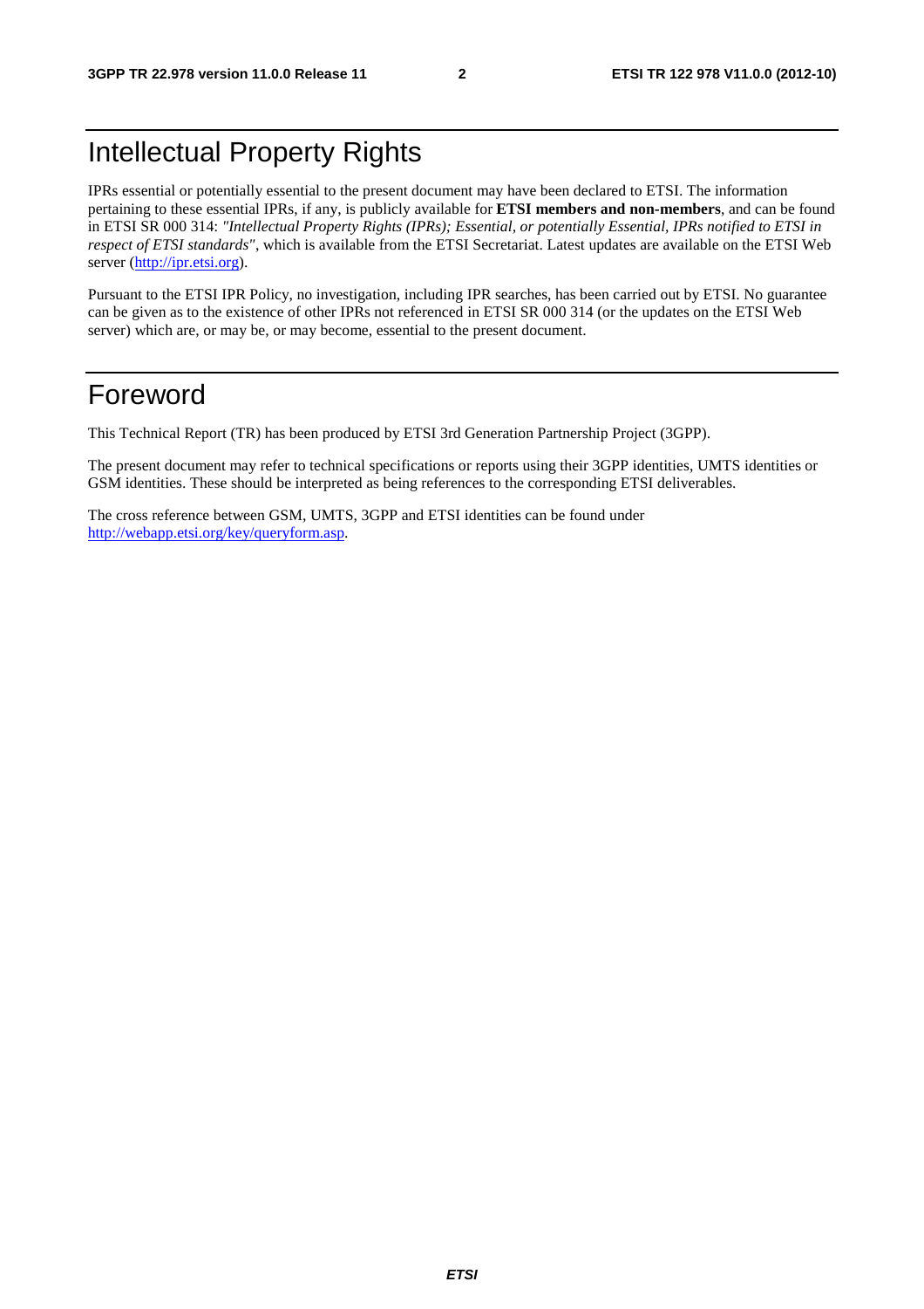# Intellectual Property Rights

IPRs essential or potentially essential to the present document may have been declared to ETSI. The information pertaining to these essential IPRs, if any, is publicly available for **ETSI members and non-members**, and can be found in ETSI SR 000 314: *"Intellectual Property Rights (IPRs); Essential, or potentially Essential, IPRs notified to ETSI in respect of ETSI standards"*, which is available from the ETSI Secretariat. Latest updates are available on the ETSI Web server (http://ipr.etsi.org).

Pursuant to the ETSI IPR Policy, no investigation, including IPR searches, has been carried out by ETSI. No guarantee can be given as to the existence of other IPRs not referenced in ETSI SR 000 314 (or the updates on the ETSI Web server) which are, or may be, or may become, essential to the present document.

# Foreword

This Technical Report (TR) has been produced by ETSI 3rd Generation Partnership Project (3GPP).

The present document may refer to technical specifications or reports using their 3GPP identities, UMTS identities or GSM identities. These should be interpreted as being references to the corresponding ETSI deliverables.

The cross reference between GSM, UMTS, 3GPP and ETSI identities can be found under http://webapp.etsi.org/key/queryform.asp.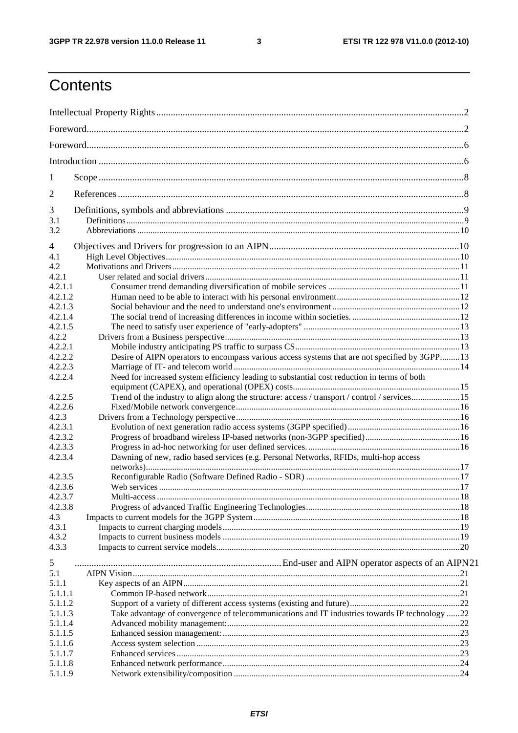# Contents

Intellectual Property Rights ..... 2
Foreword ..... 2
Foreword ..... 6
Introduction ..... 6

1 Scope ..... 8

2 References ..... 8

3 Definitions, symbols and abbreviations ..... 9
3.1 Definitions ..... 9
3.2 Abbreviations ..... 10

4 Objectives and Drivers for progression to an AIPN ..... 10
4.1 High Level Objectives ..... 10
4.2 Motivations and Drivers ..... 11
4.2.1 User related and social drivers ..... 11
4.2.1.1 Consumer trend demanding diversification of mobile services ..... 11
4.2.1.2 Human need to be able to interact with his personal environment ..... 12
4.2.1.3 Social behaviour and the need to understand one's environment ..... 12
4.2.1.4 The social trend of increasing differences in income within societies. ..... 12
4.2.1.5 The need to satisfy user experience of "early-adopters" ..... 13
4.2.2 Drivers from a Business perspective ..... 13
4.2.2.1 Mobile industry anticipating PS traffic to surpass CS ..... 13
4.2.2.2 Desire of AIPN operators to encompass various access systems that are not specified by 3GPP ..... 13
4.2.2.3 Marriage of IT- and telecom world ..... 14
4.2.2.4 Need for increased system efficiency leading to substantial cost reduction in terms of both equipment (CAPEX), and operational (OPEX) costs ..... 15
4.2.2.5 Trend of the industry to align along the structure: access / transport / control / services ..... 15
4.2.2.6 Fixed/Mobile network convergence ..... 16
4.2.3 Drivers from a Technology perspective ..... 16
4.2.3.1 Evolution of next generation radio access systems (3GPP specified) ..... 16
4.2.3.2 Progress of broadband wireless IP-based networks (non-3GPP specified) ..... 16
4.2.3.3 Progress in ad-hoc networking for user defined services. ..... 16
4.2.3.4 Dawning of new, radio based services (e.g. Personal Networks, RFIDs, multi-hop access networks) ..... 17
4.2.3.5 Reconfigurable Radio (Software Defined Radio - SDR) ..... 17
4.2.3.6 Web services ..... 17
4.2.3.7 Multi-access ..... 18
4.2.3.8 Progress of advanced Traffic Engineering Technologies ..... 18
4.3 Impacts to current models for the 3GPP System ..... 18
4.3.1 Impacts to current charging models ..... 19
4.3.2 Impacts to current business models ..... 19
4.3.3 Impacts to current service models ..... 20

5 End-user and AIPN operator aspects of an AIPN ..... 21
5.1 AIPN Vision ..... 21
5.1.1 Key aspects of an AIPN ..... 21
5.1.1.1 Common IP-based network ..... 21
5.1.1.2 Support of a variety of different access systems (existing and future) ..... 22
5.1.1.3 Take advantage of convergence of telecommunications and IT industries towards IP technology ..... 22
5.1.1.4 Advanced mobility management: ..... 22
5.1.1.5 Enhanced session management: ..... 23
5.1.1.6 Access system selection ..... 23
5.1.1.7 Enhanced services ..... 23
5.1.1.8 Enhanced network performance ..... 24
5.1.1.9 Network extensibility/composition ..... 24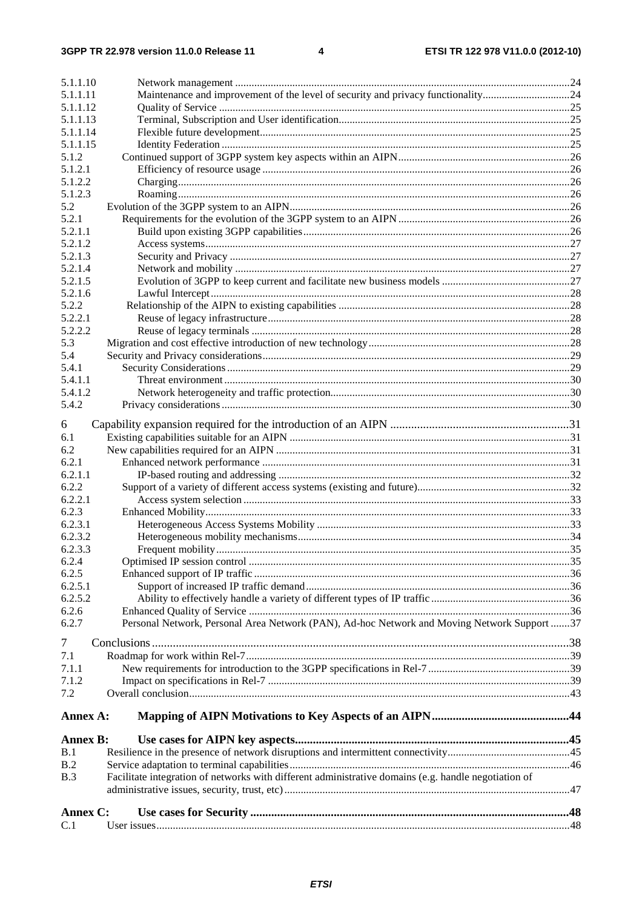5.1.1.10 Network management ....................................................................................................................24
5.1.1.11 Maintenance and improvement of the level of security and privacy functionality................................24
5.1.1.12 Quality of Service ...............................................................................................................................25
5.1.1.13 Terminal, Subscription and User identification....................................................................................25
5.1.1.14 Flexible future development.................................................................................................................25
5.1.1.15 Identity Federation ..............................................................................................................................25
5.1.2 Continued support of 3GPP system key aspects within an AIPN...............................................................26
5.1.2.1 Efficiency of resource usage ................................................................................................................26
5.1.2.2 Charging..............................................................................................................................................26
5.1.2.3 Roaming..............................................................................................................................................26
5.2 Evolution of the 3GPP system to an AIPN......................................................................................................26
5.2.1 Requirements for the evolution of the 3GPP system to an AIPN ..............................................................26
5.2.1.1 Build upon existing 3GPP capabilities.................................................................................................26
5.2.1.2 Access systems.....................................................................................................................................27
5.2.1.3 Security and Privacy ...........................................................................................................................27
5.2.1.4 Network and mobility ..........................................................................................................................27
5.2.1.5 Evolution of 3GPP to keep current and facilitate new business models ..............................................27
5.2.1.6 Lawful Intercept...................................................................................................................................28
5.2.2 Relationship of the AIPN to existing capabilities ....................................................................................28
5.2.2.1 Reuse of legacy infrastructure..............................................................................................................28
5.2.2.2 Reuse of legacy terminals ....................................................................................................................28
5.3 Migration and cost effective introduction of new technology.........................................................................28
5.4 Security and Privacy considerations................................................................................................................29
5.4.1 Security Considerations .............................................................................................................................29
5.4.1.1 Threat environment..............................................................................................................................30
5.4.1.2 Network heterogeneity and traffic protection.......................................................................................30
5.4.2 Privacy considerations ...............................................................................................................................30

6 Capability expansion required for the introduction of an AIPN ............................................................31
6.1 Existing capabilities suitable for an AIPN ......................................................................................................31
6.2 New capabilities required for an AIPN ...........................................................................................................31
6.2.1 Enhanced network performance ................................................................................................................31
6.2.1.1 IP-based routing and addressing ..........................................................................................................32
6.2.2 Support of a variety of different access systems (existing and future)........................................................32
6.2.2.1 Access system selection .......................................................................................................................33
6.2.3 Enhanced Mobility.....................................................................................................................................33
6.2.3.1 Heterogeneous Access Systems Mobility ............................................................................................33
6.2.3.2 Heterogeneous mobility mechanisms...................................................................................................34
6.2.3.3 Frequent mobility.................................................................................................................................35
6.2.4 Optimised IP session control .....................................................................................................................35
6.2.5 Enhanced support of IP traffic ...................................................................................................................36
6.2.5.1 Support of increased IP traffic demand................................................................................................36
6.2.5.2 Ability to effectively handle a variety of different types of IP traffic ...................................................36
6.2.6 Enhanced Quality of Service .....................................................................................................................36
6.2.7 Personal Network, Personal Area Network (PAN), Ad-hoc Network and Moving Network Support .......37

7 Conclusions...........................................................................................................................................38
7.1 Roadmap for work within Rel-7......................................................................................................................39
7.1.1 New requirements for introduction to the 3GPP specifications in Rel-7 ...................................................39
7.1.2 Impact on specifications in Rel-7 ..............................................................................................................39
7.2 Overall conclusion..........................................................................................................................................43

**Annex A: Mapping of AIPN Motivations to Key Aspects of an AIPN.............................................44**

**Annex B: Use cases for AIPN key aspects...........................................................................................45**
B.1 Resilience in the presence of network disruptions and intermittent connectivity............................................45
B.2 Service adaptation to terminal capabilities......................................................................................................46
B.3 Facilitate integration of networks with different administrative domains (e.g. handle negotiation of administrative issues, security, trust, etc)........................................................................................................47

**Annex C: Use cases for Security .........................................................................................................48**
C.1 User issues......................................................................................................................................................48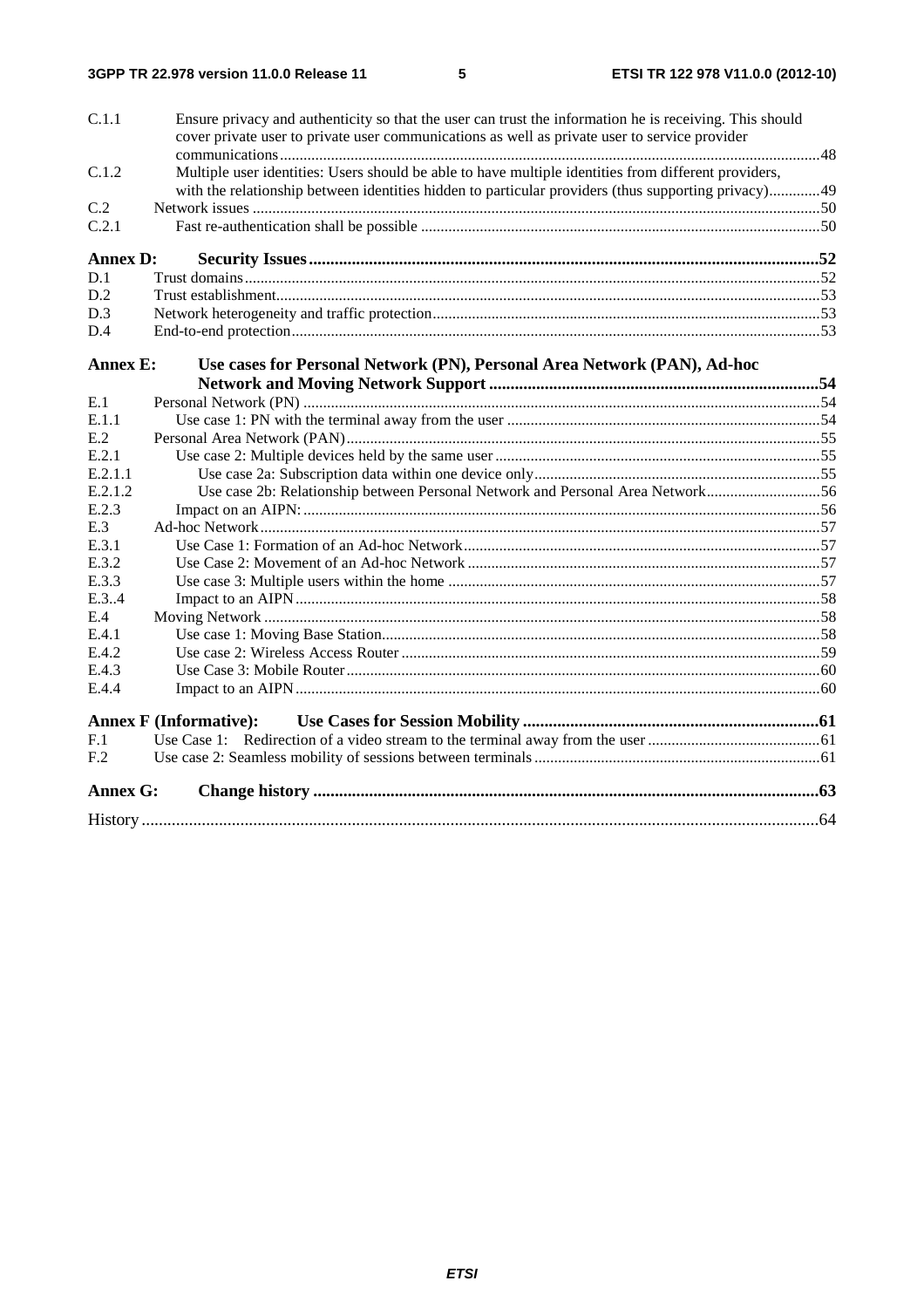C.1.1 Ensure privacy and authenticity so that the user can trust the information he is receiving. This should cover private user to private user communications as well as private user to service provider communications ........ 48
C.1.2 Multiple user identities: Users should be able to have multiple identities from different providers, with the relationship between identities hidden to particular providers (thus supporting privacy) ........ 49
C.2 Network issues ........ 50
C.2.1 Fast re-authentication shall be possible ........ 50

**Annex D: Security Issues ........ 52**
D.1 Trust domains ........ 52
D.2 Trust establishment ........ 53
D.3 Network heterogeneity and traffic protection ........ 53
D.4 End-to-end protection ........ 53

**Annex E: Use cases for Personal Network (PN), Personal Area Network (PAN), Ad-hoc Network and Moving Network Support ........ 54**
E.1 Personal Network (PN) ........ 54
E.1.1 Use case 1: PN with the terminal away from the user ........ 54
E.2 Personal Area Network (PAN) ........ 55
E.2.1 Use case 2: Multiple devices held by the same user ........ 55
E.2.1.1 Use case 2a: Subscription data within one device only ........ 55
E.2.1.2 Use case 2b: Relationship between Personal Network and Personal Area Network ........ 56
E.2.3 Impact on an AIPN: ........ 56
E.3 Ad-hoc Network ........ 57
E.3.1 Use Case 1: Formation of an Ad-hoc Network ........ 57
E.3.2 Use Case 2: Movement of an Ad-hoc Network ........ 57
E.3.3 Use case 3: Multiple users within the home ........ 57
E.3..4 Impact to an AIPN ........ 58
E.4 Moving Network ........ 58
E.4.1 Use case 1: Moving Base Station ........ 58
E.4.2 Use case 2: Wireless Access Router ........ 59
E.4.3 Use Case 3: Mobile Router ........ 60
E.4.4 Impact to an AIPN ........ 60

**Annex F (Informative): Use Cases for Session Mobility ........ 61**
F.1 Use Case 1: Redirection of a video stream to the terminal away from the user ........ 61
F.2 Use case 2: Seamless mobility of sessions between terminals ........ 61

**Annex G: Change history ........ 63**

History ........ 64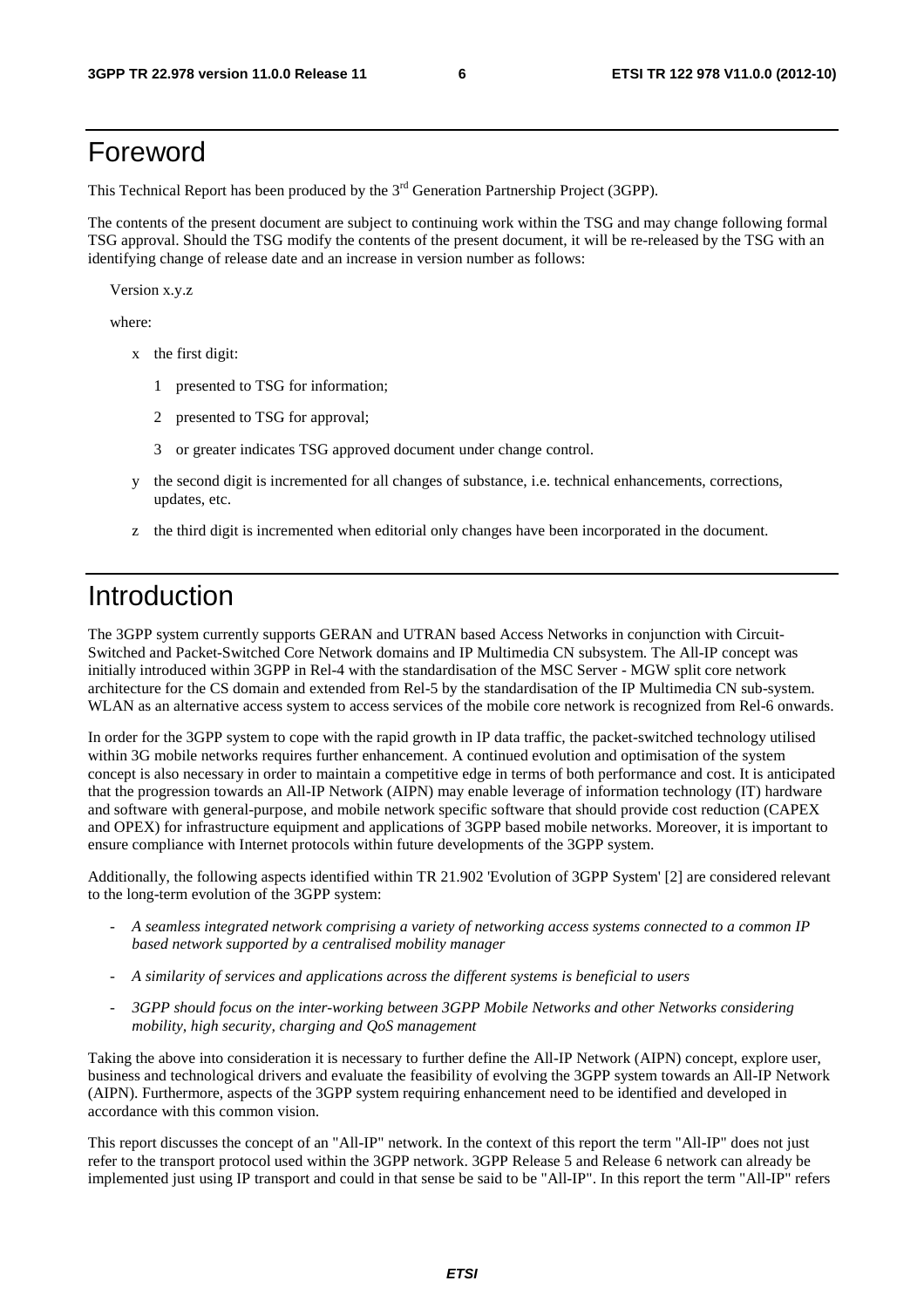# Foreword

This Technical Report has been produced by the 3rd Generation Partnership Project (3GPP).

The contents of the present document are subject to continuing work within the TSG and may change following formal TSG approval. Should the TSG modify the contents of the present document, it will be re-released by the TSG with an identifying change of release date and an increase in version number as follows:

Version x.y.z

where:

- x the first digit:
  - 1 presented to TSG for information;
  - 2 presented to TSG for approval;
  - 3 or greater indicates TSG approved document under change control.
- y the second digit is incremented for all changes of substance, i.e. technical enhancements, corrections, updates, etc.
- z the third digit is incremented when editorial only changes have been incorporated in the document.

# Introduction

The 3GPP system currently supports GERAN and UTRAN based Access Networks in conjunction with Circuit-Switched and Packet-Switched Core Network domains and IP Multimedia CN subsystem. The All-IP concept was initially introduced within 3GPP in Rel-4 with the standardisation of the MSC Server - MGW split core network architecture for the CS domain and extended from Rel-5 by the standardisation of the IP Multimedia CN sub-system. WLAN as an alternative access system to access services of the mobile core network is recognized from Rel-6 onwards.

In order for the 3GPP system to cope with the rapid growth in IP data traffic, the packet-switched technology utilised within 3G mobile networks requires further enhancement. A continued evolution and optimisation of the system concept is also necessary in order to maintain a competitive edge in terms of both performance and cost. It is anticipated that the progression towards an All-IP Network (AIPN) may enable leverage of information technology (IT) hardware and software with general-purpose, and mobile network specific software that should provide cost reduction (CAPEX and OPEX) for infrastructure equipment and applications of 3GPP based mobile networks. Moreover, it is important to ensure compliance with Internet protocols within future developments of the 3GPP system.

Additionally, the following aspects identified within TR 21.902 'Evolution of 3GPP System' [2] are considered relevant to the long-term evolution of the 3GPP system:

- *A seamless integrated network comprising a variety of networking access systems connected to a common IP based network supported by a centralised mobility manager*
- *A similarity of services and applications across the different systems is beneficial to users*
- *3GPP should focus on the inter-working between 3GPP Mobile Networks and other Networks considering mobility, high security, charging and QoS management*

Taking the above into consideration it is necessary to further define the All-IP Network (AIPN) concept, explore user, business and technological drivers and evaluate the feasibility of evolving the 3GPP system towards an All-IP Network (AIPN). Furthermore, aspects of the 3GPP system requiring enhancement need to be identified and developed in accordance with this common vision.

This report discusses the concept of an "All-IP" network. In the context of this report the term "All-IP" does not just refer to the transport protocol used within the 3GPP network. 3GPP Release 5 and Release 6 network can already be implemented just using IP transport and could in that sense be said to be "All-IP". In this report the term "All-IP" refers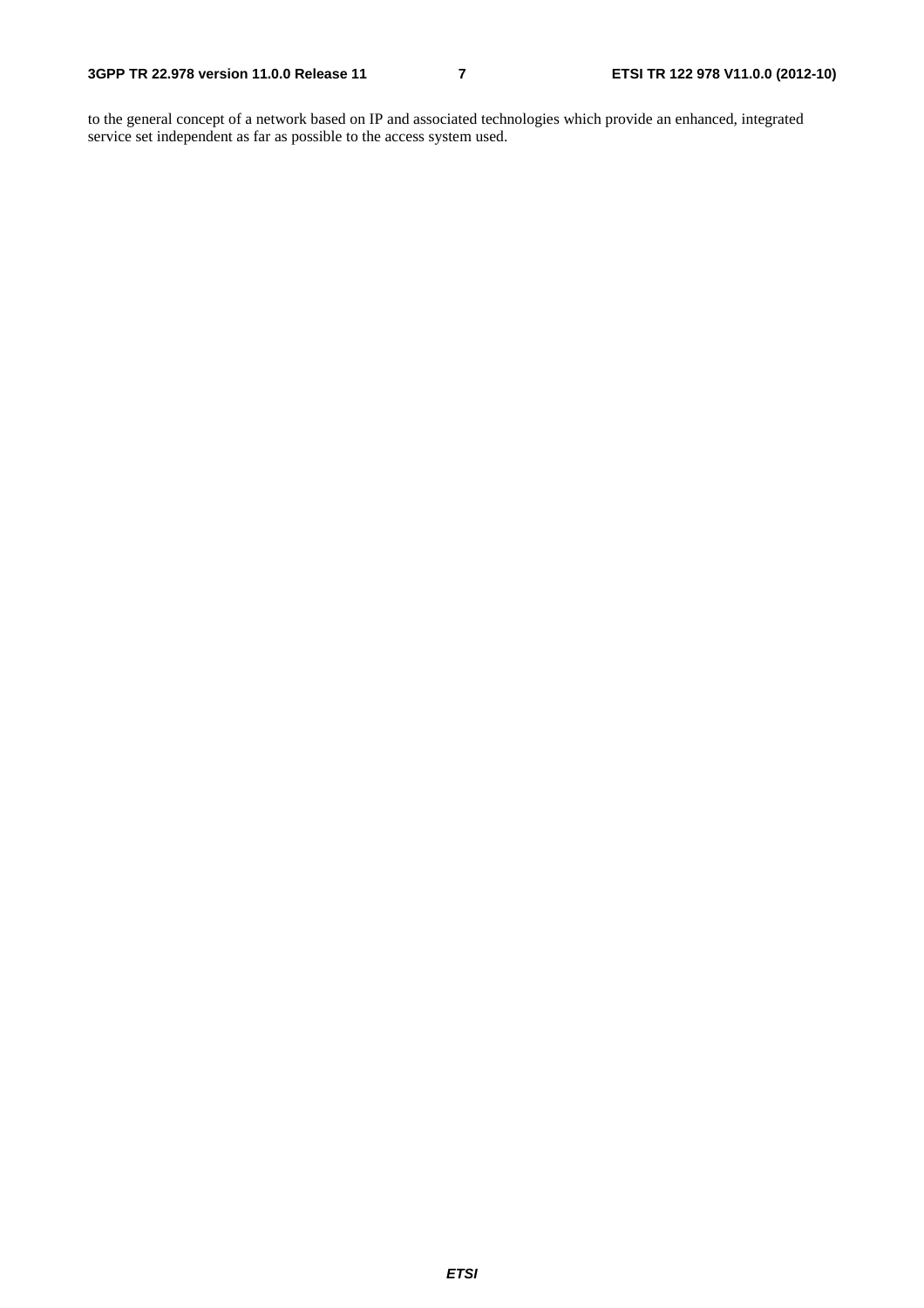to the general concept of a network based on IP and associated technologies which provide an enhanced, integrated service set independent as far as possible to the access system used.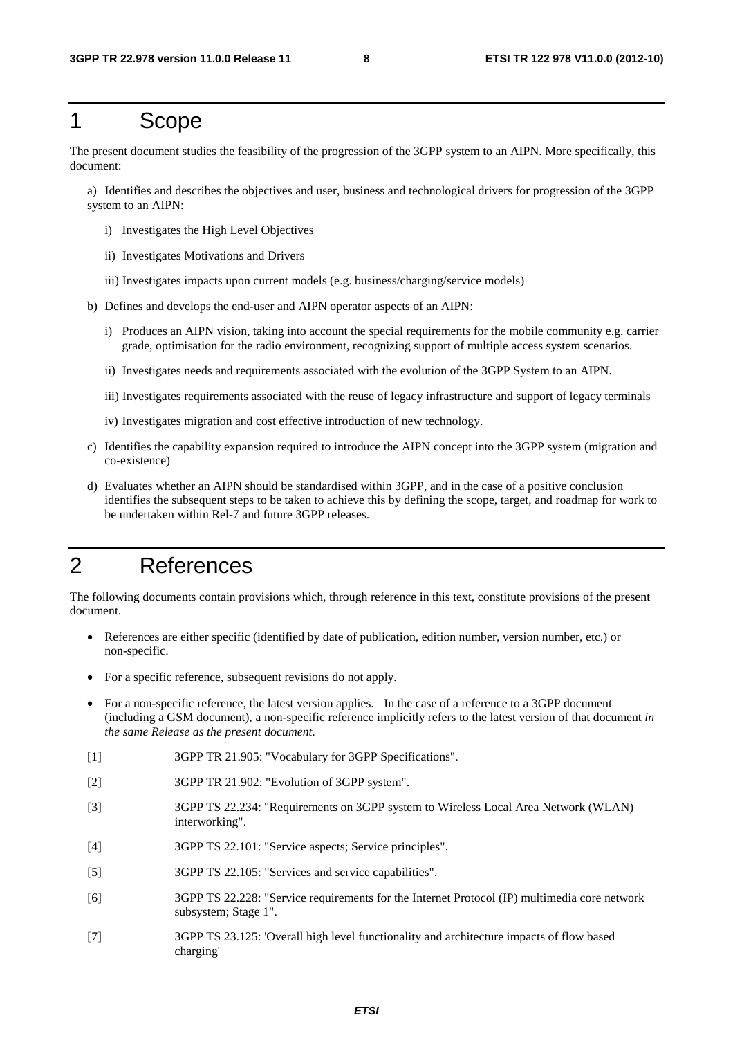# 1 Scope

The present document studies the feasibility of the progression of the 3GPP system to an AIPN. More specifically, this document:

a) Identifies and describes the objectives and user, business and technological drivers for progression of the 3GPP system to an AIPN:

i) Investigates the High Level Objectives

ii) Investigates Motivations and Drivers

iii) Investigates impacts upon current models (e.g. business/charging/service models)

b) Defines and develops the end-user and AIPN operator aspects of an AIPN:

i) Produces an AIPN vision, taking into account the special requirements for the mobile community e.g. carrier grade, optimisation for the radio environment, recognizing support of multiple access system scenarios.

ii) Investigates needs and requirements associated with the evolution of the 3GPP System to an AIPN.

iii) Investigates requirements associated with the reuse of legacy infrastructure and support of legacy terminals

iv) Investigates migration and cost effective introduction of new technology.

c) Identifies the capability expansion required to introduce the AIPN concept into the 3GPP system (migration and co-existence)

d) Evaluates whether an AIPN should be standardised within 3GPP, and in the case of a positive conclusion identifies the subsequent steps to be taken to achieve this by defining the scope, target, and roadmap for work to be undertaken within Rel-7 and future 3GPP releases.

# 2 References

The following documents contain provisions which, through reference in this text, constitute provisions of the present document.

- References are either specific (identified by date of publication, edition number, version number, etc.) or non-specific.
- For a specific reference, subsequent revisions do not apply.
- For a non-specific reference, the latest version applies. In the case of a reference to a 3GPP document (including a GSM document), a non-specific reference implicitly refers to the latest version of that document *in the same Release as the present document.*

[1] 3GPP TR 21.905: "Vocabulary for 3GPP Specifications".

[2] 3GPP TR 21.902: "Evolution of 3GPP system".

[3] 3GPP TS 22.234: "Requirements on 3GPP system to Wireless Local Area Network (WLAN) interworking".

[4] 3GPP TS 22.101: "Service aspects; Service principles".

[5] 3GPP TS 22.105: "Services and service capabilities".

[6] 3GPP TS 22.228: "Service requirements for the Internet Protocol (IP) multimedia core network subsystem; Stage 1".

[7] 3GPP TS 23.125: 'Overall high level functionality and architecture impacts of flow based charging'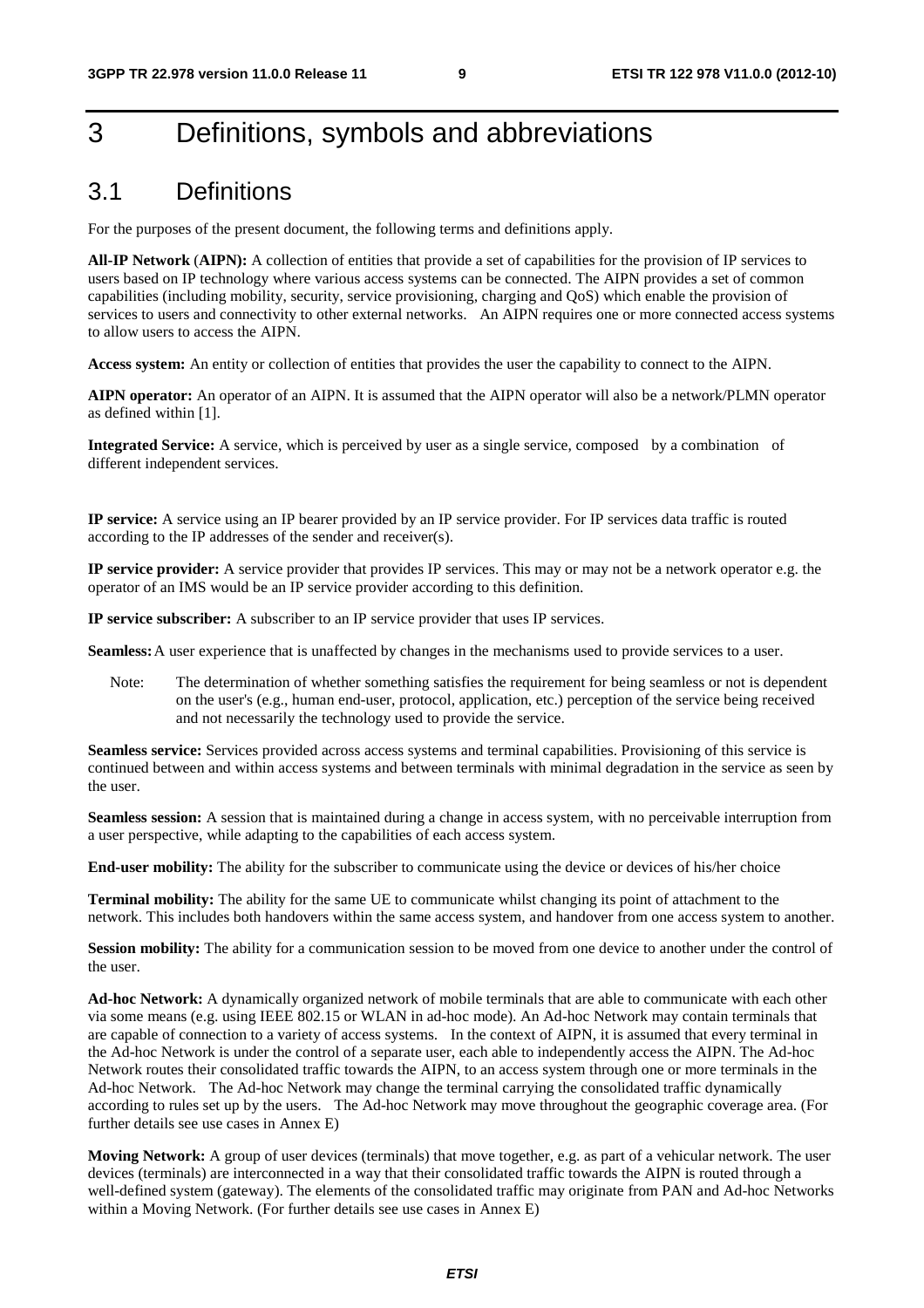# 3 Definitions, symbols and abbreviations

## 3.1 Definitions

For the purposes of the present document, the following terms and definitions apply.

**All-IP Network (AIPN):** A collection of entities that provide a set of capabilities for the provision of IP services to users based on IP technology where various access systems can be connected. The AIPN provides a set of common capabilities (including mobility, security, service provisioning, charging and QoS) which enable the provision of services to users and connectivity to other external networks. An AIPN requires one or more connected access systems to allow users to access the AIPN.

**Access system:** An entity or collection of entities that provides the user the capability to connect to the AIPN.

**AIPN operator:** An operator of an AIPN. It is assumed that the AIPN operator will also be a network/PLMN operator as defined within [1].

**Integrated Service:** A service, which is perceived by user as a single service, composed by a combination of different independent services.

**IP service:** A service using an IP bearer provided by an IP service provider. For IP services data traffic is routed according to the IP addresses of the sender and receiver(s).

**IP service provider:** A service provider that provides IP services. This may or may not be a network operator e.g. the operator of an IMS would be an IP service provider according to this definition.

**IP service subscriber:** A subscriber to an IP service provider that uses IP services.

**Seamless:** A user experience that is unaffected by changes in the mechanisms used to provide services to a user.

> Note: The determination of whether something satisfies the requirement for being seamless or not is dependent on the user's (e.g., human end-user, protocol, application, etc.) perception of the service being received and not necessarily the technology used to provide the service.

**Seamless service:** Services provided across access systems and terminal capabilities. Provisioning of this service is continued between and within access systems and between terminals with minimal degradation in the service as seen by the user.

**Seamless session:** A session that is maintained during a change in access system, with no perceivable interruption from a user perspective, while adapting to the capabilities of each access system.

**End-user mobility:** The ability for the subscriber to communicate using the device or devices of his/her choice

**Terminal mobility:** The ability for the same UE to communicate whilst changing its point of attachment to the network. This includes both handovers within the same access system, and handover from one access system to another.

**Session mobility:** The ability for a communication session to be moved from one device to another under the control of the user.

**Ad-hoc Network:** A dynamically organized network of mobile terminals that are able to communicate with each other via some means (e.g. using IEEE 802.15 or WLAN in ad-hoc mode). An Ad-hoc Network may contain terminals that are capable of connection to a variety of access systems. In the context of AIPN, it is assumed that every terminal in the Ad-hoc Network is under the control of a separate user, each able to independently access the AIPN. The Ad-hoc Network routes their consolidated traffic towards the AIPN, to an access system through one or more terminals in the Ad-hoc Network. The Ad-hoc Network may change the terminal carrying the consolidated traffic dynamically according to rules set up by the users. The Ad-hoc Network may move throughout the geographic coverage area. (For further details see use cases in Annex E)

**Moving Network:** A group of user devices (terminals) that move together, e.g. as part of a vehicular network. The user devices (terminals) are interconnected in a way that their consolidated traffic towards the AIPN is routed through a well-defined system (gateway). The elements of the consolidated traffic may originate from PAN and Ad-hoc Networks within a Moving Network. (For further details see use cases in Annex E)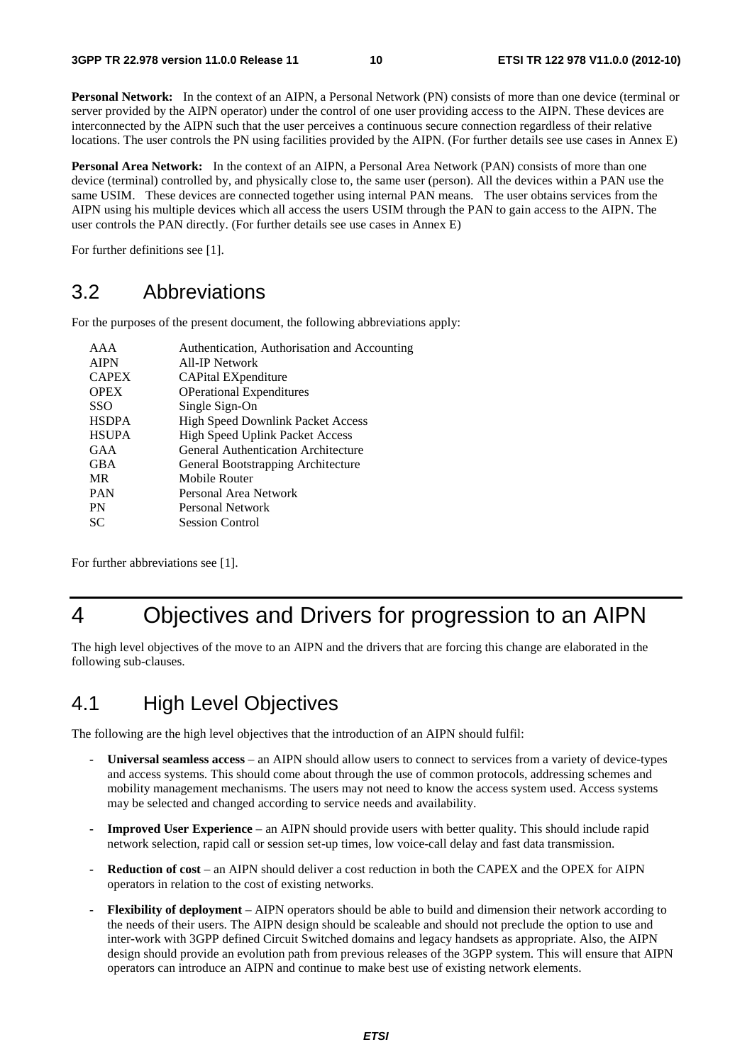**Personal Network:** In the context of an AIPN, a Personal Network (PN) consists of more than one device (terminal or server provided by the AIPN operator) under the control of one user providing access to the AIPN. These devices are interconnected by the AIPN such that the user perceives a continuous secure connection regardless of their relative locations. The user controls the PN using facilities provided by the AIPN. (For further details see use cases in Annex E)

**Personal Area Network:** In the context of an AIPN, a Personal Area Network (PAN) consists of more than one device (terminal) controlled by, and physically close to, the same user (person). All the devices within a PAN use the same USIM. These devices are connected together using internal PAN means. The user obtains services from the AIPN using his multiple devices which all access the users USIM through the PAN to gain access to the AIPN. The user controls the PAN directly. (For further details see use cases in Annex E)

For further definitions see [1].

## 3.2 Abbreviations

For the purposes of the present document, the following abbreviations apply:

| | |
|---|---|
| AAA | Authentication, Authorisation and Accounting |
| AIPN | All-IP Network |
| CAPEX | CAPital EXpenditure |
| OPEX | OPerational Expenditures |
| SSO | Single Sign-On |
| HSDPA | High Speed Downlink Packet Access |
| HSUPA | High Speed Uplink Packet Access |
| GAA | General Authentication Architecture |
| GBA | General Bootstrapping Architecture |
| MR | Mobile Router |
| PAN | Personal Area Network |
| PN | Personal Network |
| SC | Session Control |

For further abbreviations see [1].

# 4 Objectives and Drivers for progression to an AIPN

The high level objectives of the move to an AIPN and the drivers that are forcing this change are elaborated in the following sub-clauses.

## 4.1 High Level Objectives

The following are the high level objectives that the introduction of an AIPN should fulfil:

- **Universal seamless access** – an AIPN should allow users to connect to services from a variety of device-types and access systems. This should come about through the use of common protocols, addressing schemes and mobility management mechanisms. The users may not need to know the access system used. Access systems may be selected and changed according to service needs and availability.
- **Improved User Experience** – an AIPN should provide users with better quality. This should include rapid network selection, rapid call or session set-up times, low voice-call delay and fast data transmission.
- **Reduction of cost** – an AIPN should deliver a cost reduction in both the CAPEX and the OPEX for AIPN operators in relation to the cost of existing networks.
- **Flexibility of deployment** – AIPN operators should be able to build and dimension their network according to the needs of their users. The AIPN design should be scaleable and should not preclude the option to use and inter-work with 3GPP defined Circuit Switched domains and legacy handsets as appropriate. Also, the AIPN design should provide an evolution path from previous releases of the 3GPP system. This will ensure that AIPN operators can introduce an AIPN and continue to make best use of existing network elements.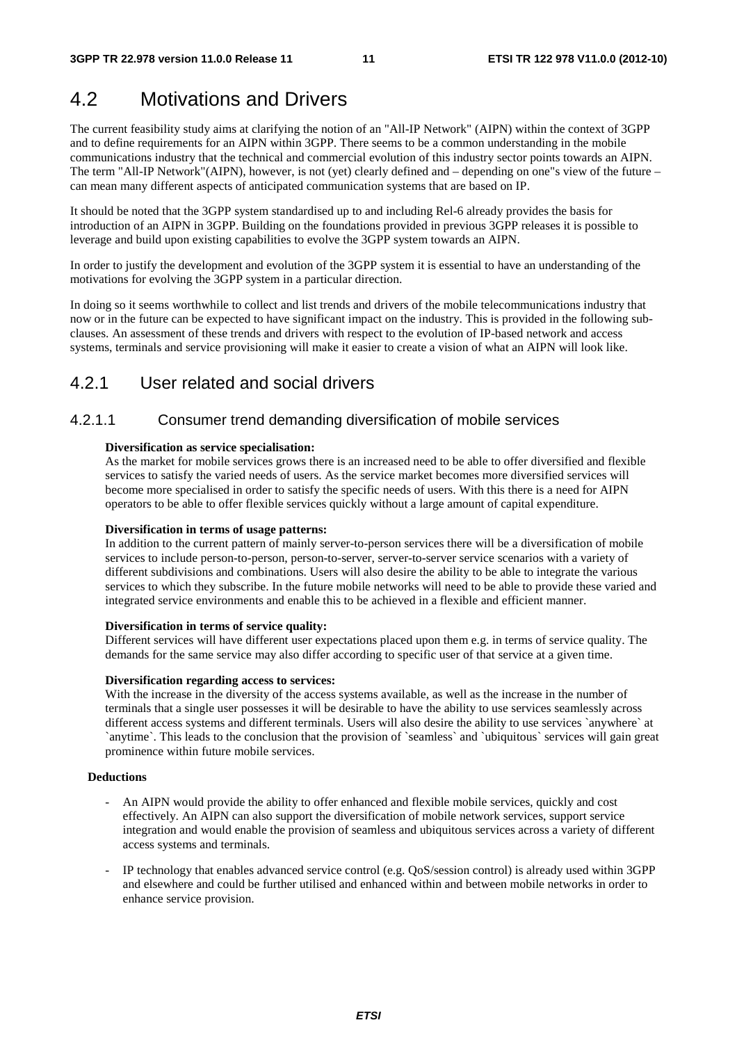## 4.2 Motivations and Drivers

The current feasibility study aims at clarifying the notion of an "All-IP Network" (AIPN) within the context of 3GPP and to define requirements for an AIPN within 3GPP. There seems to be a common understanding in the mobile communications industry that the technical and commercial evolution of this industry sector points towards an AIPN. The term "All-IP Network"(AIPN), however, is not (yet) clearly defined and – depending on one"s view of the future – can mean many different aspects of anticipated communication systems that are based on IP.

It should be noted that the 3GPP system standardised up to and including Rel-6 already provides the basis for introduction of an AIPN in 3GPP. Building on the foundations provided in previous 3GPP releases it is possible to leverage and build upon existing capabilities to evolve the 3GPP system towards an AIPN.

In order to justify the development and evolution of the 3GPP system it is essential to have an understanding of the motivations for evolving the 3GPP system in a particular direction.

In doing so it seems worthwhile to collect and list trends and drivers of the mobile telecommunications industry that now or in the future can be expected to have significant impact on the industry. This is provided in the following sub-clauses. An assessment of these trends and drivers with respect to the evolution of IP-based network and access systems, terminals and service provisioning will make it easier to create a vision of what an AIPN will look like.

### 4.2.1 User related and social drivers

#### 4.2.1.1 Consumer trend demanding diversification of mobile services

**Diversification as service specialisation:**
As the market for mobile services grows there is an increased need to be able to offer diversified and flexible services to satisfy the varied needs of users. As the service market becomes more diversified services will become more specialised in order to satisfy the specific needs of users. With this there is a need for AIPN operators to be able to offer flexible services quickly without a large amount of capital expenditure.

**Diversification in terms of usage patterns:**
In addition to the current pattern of mainly server-to-person services there will be a diversification of mobile services to include person-to-person, person-to-server, server-to-server service scenarios with a variety of different subdivisions and combinations. Users will also desire the ability to integrate the various services to which they subscribe. In the future mobile networks will need to be able to provide these varied and integrated service environments and enable this to be achieved in a flexible and efficient manner.

**Diversification in terms of service quality:**
Different services will have different user expectations placed upon them e.g. in terms of service quality. The demands for the same service may also differ according to specific user of that service at a given time.

**Diversification regarding access to services:**
With the increase in the diversity of the access systems available, as well as the increase in the number of terminals that a single user possesses it will be desirable to have the ability to use services seamlessly across different access systems and different terminals. Users will also desire the ability to use services `anywhere` at `anytime`. This leads to the conclusion that the provision of `seamless` and `ubiquitous` services will gain great prominence within future mobile services.

**Deductions**

- An AIPN would provide the ability to offer enhanced and flexible mobile services, quickly and cost effectively. An AIPN can also support the diversification of mobile network services, support service integration and would enable the provision of seamless and ubiquitous services across a variety of different access systems and terminals.

- IP technology that enables advanced service control (e.g. QoS/session control) is already used within 3GPP and elsewhere and could be further utilised and enhanced within and between mobile networks in order to enhance service provision.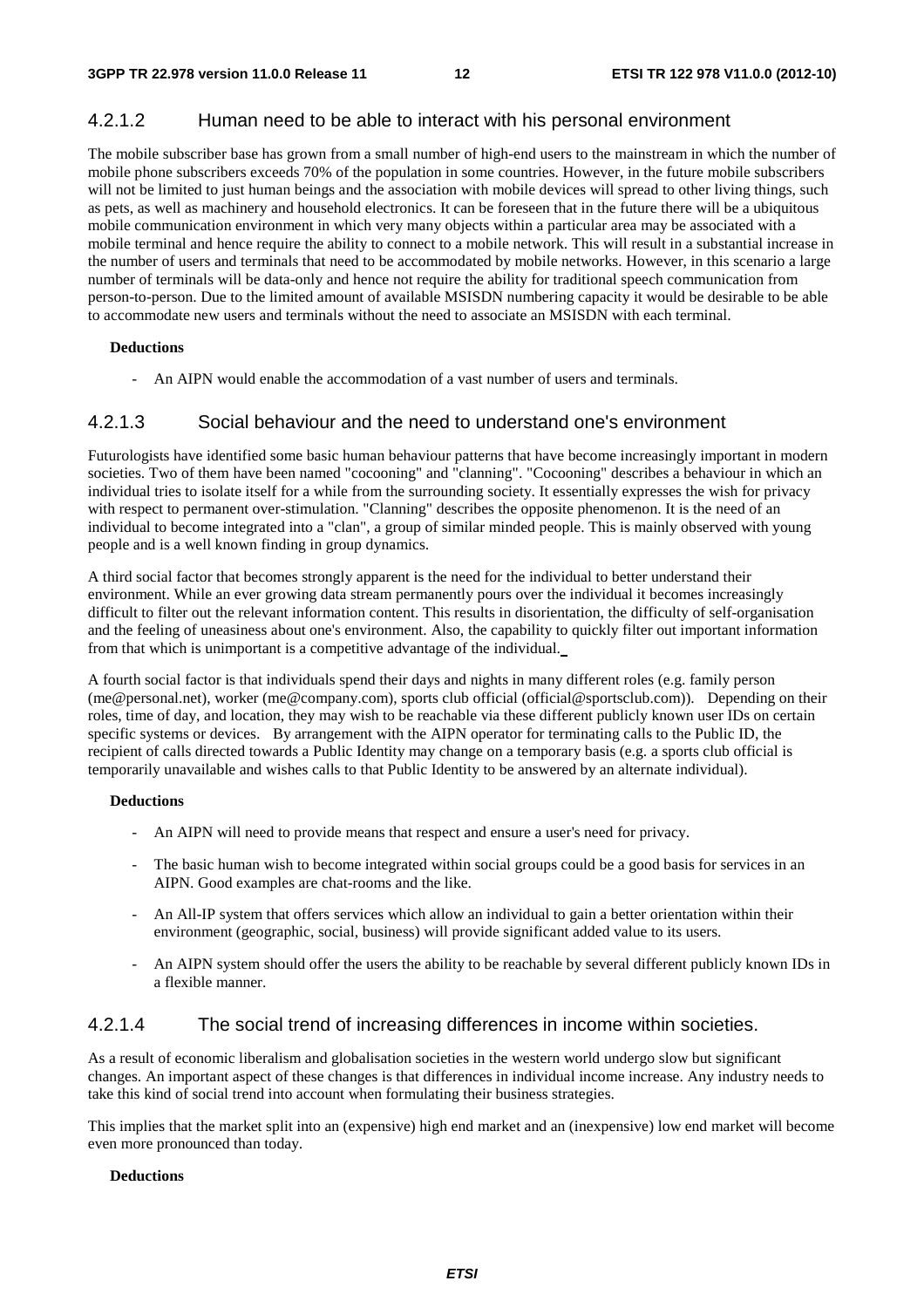#### 4.2.1.2 Human need to be able to interact with his personal environment

The mobile subscriber base has grown from a small number of high-end users to the mainstream in which the number of mobile phone subscribers exceeds 70% of the population in some countries. However, in the future mobile subscribers will not be limited to just human beings and the association with mobile devices will spread to other living things, such as pets, as well as machinery and household electronics. It can be foreseen that in the future there will be a ubiquitous mobile communication environment in which very many objects within a particular area may be associated with a mobile terminal and hence require the ability to connect to a mobile network. This will result in a substantial increase in the number of users and terminals that need to be accommodated by mobile networks. However, in this scenario a large number of terminals will be data-only and hence not require the ability for traditional speech communication from person-to-person. Due to the limited amount of available MSISDN numbering capacity it would be desirable to be able to accommodate new users and terminals without the need to associate an MSISDN with each terminal.

**Deductions**

- An AIPN would enable the accommodation of a vast number of users and terminals.

#### 4.2.1.3 Social behaviour and the need to understand one's environment

Futurologists have identified some basic human behaviour patterns that have become increasingly important in modern societies. Two of them have been named "cocooning" and "clanning". "Cocooning" describes a behaviour in which an individual tries to isolate itself for a while from the surrounding society. It essentially expresses the wish for privacy with respect to permanent over-stimulation. "Clanning" describes the opposite phenomenon. It is the need of an individual to become integrated into a "clan", a group of similar minded people. This is mainly observed with young people and is a well known finding in group dynamics.

A third social factor that becomes strongly apparent is the need for the individual to better understand their environment. While an ever growing data stream permanently pours over the individual it becomes increasingly difficult to filter out the relevant information content. This results in disorientation, the difficulty of self-organisation and the feeling of uneasiness about one's environment. Also, the capability to quickly filter out important information from that which is unimportant is a competitive advantage of the individual.

A fourth social factor is that individuals spend their days and nights in many different roles (e.g. family person (me@personal.net), worker (me@company.com), sports club official (official@sportsclub.com)). Depending on their roles, time of day, and location, they may wish to be reachable via these different publicly known user IDs on certain specific systems or devices. By arrangement with the AIPN operator for terminating calls to the Public ID, the recipient of calls directed towards a Public Identity may change on a temporary basis (e.g. a sports club official is temporarily unavailable and wishes calls to that Public Identity to be answered by an alternate individual).

**Deductions**

- An AIPN will need to provide means that respect and ensure a user's need for privacy.
- The basic human wish to become integrated within social groups could be a good basis for services in an AIPN. Good examples are chat-rooms and the like.
- An All-IP system that offers services which allow an individual to gain a better orientation within their environment (geographic, social, business) will provide significant added value to its users.
- An AIPN system should offer the users the ability to be reachable by several different publicly known IDs in a flexible manner.

#### 4.2.1.4 The social trend of increasing differences in income within societies.

As a result of economic liberalism and globalisation societies in the western world undergo slow but significant changes. An important aspect of these changes is that differences in individual income increase. Any industry needs to take this kind of social trend into account when formulating their business strategies.

This implies that the market split into an (expensive) high end market and an (inexpensive) low end market will become even more pronounced than today.

**Deductions**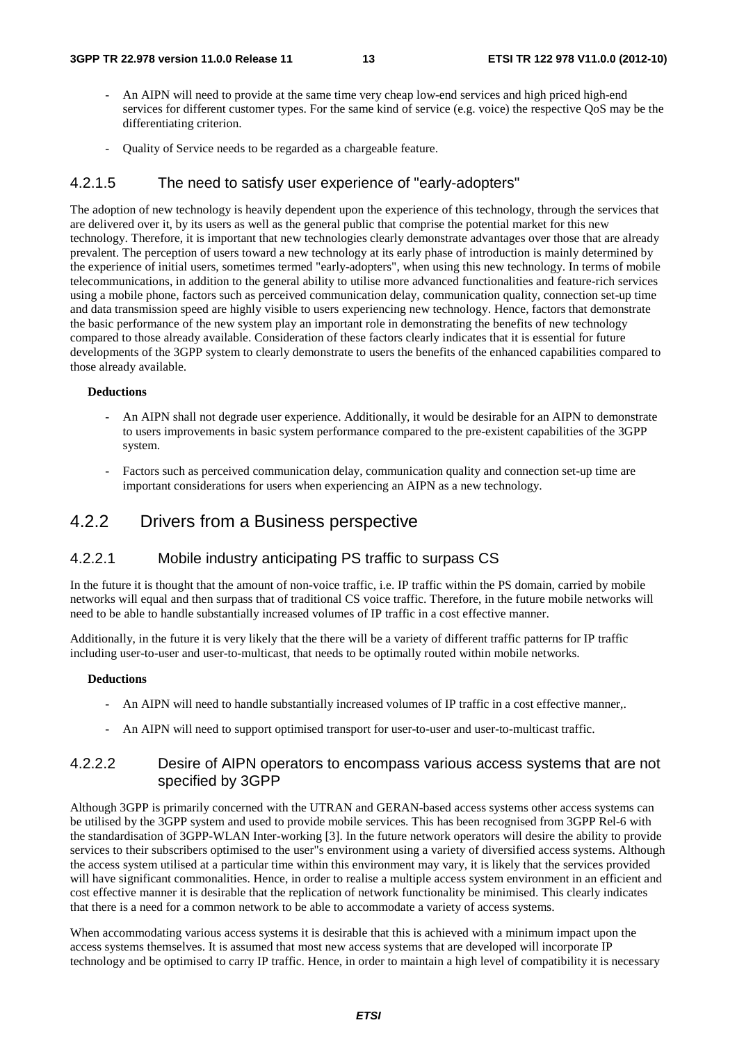- An AIPN will need to provide at the same time very cheap low-end services and high priced high-end services for different customer types. For the same kind of service (e.g. voice) the respective QoS may be the differentiating criterion.

- Quality of Service needs to be regarded as a chargeable feature.

#### 4.2.1.5 The need to satisfy user experience of "early-adopters"

The adoption of new technology is heavily dependent upon the experience of this technology, through the services that are delivered over it, by its users as well as the general public that comprise the potential market for this new technology. Therefore, it is important that new technologies clearly demonstrate advantages over those that are already prevalent. The perception of users toward a new technology at its early phase of introduction is mainly determined by the experience of initial users, sometimes termed "early-adopters", when using this new technology. In terms of mobile telecommunications, in addition to the general ability to utilise more advanced functionalities and feature-rich services using a mobile phone, factors such as perceived communication delay, communication quality, connection set-up time and data transmission speed are highly visible to users experiencing new technology. Hence, factors that demonstrate the basic performance of the new system play an important role in demonstrating the benefits of new technology compared to those already available. Consideration of these factors clearly indicates that it is essential for future developments of the 3GPP system to clearly demonstrate to users the benefits of the enhanced capabilities compared to those already available.

**Deductions**

- An AIPN shall not degrade user experience. Additionally, it would be desirable for an AIPN to demonstrate to users improvements in basic system performance compared to the pre-existent capabilities of the 3GPP system.

- Factors such as perceived communication delay, communication quality and connection set-up time are important considerations for users when experiencing an AIPN as a new technology.

### 4.2.2 Drivers from a Business perspective

#### 4.2.2.1 Mobile industry anticipating PS traffic to surpass CS

In the future it is thought that the amount of non-voice traffic, i.e. IP traffic within the PS domain, carried by mobile networks will equal and then surpass that of traditional CS voice traffic. Therefore, in the future mobile networks will need to be able to handle substantially increased volumes of IP traffic in a cost effective manner.

Additionally, in the future it is very likely that the there will be a variety of different traffic patterns for IP traffic including user-to-user and user-to-multicast, that needs to be optimally routed within mobile networks.

**Deductions**

- An AIPN will need to handle substantially increased volumes of IP traffic in a cost effective manner,.

- An AIPN will need to support optimised transport for user-to-user and user-to-multicast traffic.

#### 4.2.2.2 Desire of AIPN operators to encompass various access systems that are not specified by 3GPP

Although 3GPP is primarily concerned with the UTRAN and GERAN-based access systems other access systems can be utilised by the 3GPP system and used to provide mobile services. This has been recognised from 3GPP Rel-6 with the standardisation of 3GPP-WLAN Inter-working [3]. In the future network operators will desire the ability to provide services to their subscribers optimised to the user"s environment using a variety of diversified access systems. Although the access system utilised at a particular time within this environment may vary, it is likely that the services provided will have significant commonalities. Hence, in order to realise a multiple access system environment in an efficient and cost effective manner it is desirable that the replication of network functionality be minimised. This clearly indicates that there is a need for a common network to be able to accommodate a variety of access systems.

When accommodating various access systems it is desirable that this is achieved with a minimum impact upon the access systems themselves. It is assumed that most new access systems that are developed will incorporate IP technology and be optimised to carry IP traffic. Hence, in order to maintain a high level of compatibility it is necessary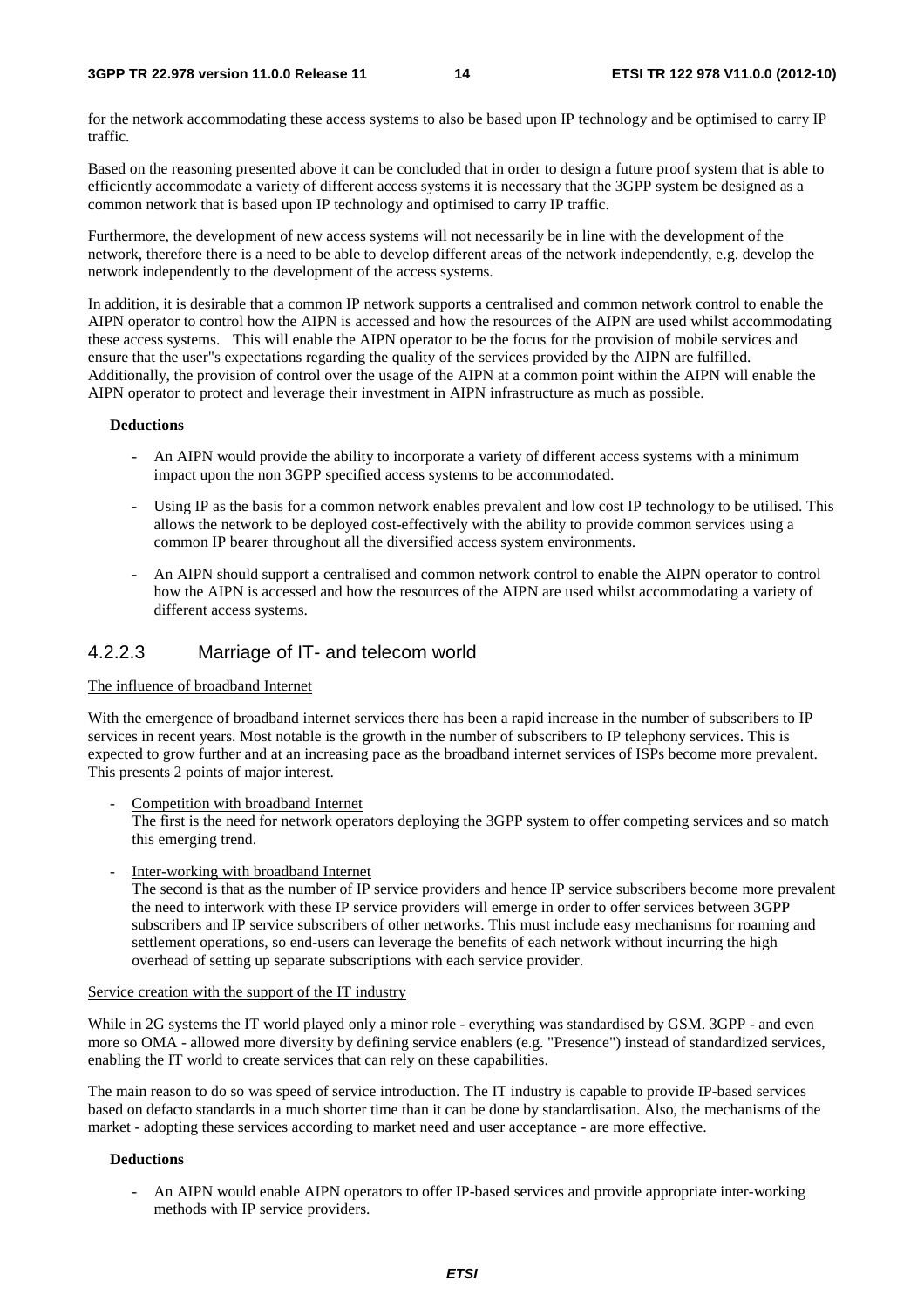for the network accommodating these access systems to also be based upon IP technology and be optimised to carry IP traffic.

Based on the reasoning presented above it can be concluded that in order to design a future proof system that is able to efficiently accommodate a variety of different access systems it is necessary that the 3GPP system be designed as a common network that is based upon IP technology and optimised to carry IP traffic.

Furthermore, the development of new access systems will not necessarily be in line with the development of the network, therefore there is a need to be able to develop different areas of the network independently, e.g. develop the network independently to the development of the access systems.

In addition, it is desirable that a common IP network supports a centralised and common network control to enable the AIPN operator to control how the AIPN is accessed and how the resources of the AIPN are used whilst accommodating these access systems. This will enable the AIPN operator to be the focus for the provision of mobile services and ensure that the user"s expectations regarding the quality of the services provided by the AIPN are fulfilled. Additionally, the provision of control over the usage of the AIPN at a common point within the AIPN will enable the AIPN operator to protect and leverage their investment in AIPN infrastructure as much as possible.

**Deductions**

- An AIPN would provide the ability to incorporate a variety of different access systems with a minimum impact upon the non 3GPP specified access systems to be accommodated.
- Using IP as the basis for a common network enables prevalent and low cost IP technology to be utilised. This allows the network to be deployed cost-effectively with the ability to provide common services using a common IP bearer throughout all the diversified access system environments.
- An AIPN should support a centralised and common network control to enable the AIPN operator to control how the AIPN is accessed and how the resources of the AIPN are used whilst accommodating a variety of different access systems.

### 4.2.2.3 Marriage of IT- and telecom world

The influence of broadband Internet

With the emergence of broadband internet services there has been a rapid increase in the number of subscribers to IP services in recent years. Most notable is the growth in the number of subscribers to IP telephony services. This is expected to grow further and at an increasing pace as the broadband internet services of ISPs become more prevalent. This presents 2 points of major interest.

- Competition with broadband Internet
  The first is the need for network operators deploying the 3GPP system to offer competing services and so match this emerging trend.
- Inter-working with broadband Internet
  The second is that as the number of IP service providers and hence IP service subscribers become more prevalent the need to interwork with these IP service providers will emerge in order to offer services between 3GPP subscribers and IP service subscribers of other networks. This must include easy mechanisms for roaming and settlement operations, so end-users can leverage the benefits of each network without incurring the high overhead of setting up separate subscriptions with each service provider.

Service creation with the support of the IT industry

While in 2G systems the IT world played only a minor role - everything was standardised by GSM. 3GPP - and even more so OMA - allowed more diversity by defining service enablers (e.g. "Presence") instead of standardized services, enabling the IT world to create services that can rely on these capabilities.

The main reason to do so was speed of service introduction. The IT industry is capable to provide IP-based services based on defacto standards in a much shorter time than it can be done by standardisation. Also, the mechanisms of the market - adopting these services according to market need and user acceptance - are more effective.

**Deductions**

- An AIPN would enable AIPN operators to offer IP-based services and provide appropriate inter-working methods with IP service providers.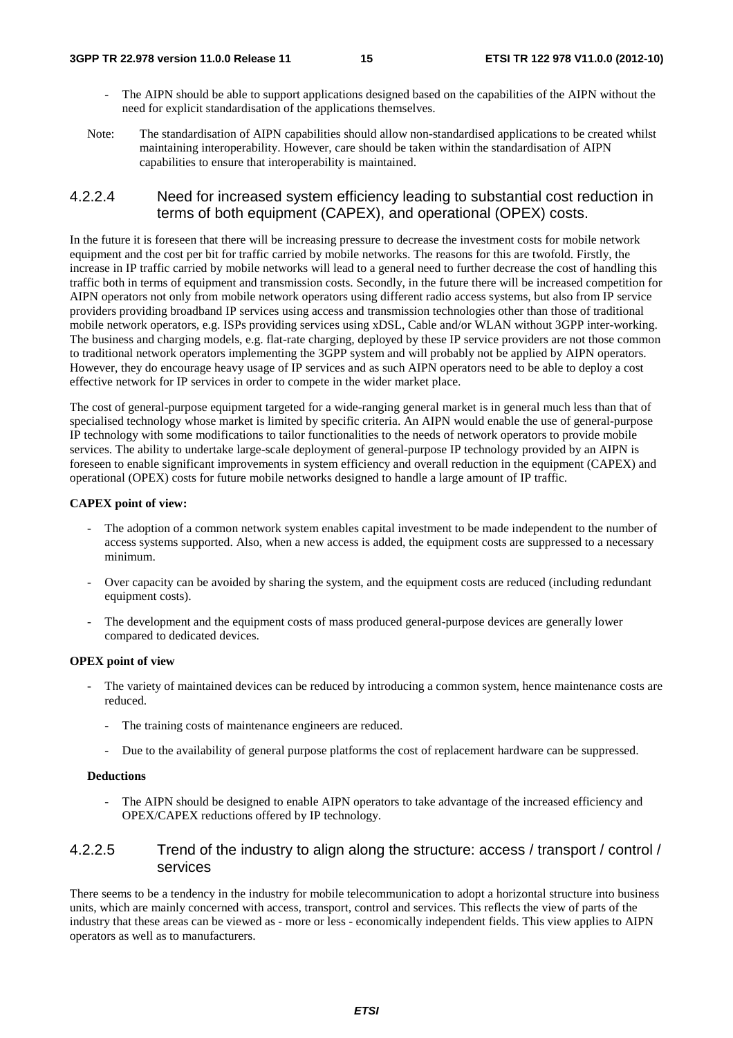- The AIPN should be able to support applications designed based on the capabilities of the AIPN without the need for explicit standardisation of the applications themselves.

Note: The standardisation of AIPN capabilities should allow non-standardised applications to be created whilst maintaining interoperability. However, care should be taken within the standardisation of AIPN capabilities to ensure that interoperability is maintained.

#### 4.2.2.4 Need for increased system efficiency leading to substantial cost reduction in terms of both equipment (CAPEX), and operational (OPEX) costs.

In the future it is foreseen that there will be increasing pressure to decrease the investment costs for mobile network equipment and the cost per bit for traffic carried by mobile networks. The reasons for this are twofold. Firstly, the increase in IP traffic carried by mobile networks will lead to a general need to further decrease the cost of handling this traffic both in terms of equipment and transmission costs. Secondly, in the future there will be increased competition for AIPN operators not only from mobile network operators using different radio access systems, but also from IP service providers providing broadband IP services using access and transmission technologies other than those of traditional mobile network operators, e.g. ISPs providing services using xDSL, Cable and/or WLAN without 3GPP inter-working. The business and charging models, e.g. flat-rate charging, deployed by these IP service providers are not those common to traditional network operators implementing the 3GPP system and will probably not be applied by AIPN operators. However, they do encourage heavy usage of IP services and as such AIPN operators need to be able to deploy a cost effective network for IP services in order to compete in the wider market place.

The cost of general-purpose equipment targeted for a wide-ranging general market is in general much less than that of specialised technology whose market is limited by specific criteria. An AIPN would enable the use of general-purpose IP technology with some modifications to tailor functionalities to the needs of network operators to provide mobile services. The ability to undertake large-scale deployment of general-purpose IP technology provided by an AIPN is foreseen to enable significant improvements in system efficiency and overall reduction in the equipment (CAPEX) and operational (OPEX) costs for future mobile networks designed to handle a large amount of IP traffic.

**CAPEX point of view:**

- The adoption of a common network system enables capital investment to be made independent to the number of access systems supported. Also, when a new access is added, the equipment costs are suppressed to a necessary minimum.
- Over capacity can be avoided by sharing the system, and the equipment costs are reduced (including redundant equipment costs).
- The development and the equipment costs of mass produced general-purpose devices are generally lower compared to dedicated devices.

**OPEX point of view**

- The variety of maintained devices can be reduced by introducing a common system, hence maintenance costs are reduced.
  - The training costs of maintenance engineers are reduced.
  - Due to the availability of general purpose platforms the cost of replacement hardware can be suppressed.

**Deductions**

- The AIPN should be designed to enable AIPN operators to take advantage of the increased efficiency and OPEX/CAPEX reductions offered by IP technology.

#### 4.2.2.5 Trend of the industry to align along the structure: access / transport / control / services

There seems to be a tendency in the industry for mobile telecommunication to adopt a horizontal structure into business units, which are mainly concerned with access, transport, control and services. This reflects the view of parts of the industry that these areas can be viewed as - more or less - economically independent fields. This view applies to AIPN operators as well as to manufacturers.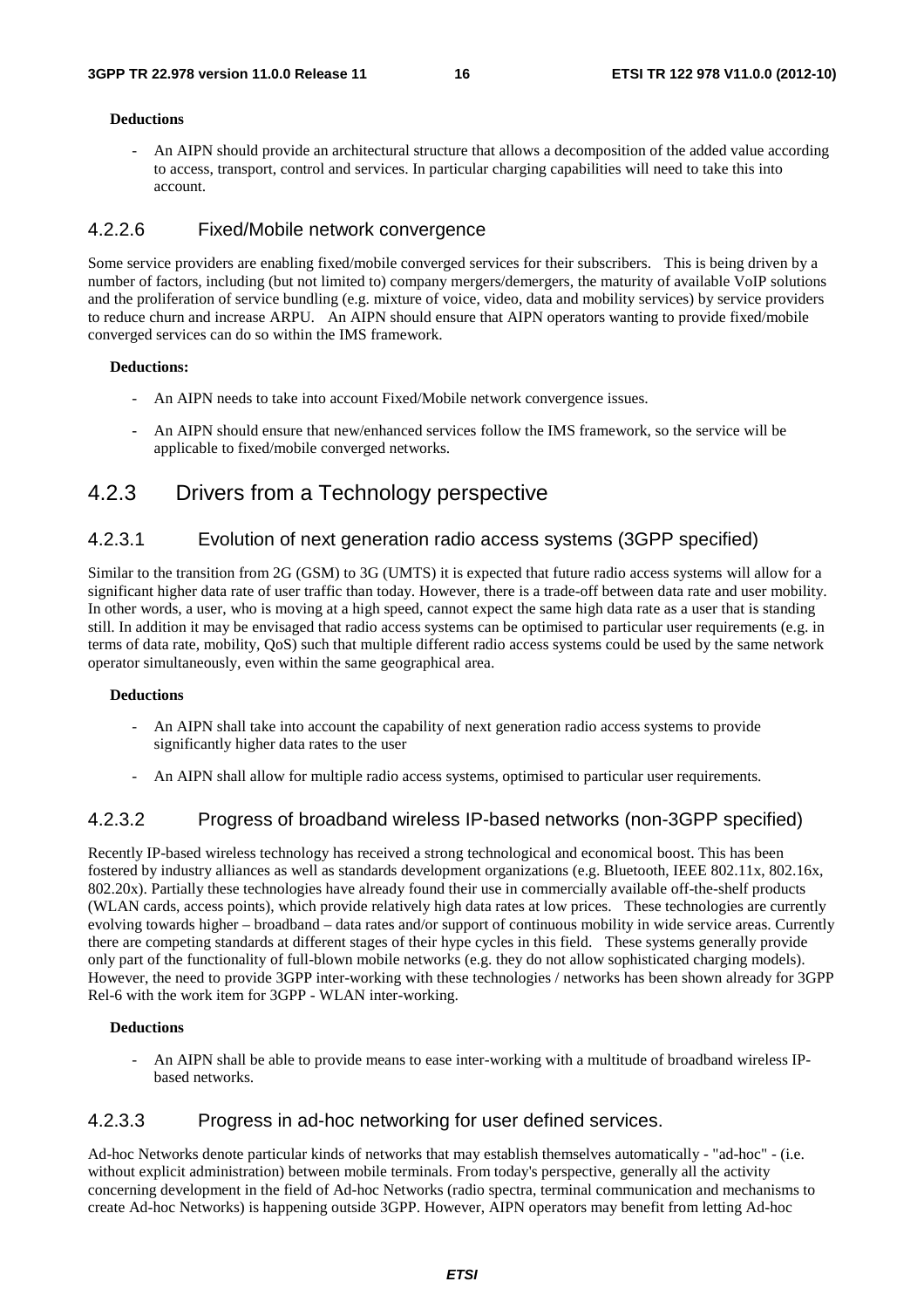**Deductions**

- An AIPN should provide an architectural structure that allows a decomposition of the added value according to access, transport, control and services. In particular charging capabilities will need to take this into account.

#### 4.2.2.6 Fixed/Mobile network convergence

Some service providers are enabling fixed/mobile converged services for their subscribers. This is being driven by a number of factors, including (but not limited to) company mergers/demergers, the maturity of available VoIP solutions and the proliferation of service bundling (e.g. mixture of voice, video, data and mobility services) by service providers to reduce churn and increase ARPU. An AIPN should ensure that AIPN operators wanting to provide fixed/mobile converged services can do so within the IMS framework.

**Deductions:**

- An AIPN needs to take into account Fixed/Mobile network convergence issues.
- An AIPN should ensure that new/enhanced services follow the IMS framework, so the service will be applicable to fixed/mobile converged networks.

### 4.2.3 Drivers from a Technology perspective

#### 4.2.3.1 Evolution of next generation radio access systems (3GPP specified)

Similar to the transition from 2G (GSM) to 3G (UMTS) it is expected that future radio access systems will allow for a significant higher data rate of user traffic than today. However, there is a trade-off between data rate and user mobility. In other words, a user, who is moving at a high speed, cannot expect the same high data rate as a user that is standing still. In addition it may be envisaged that radio access systems can be optimised to particular user requirements (e.g. in terms of data rate, mobility, QoS) such that multiple different radio access systems could be used by the same network operator simultaneously, even within the same geographical area.

**Deductions**

- An AIPN shall take into account the capability of next generation radio access systems to provide significantly higher data rates to the user
- An AIPN shall allow for multiple radio access systems, optimised to particular user requirements.

#### 4.2.3.2 Progress of broadband wireless IP-based networks (non-3GPP specified)

Recently IP-based wireless technology has received a strong technological and economical boost. This has been fostered by industry alliances as well as standards development organizations (e.g. Bluetooth, IEEE 802.11x, 802.16x, 802.20x). Partially these technologies have already found their use in commercially available off-the-shelf products (WLAN cards, access points), which provide relatively high data rates at low prices. These technologies are currently evolving towards higher – broadband – data rates and/or support of continuous mobility in wide service areas. Currently there are competing standards at different stages of their hype cycles in this field. These systems generally provide only part of the functionality of full-blown mobile networks (e.g. they do not allow sophisticated charging models). However, the need to provide 3GPP inter-working with these technologies / networks has been shown already for 3GPP Rel-6 with the work item for 3GPP - WLAN inter-working.

**Deductions**

- An AIPN shall be able to provide means to ease inter-working with a multitude of broadband wireless IP-based networks.

#### 4.2.3.3 Progress in ad-hoc networking for user defined services.

Ad-hoc Networks denote particular kinds of networks that may establish themselves automatically - "ad-hoc" - (i.e. without explicit administration) between mobile terminals. From today's perspective, generally all the activity concerning development in the field of Ad-hoc Networks (radio spectra, terminal communication and mechanisms to create Ad-hoc Networks) is happening outside 3GPP. However, AIPN operators may benefit from letting Ad-hoc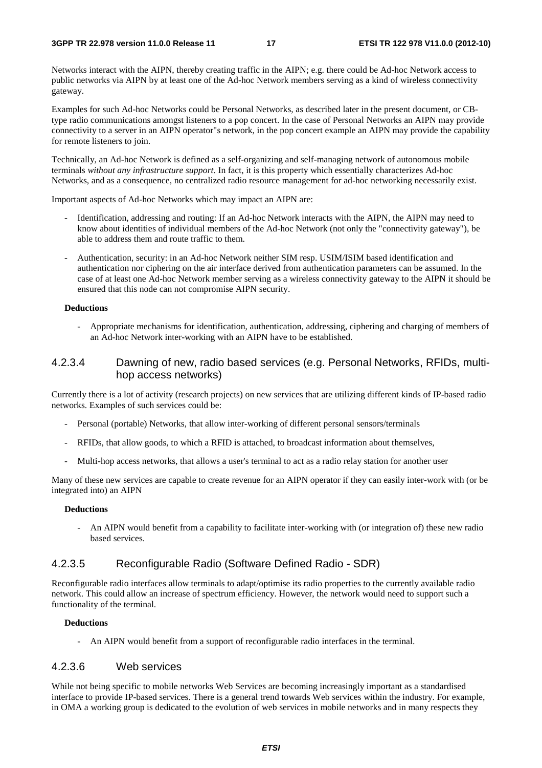Networks interact with the AIPN, thereby creating traffic in the AIPN; e.g. there could be Ad-hoc Network access to public networks via AIPN by at least one of the Ad-hoc Network members serving as a kind of wireless connectivity gateway.

Examples for such Ad-hoc Networks could be Personal Networks, as described later in the present document, or CB-type radio communications amongst listeners to a pop concert. In the case of Personal Networks an AIPN may provide connectivity to a server in an AIPN operator"s network, in the pop concert example an AIPN may provide the capability for remote listeners to join.

Technically, an Ad-hoc Network is defined as a self-organizing and self-managing network of autonomous mobile terminals *without any infrastructure support*. In fact, it is this property which essentially characterizes Ad-hoc Networks, and as a consequence, no centralized radio resource management for ad-hoc networking necessarily exist.

Important aspects of Ad-hoc Networks which may impact an AIPN are:

- Identification, addressing and routing: If an Ad-hoc Network interacts with the AIPN, the AIPN may need to know about identities of individual members of the Ad-hoc Network (not only the "connectivity gateway"), be able to address them and route traffic to them.
- Authentication, security: in an Ad-hoc Network neither SIM resp. USIM/ISIM based identification and authentication nor ciphering on the air interface derived from authentication parameters can be assumed. In the case of at least one Ad-hoc Network member serving as a wireless connectivity gateway to the AIPN it should be ensured that this node can not compromise AIPN security.

**Deductions**

- Appropriate mechanisms for identification, authentication, addressing, ciphering and charging of members of an Ad-hoc Network inter-working with an AIPN have to be established.

#### 4.2.3.4 Dawning of new, radio based services (e.g. Personal Networks, RFIDs, multi-hop access networks)

Currently there is a lot of activity (research projects) on new services that are utilizing different kinds of IP-based radio networks. Examples of such services could be:

- Personal (portable) Networks, that allow inter-working of different personal sensors/terminals
- RFIDs, that allow goods, to which a RFID is attached, to broadcast information about themselves,
- Multi-hop access networks, that allows a user's terminal to act as a radio relay station for another user

Many of these new services are capable to create revenue for an AIPN operator if they can easily inter-work with (or be integrated into) an AIPN

**Deductions**

- An AIPN would benefit from a capability to facilitate inter-working with (or integration of) these new radio based services.

#### 4.2.3.5 Reconfigurable Radio (Software Defined Radio - SDR)

Reconfigurable radio interfaces allow terminals to adapt/optimise its radio properties to the currently available radio network. This could allow an increase of spectrum efficiency. However, the network would need to support such a functionality of the terminal.

**Deductions**

- An AIPN would benefit from a support of reconfigurable radio interfaces in the terminal.

#### 4.2.3.6 Web services

While not being specific to mobile networks Web Services are becoming increasingly important as a standardised interface to provide IP-based services. There is a general trend towards Web services within the industry. For example, in OMA a working group is dedicated to the evolution of web services in mobile networks and in many respects they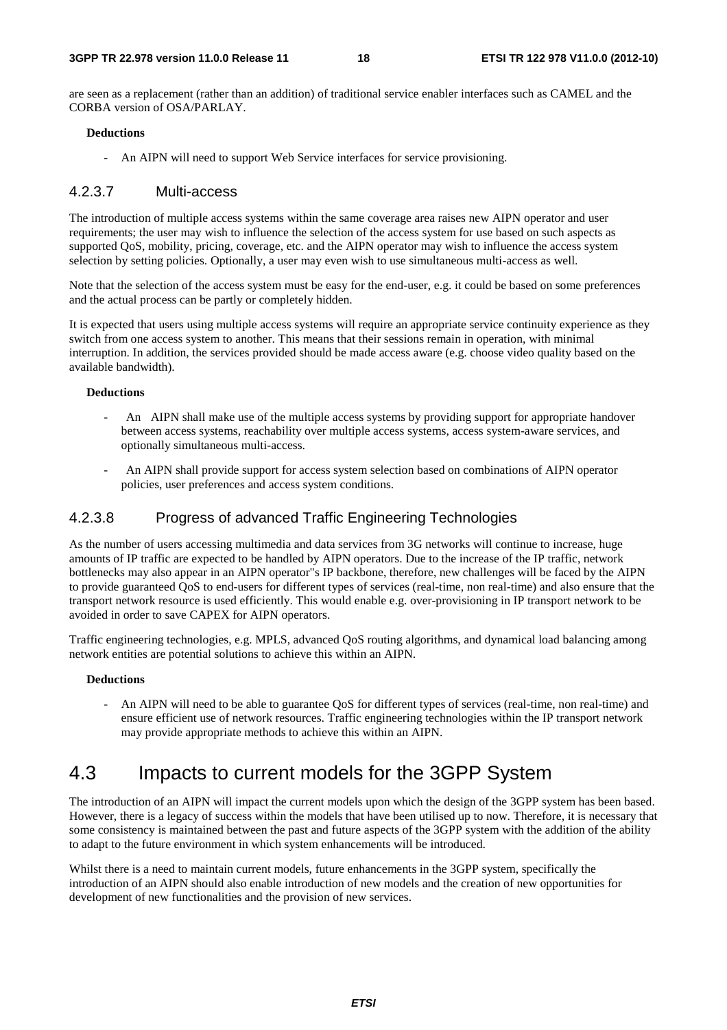are seen as a replacement (rather than an addition) of traditional service enabler interfaces such as CAMEL and the CORBA version of OSA/PARLAY.

**Deductions**

- An AIPN will need to support Web Service interfaces for service provisioning.

#### 4.2.3.7 Multi-access

The introduction of multiple access systems within the same coverage area raises new AIPN operator and user requirements; the user may wish to influence the selection of the access system for use based on such aspects as supported QoS, mobility, pricing, coverage, etc. and the AIPN operator may wish to influence the access system selection by setting policies. Optionally, a user may even wish to use simultaneous multi-access as well.

Note that the selection of the access system must be easy for the end-user, e.g. it could be based on some preferences and the actual process can be partly or completely hidden.

It is expected that users using multiple access systems will require an appropriate service continuity experience as they switch from one access system to another. This means that their sessions remain in operation, with minimal interruption. In addition, the services provided should be made access aware (e.g. choose video quality based on the available bandwidth).

**Deductions**

- An AIPN shall make use of the multiple access systems by providing support for appropriate handover between access systems, reachability over multiple access systems, access system-aware services, and optionally simultaneous multi-access.
- An AIPN shall provide support for access system selection based on combinations of AIPN operator policies, user preferences and access system conditions.

#### 4.2.3.8 Progress of advanced Traffic Engineering Technologies

As the number of users accessing multimedia and data services from 3G networks will continue to increase, huge amounts of IP traffic are expected to be handled by AIPN operators. Due to the increase of the IP traffic, network bottlenecks may also appear in an AIPN operator"s IP backbone, therefore, new challenges will be faced by the AIPN to provide guaranteed QoS to end-users for different types of services (real-time, non real-time) and also ensure that the transport network resource is used efficiently. This would enable e.g. over-provisioning in IP transport network to be avoided in order to save CAPEX for AIPN operators.

Traffic engineering technologies, e.g. MPLS, advanced QoS routing algorithms, and dynamical load balancing among network entities are potential solutions to achieve this within an AIPN.

**Deductions**

- An AIPN will need to be able to guarantee QoS for different types of services (real-time, non real-time) and ensure efficient use of network resources. Traffic engineering technologies within the IP transport network may provide appropriate methods to achieve this within an AIPN.

## 4.3 Impacts to current models for the 3GPP System

The introduction of an AIPN will impact the current models upon which the design of the 3GPP system has been based. However, there is a legacy of success within the models that have been utilised up to now. Therefore, it is necessary that some consistency is maintained between the past and future aspects of the 3GPP system with the addition of the ability to adapt to the future environment in which system enhancements will be introduced.

Whilst there is a need to maintain current models, future enhancements in the 3GPP system, specifically the introduction of an AIPN should also enable introduction of new models and the creation of new opportunities for development of new functionalities and the provision of new services.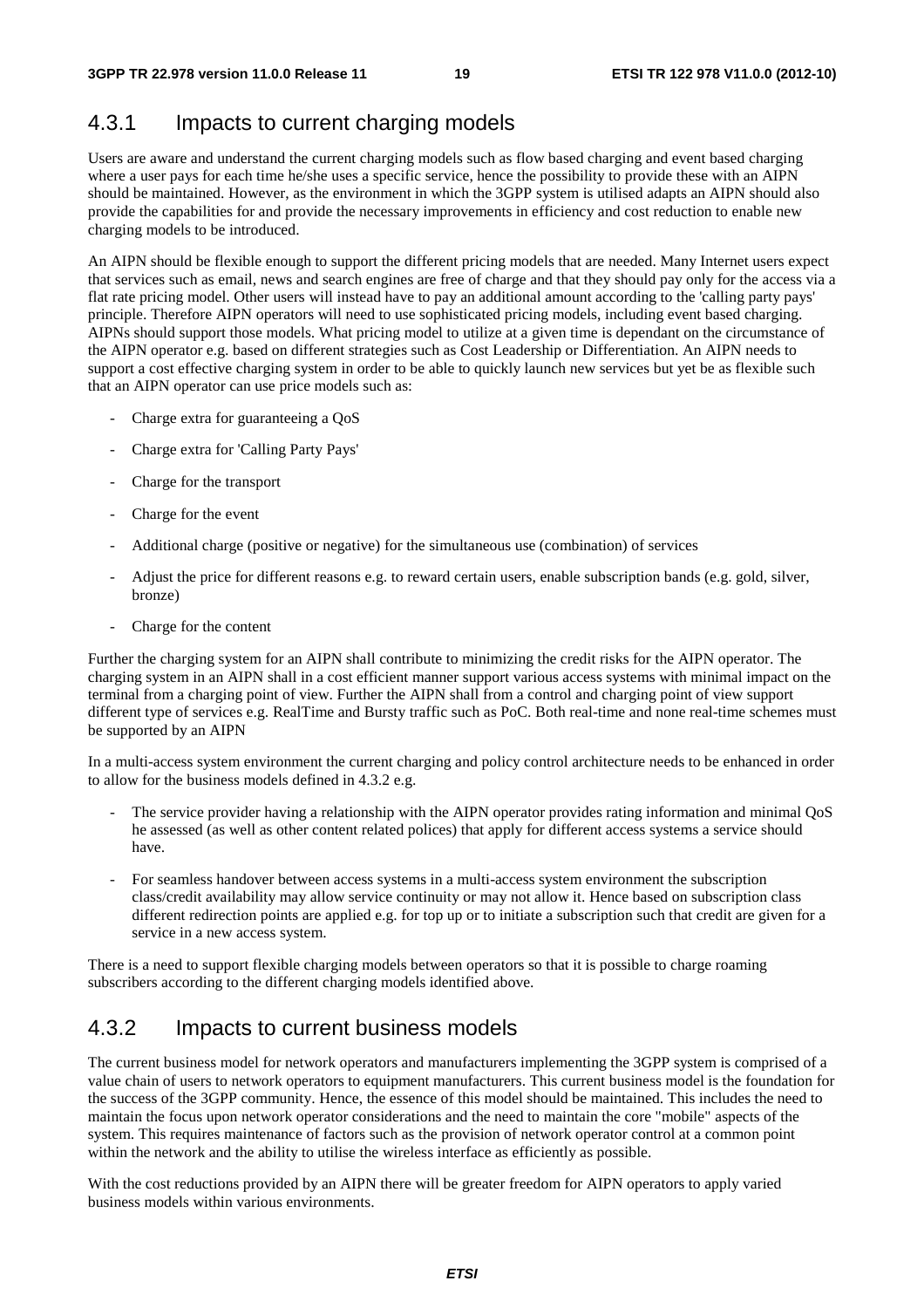### 4.3.1 Impacts to current charging models

Users are aware and understand the current charging models such as flow based charging and event based charging where a user pays for each time he/she uses a specific service, hence the possibility to provide these with an AIPN should be maintained. However, as the environment in which the 3GPP system is utilised adapts an AIPN should also provide the capabilities for and provide the necessary improvements in efficiency and cost reduction to enable new charging models to be introduced.

An AIPN should be flexible enough to support the different pricing models that are needed. Many Internet users expect that services such as email, news and search engines are free of charge and that they should pay only for the access via a flat rate pricing model. Other users will instead have to pay an additional amount according to the 'calling party pays' principle. Therefore AIPN operators will need to use sophisticated pricing models, including event based charging. AIPNs should support those models. What pricing model to utilize at a given time is dependant on the circumstance of the AIPN operator e.g. based on different strategies such as Cost Leadership or Differentiation. An AIPN needs to support a cost effective charging system in order to be able to quickly launch new services but yet be as flexible such that an AIPN operator can use price models such as:

- Charge extra for guaranteeing a QoS
- Charge extra for 'Calling Party Pays'
- Charge for the transport
- Charge for the event
- Additional charge (positive or negative) for the simultaneous use (combination) of services
- Adjust the price for different reasons e.g. to reward certain users, enable subscription bands (e.g. gold, silver, bronze)
- Charge for the content

Further the charging system for an AIPN shall contribute to minimizing the credit risks for the AIPN operator. The charging system in an AIPN shall in a cost efficient manner support various access systems with minimal impact on the terminal from a charging point of view. Further the AIPN shall from a control and charging point of view support different type of services e.g. RealTime and Bursty traffic such as PoC. Both real-time and none real-time schemes must be supported by an AIPN

In a multi-access system environment the current charging and policy control architecture needs to be enhanced in order to allow for the business models defined in 4.3.2 e.g.

- The service provider having a relationship with the AIPN operator provides rating information and minimal QoS he assessed (as well as other content related polices) that apply for different access systems a service should have.
- For seamless handover between access systems in a multi-access system environment the subscription class/credit availability may allow service continuity or may not allow it. Hence based on subscription class different redirection points are applied e.g. for top up or to initiate a subscription such that credit are given for a service in a new access system.

There is a need to support flexible charging models between operators so that it is possible to charge roaming subscribers according to the different charging models identified above.

### 4.3.2 Impacts to current business models

The current business model for network operators and manufacturers implementing the 3GPP system is comprised of a value chain of users to network operators to equipment manufacturers. This current business model is the foundation for the success of the 3GPP community. Hence, the essence of this model should be maintained. This includes the need to maintain the focus upon network operator considerations and the need to maintain the core "mobile" aspects of the system. This requires maintenance of factors such as the provision of network operator control at a common point within the network and the ability to utilise the wireless interface as efficiently as possible.

With the cost reductions provided by an AIPN there will be greater freedom for AIPN operators to apply varied business models within various environments.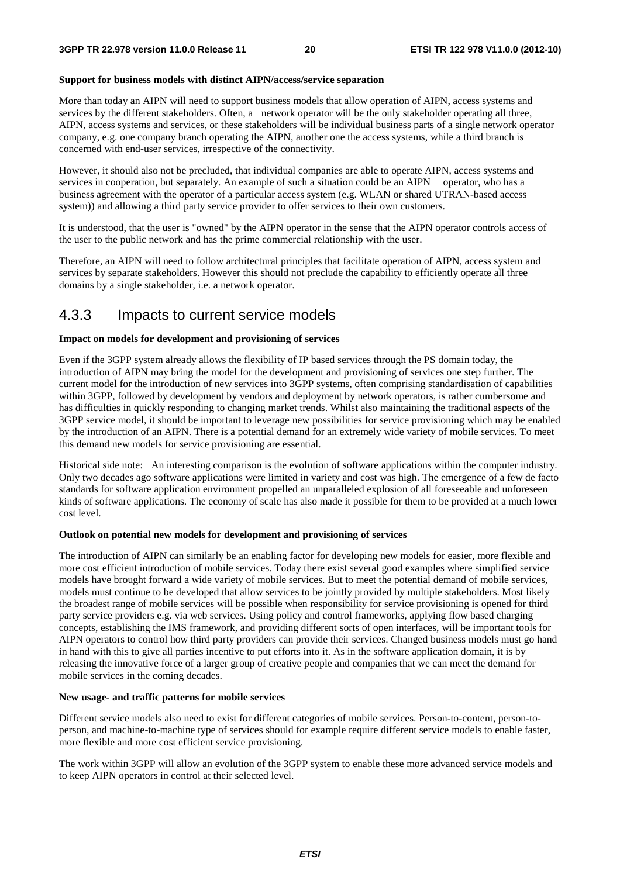**Support for business models with distinct AIPN/access/service separation**

More than today an AIPN will need to support business models that allow operation of AIPN, access systems and services by the different stakeholders. Often, a network operator will be the only stakeholder operating all three, AIPN, access systems and services, or these stakeholders will be individual business parts of a single network operator company, e.g. one company branch operating the AIPN, another one the access systems, while a third branch is concerned with end-user services, irrespective of the connectivity.

However, it should also not be precluded, that individual companies are able to operate AIPN, access systems and services in cooperation, but separately. An example of such a situation could be an AIPN operator, who has a business agreement with the operator of a particular access system (e.g. WLAN or shared UTRAN-based access system)) and allowing a third party service provider to offer services to their own customers.

It is understood, that the user is "owned" by the AIPN operator in the sense that the AIPN operator controls access of the user to the public network and has the prime commercial relationship with the user.

Therefore, an AIPN will need to follow architectural principles that facilitate operation of AIPN, access system and services by separate stakeholders. However this should not preclude the capability to efficiently operate all three domains by a single stakeholder, i.e. a network operator.

## 4.3.3 Impacts to current service models

**Impact on models for development and provisioning of services**

Even if the 3GPP system already allows the flexibility of IP based services through the PS domain today, the introduction of AIPN may bring the model for the development and provisioning of services one step further. The current model for the introduction of new services into 3GPP systems, often comprising standardisation of capabilities within 3GPP, followed by development by vendors and deployment by network operators, is rather cumbersome and has difficulties in quickly responding to changing market trends. Whilst also maintaining the traditional aspects of the 3GPP service model, it should be important to leverage new possibilities for service provisioning which may be enabled by the introduction of an AIPN. There is a potential demand for an extremely wide variety of mobile services. To meet this demand new models for service provisioning are essential.

Historical side note: An interesting comparison is the evolution of software applications within the computer industry. Only two decades ago software applications were limited in variety and cost was high. The emergence of a few de facto standards for software application environment propelled an unparalleled explosion of all foreseeable and unforeseen kinds of software applications. The economy of scale has also made it possible for them to be provided at a much lower cost level.

**Outlook on potential new models for development and provisioning of services**

The introduction of AIPN can similarly be an enabling factor for developing new models for easier, more flexible and more cost efficient introduction of mobile services. Today there exist several good examples where simplified service models have brought forward a wide variety of mobile services. But to meet the potential demand of mobile services, models must continue to be developed that allow services to be jointly provided by multiple stakeholders. Most likely the broadest range of mobile services will be possible when responsibility for service provisioning is opened for third party service providers e.g. via web services. Using policy and control frameworks, applying flow based charging concepts, establishing the IMS framework, and providing different sorts of open interfaces, will be important tools for AIPN operators to control how third party providers can provide their services. Changed business models must go hand in hand with this to give all parties incentive to put efforts into it. As in the software application domain, it is by releasing the innovative force of a larger group of creative people and companies that we can meet the demand for mobile services in the coming decades.

**New usage- and traffic patterns for mobile services**

Different service models also need to exist for different categories of mobile services. Person-to-content, person-to-person, and machine-to-machine type of services should for example require different service models to enable faster, more flexible and more cost efficient service provisioning.

The work within 3GPP will allow an evolution of the 3GPP system to enable these more advanced service models and to keep AIPN operators in control at their selected level.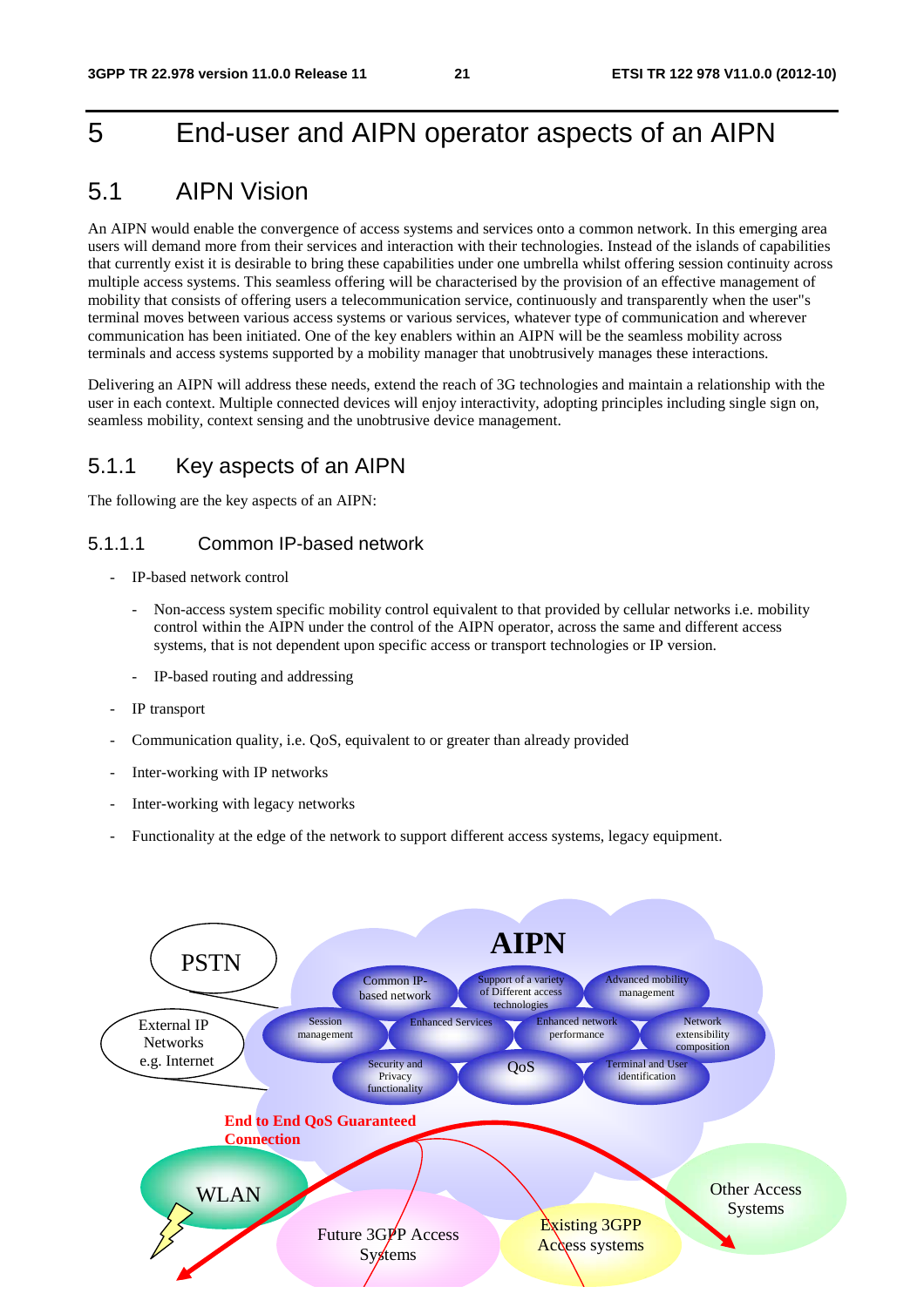# 5 End-user and AIPN operator aspects of an AIPN

## 5.1 AIPN Vision

An AIPN would enable the convergence of access systems and services onto a common network. In this emerging area users will demand more from their services and interaction with their technologies. Instead of the islands of capabilities that currently exist it is desirable to bring these capabilities under one umbrella whilst offering session continuity across multiple access systems. This seamless offering will be characterised by the provision of an effective management of mobility that consists of offering users a telecommunication service, continuously and transparently when the user"s terminal moves between various access systems or various services, whatever type of communication and wherever communication has been initiated. One of the key enablers within an AIPN will be the seamless mobility across terminals and access systems supported by a mobility manager that unobtrusively manages these interactions.

Delivering an AIPN will address these needs, extend the reach of 3G technologies and maintain a relationship with the user in each context. Multiple connected devices will enjoy interactivity, adopting principles including single sign on, seamless mobility, context sensing and the unobtrusive device management.

### 5.1.1 Key aspects of an AIPN

The following are the key aspects of an AIPN:

#### 5.1.1.1 Common IP-based network

- IP-based network control
  - Non-access system specific mobility control equivalent to that provided by cellular networks i.e. mobility control within the AIPN under the control of the AIPN operator, across the same and different access systems, that is not dependent upon specific access or transport technologies or IP version.
  - IP-based routing and addressing
- IP transport
- Communication quality, i.e. QoS, equivalent to or greater than already provided
- Inter-working with IP networks
- Inter-working with legacy networks
- Functionality at the edge of the network to support different access systems, legacy equipment.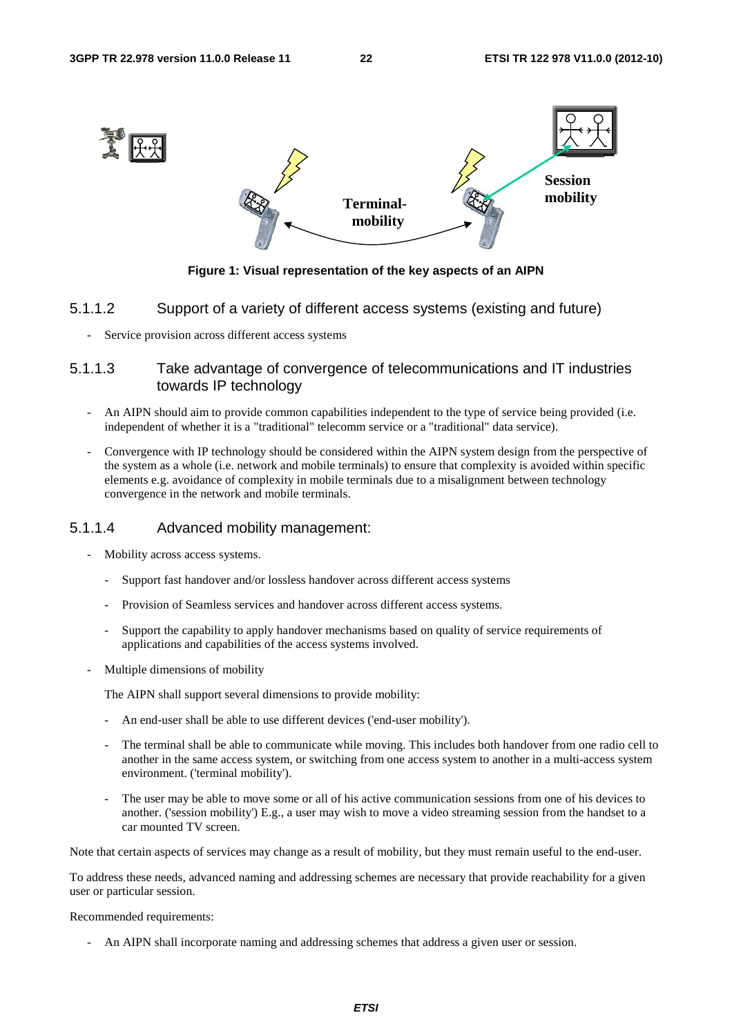Figure 1: Visual representation of the key aspects of an AIPN

#### 5.1.1.2 Support of a variety of different access systems (existing and future)

- Service provision across different access systems

#### 5.1.1.3 Take advantage of convergence of telecommunications and IT industries towards IP technology

- An AIPN should aim to provide common capabilities independent to the type of service being provided (i.e. independent of whether it is a "traditional" telecomm service or a "traditional" data service).
- Convergence with IP technology should be considered within the AIPN system design from the perspective of the system as a whole (i.e. network and mobile terminals) to ensure that complexity is avoided within specific elements e.g. avoidance of complexity in mobile terminals due to a misalignment between technology convergence in the network and mobile terminals.

#### 5.1.1.4 Advanced mobility management:

- Mobility across access systems.
    - Support fast handover and/or lossless handover across different access systems
    - Provision of Seamless services and handover across different access systems.
    - Support the capability to apply handover mechanisms based on quality of service requirements of applications and capabilities of the access systems involved.
- Multiple dimensions of mobility

  The AIPN shall support several dimensions to provide mobility:

    - An end-user shall be able to use different devices ('end-user mobility').
    - The terminal shall be able to communicate while moving. This includes both handover from one radio cell to another in the same access system, or switching from one access system to another in a multi-access system environment. ('terminal mobility').
    - The user may be able to move some or all of his active communication sessions from one of his devices to another. ('session mobility') E.g., a user may wish to move a video streaming session from the handset to a car mounted TV screen.

Note that certain aspects of services may change as a result of mobility, but they must remain useful to the end-user.

To address these needs, advanced naming and addressing schemes are necessary that provide reachability for a given user or particular session.

Recommended requirements:

- An AIPN shall incorporate naming and addressing schemes that address a given user or session.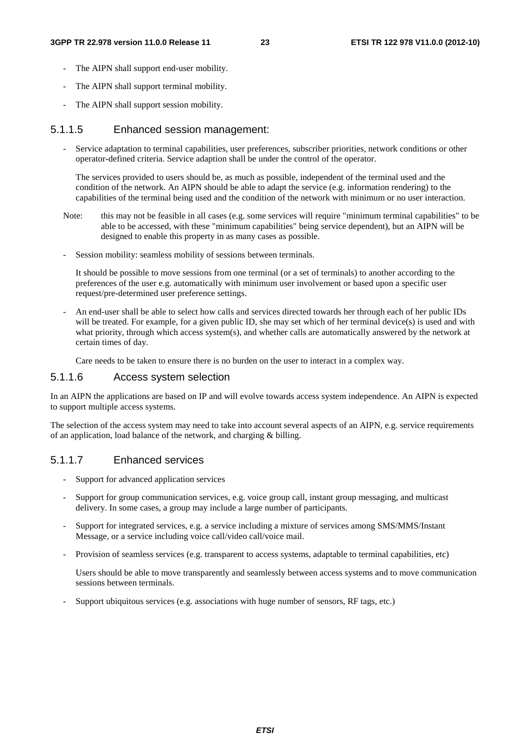- The AIPN shall support end-user mobility.
- The AIPN shall support terminal mobility.
- The AIPN shall support session mobility.

#### 5.1.1.5 Enhanced session management:

- Service adaptation to terminal capabilities, user preferences, subscriber priorities, network conditions or other operator-defined criteria. Service adaption shall be under the control of the operator.

  The services provided to users should be, as much as possible, independent of the terminal used and the condition of the network. An AIPN should be able to adapt the service (e.g. information rendering) to the capabilities of the terminal being used and the condition of the network with minimum or no user interaction.

Note: this may not be feasible in all cases (e.g. some services will require "minimum terminal capabilities" to be able to be accessed, with these "minimum capabilities" being service dependent), but an AIPN will be designed to enable this property in as many cases as possible.

- Session mobility: seamless mobility of sessions between terminals.

  It should be possible to move sessions from one terminal (or a set of terminals) to another according to the preferences of the user e.g. automatically with minimum user involvement or based upon a specific user request/pre-determined user preference settings.

- An end-user shall be able to select how calls and services directed towards her through each of her public IDs will be treated. For example, for a given public ID, she may set which of her terminal device(s) is used and with what priority, through which access system(s), and whether calls are automatically answered by the network at certain times of day.

  Care needs to be taken to ensure there is no burden on the user to interact in a complex way.

#### 5.1.1.6 Access system selection

In an AIPN the applications are based on IP and will evolve towards access system independence. An AIPN is expected to support multiple access systems.

The selection of the access system may need to take into account several aspects of an AIPN, e.g. service requirements of an application, load balance of the network, and charging & billing.

#### 5.1.1.7 Enhanced services

- Support for advanced application services
- Support for group communication services, e.g. voice group call, instant group messaging, and multicast delivery. In some cases, a group may include a large number of participants.
- Support for integrated services, e.g. a service including a mixture of services among SMS/MMS/Instant Message, or a service including voice call/video call/voice mail.
- Provision of seamless services (e.g. transparent to access systems, adaptable to terminal capabilities, etc)

  Users should be able to move transparently and seamlessly between access systems and to move communication sessions between terminals.

- Support ubiquitous services (e.g. associations with huge number of sensors, RF tags, etc.)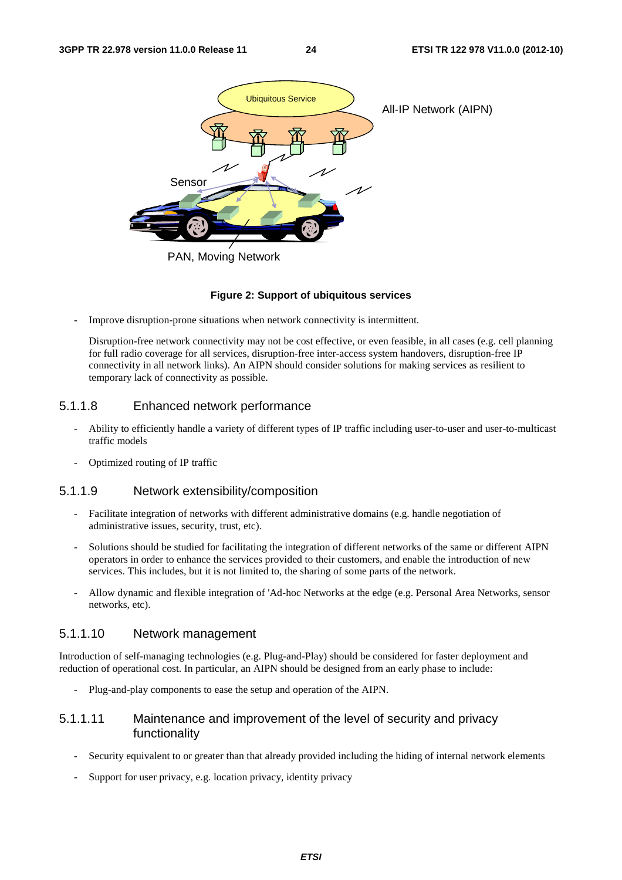**Figure 2: Support of ubiquitous services**

- Improve disruption-prone situations when network connectivity is intermittent.

  Disruption-free network connectivity may not be cost effective, or even feasible, in all cases (e.g. cell planning for full radio coverage for all services, disruption-free inter-access system handovers, disruption-free IP connectivity in all network links). An AIPN should consider solutions for making services as resilient to temporary lack of connectivity as possible.

### 5.1.1.8 Enhanced network performance

- Ability to efficiently handle a variety of different types of IP traffic including user-to-user and user-to-multicast traffic models
- Optimized routing of IP traffic

### 5.1.1.9 Network extensibility/composition

- Facilitate integration of networks with different administrative domains (e.g. handle negotiation of administrative issues, security, trust, etc).
- Solutions should be studied for facilitating the integration of different networks of the same or different AIPN operators in order to enhance the services provided to their customers, and enable the introduction of new services. This includes, but it is not limited to, the sharing of some parts of the network.
- Allow dynamic and flexible integration of 'Ad-hoc Networks at the edge (e.g. Personal Area Networks, sensor networks, etc).

### 5.1.1.10 Network management

Introduction of self-managing technologies (e.g. Plug-and-Play) should be considered for faster deployment and reduction of operational cost. In particular, an AIPN should be designed from an early phase to include:

- Plug-and-play components to ease the setup and operation of the AIPN.

### 5.1.1.11 Maintenance and improvement of the level of security and privacy functionality

- Security equivalent to or greater than that already provided including the hiding of internal network elements
- Support for user privacy, e.g. location privacy, identity privacy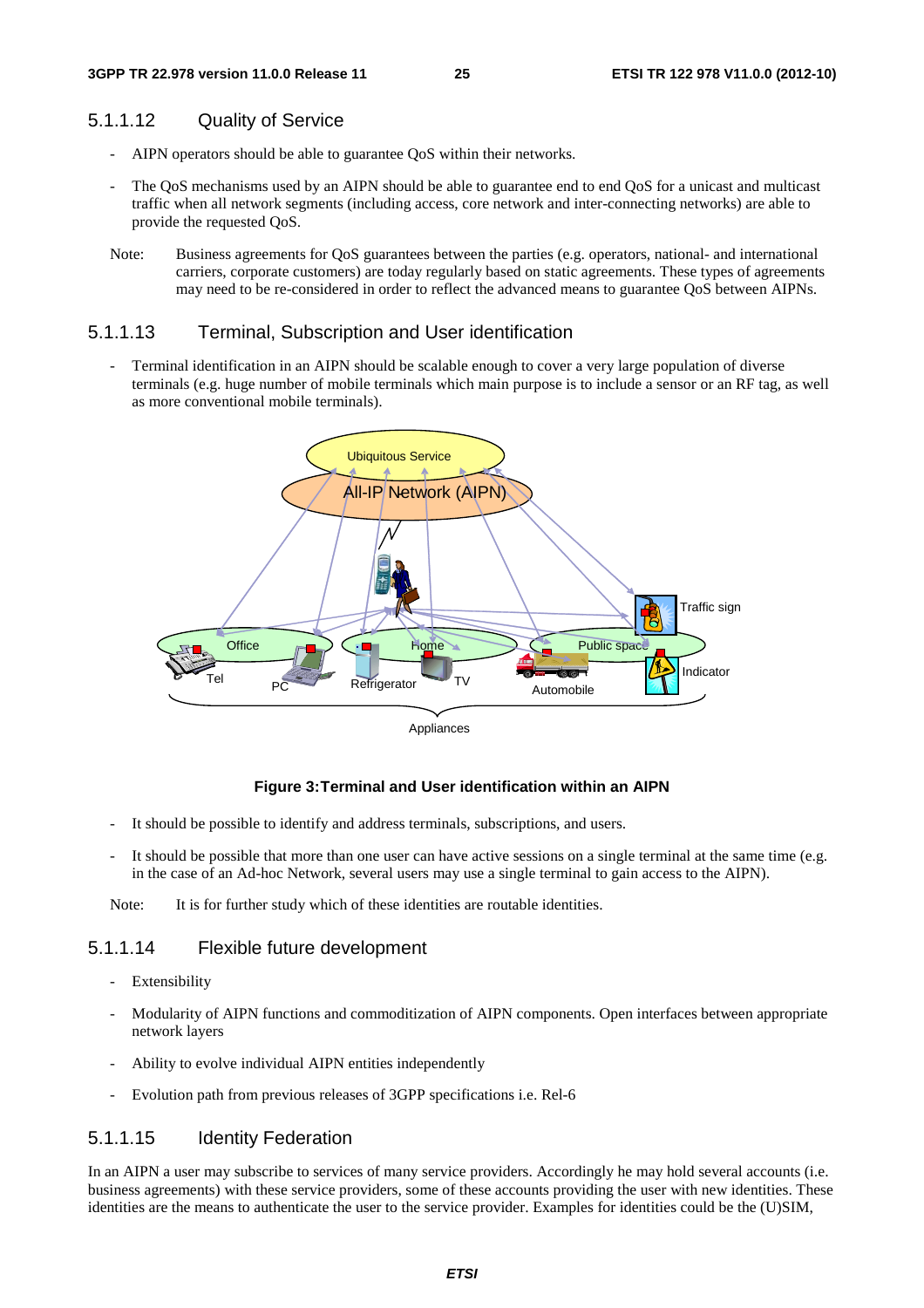### 5.1.1.12 Quality of Service

- AIPN operators should be able to guarantee QoS within their networks.
- The QoS mechanisms used by an AIPN should be able to guarantee end to end QoS for a unicast and multicast traffic when all network segments (including access, core network and inter-connecting networks) are able to provide the requested QoS.

Note: Business agreements for QoS guarantees between the parties (e.g. operators, national- and international carriers, corporate customers) are today regularly based on static agreements. These types of agreements may need to be re-considered in order to reflect the advanced means to guarantee QoS between AIPNs.

### 5.1.1.13 Terminal, Subscription and User identification

- Terminal identification in an AIPN should be scalable enough to cover a very large population of diverse terminals (e.g. huge number of mobile terminals which main purpose is to include a sensor or an RF tag, as well as more conventional mobile terminals).

**Figure 3: Terminal and User identification within an AIPN**

- It should be possible to identify and address terminals, subscriptions, and users.
- It should be possible that more than one user can have active sessions on a single terminal at the same time (e.g. in the case of an Ad-hoc Network, several users may use a single terminal to gain access to the AIPN).

Note: It is for further study which of these identities are routable identities.

### 5.1.1.14 Flexible future development

- Extensibility
- Modularity of AIPN functions and commoditization of AIPN components. Open interfaces between appropriate network layers
- Ability to evolve individual AIPN entities independently
- Evolution path from previous releases of 3GPP specifications i.e. Rel-6

### 5.1.1.15 Identity Federation

In an AIPN a user may subscribe to services of many service providers. Accordingly he may hold several accounts (i.e. business agreements) with these service providers, some of these accounts providing the user with new identities. These identities are the means to authenticate the user to the service provider. Examples for identities could be the (U)SIM,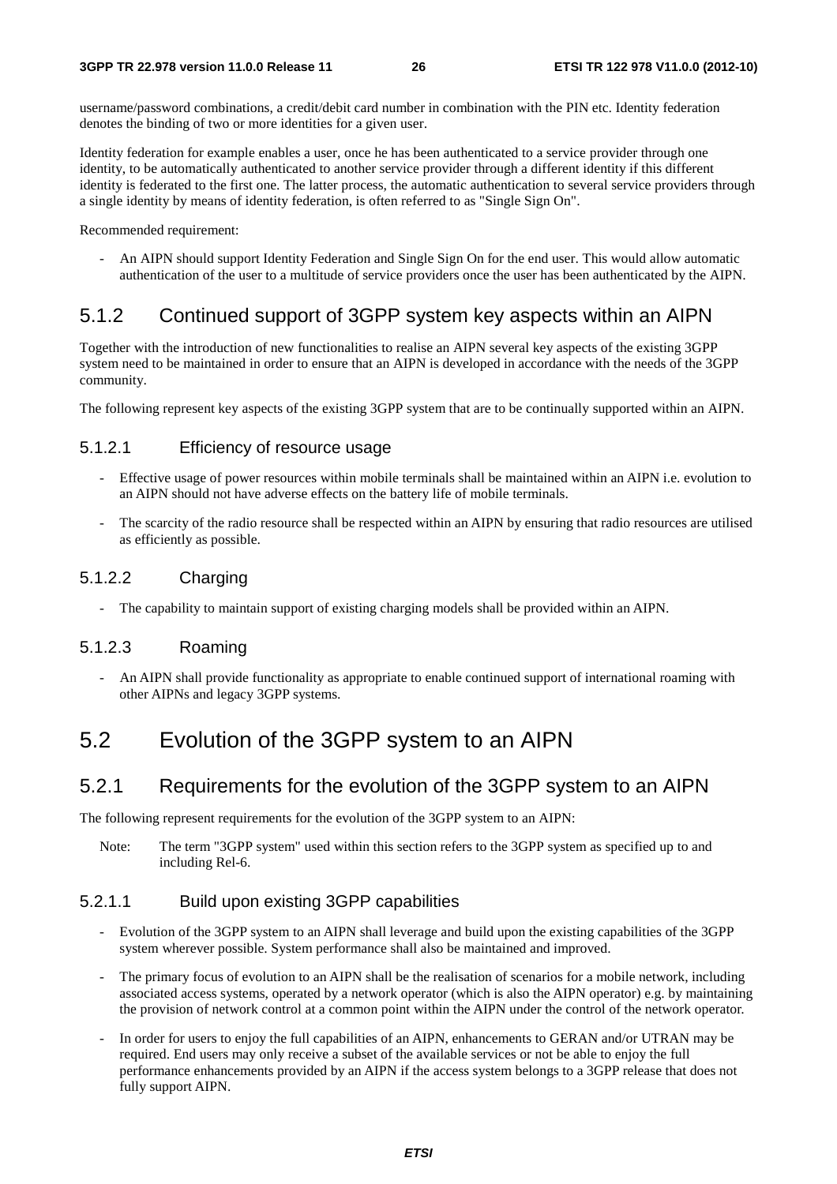username/password combinations, a credit/debit card number in combination with the PIN etc. Identity federation denotes the binding of two or more identities for a given user.

Identity federation for example enables a user, once he has been authenticated to a service provider through one identity, to be automatically authenticated to another service provider through a different identity if this different identity is federated to the first one. The latter process, the automatic authentication to several service providers through a single identity by means of identity federation, is often referred to as "Single Sign On".

Recommended requirement:

- An AIPN should support Identity Federation and Single Sign On for the end user. This would allow automatic authentication of the user to a multitude of service providers once the user has been authenticated by the AIPN.

### 5.1.2 Continued support of 3GPP system key aspects within an AIPN

Together with the introduction of new functionalities to realise an AIPN several key aspects of the existing 3GPP system need to be maintained in order to ensure that an AIPN is developed in accordance with the needs of the 3GPP community.

The following represent key aspects of the existing 3GPP system that are to be continually supported within an AIPN.

#### 5.1.2.1 Efficiency of resource usage

- Effective usage of power resources within mobile terminals shall be maintained within an AIPN i.e. evolution to an AIPN should not have adverse effects on the battery life of mobile terminals.
- The scarcity of the radio resource shall be respected within an AIPN by ensuring that radio resources are utilised as efficiently as possible.

#### 5.1.2.2 Charging

- The capability to maintain support of existing charging models shall be provided within an AIPN.

#### 5.1.2.3 Roaming

- An AIPN shall provide functionality as appropriate to enable continued support of international roaming with other AIPNs and legacy 3GPP systems.

## 5.2 Evolution of the 3GPP system to an AIPN

### 5.2.1 Requirements for the evolution of the 3GPP system to an AIPN

The following represent requirements for the evolution of the 3GPP system to an AIPN:

Note: The term "3GPP system" used within this section refers to the 3GPP system as specified up to and including Rel-6.

#### 5.2.1.1 Build upon existing 3GPP capabilities

- Evolution of the 3GPP system to an AIPN shall leverage and build upon the existing capabilities of the 3GPP system wherever possible. System performance shall also be maintained and improved.
- The primary focus of evolution to an AIPN shall be the realisation of scenarios for a mobile network, including associated access systems, operated by a network operator (which is also the AIPN operator) e.g. by maintaining the provision of network control at a common point within the AIPN under the control of the network operator.
- In order for users to enjoy the full capabilities of an AIPN, enhancements to GERAN and/or UTRAN may be required. End users may only receive a subset of the available services or not be able to enjoy the full performance enhancements provided by an AIPN if the access system belongs to a 3GPP release that does not fully support AIPN.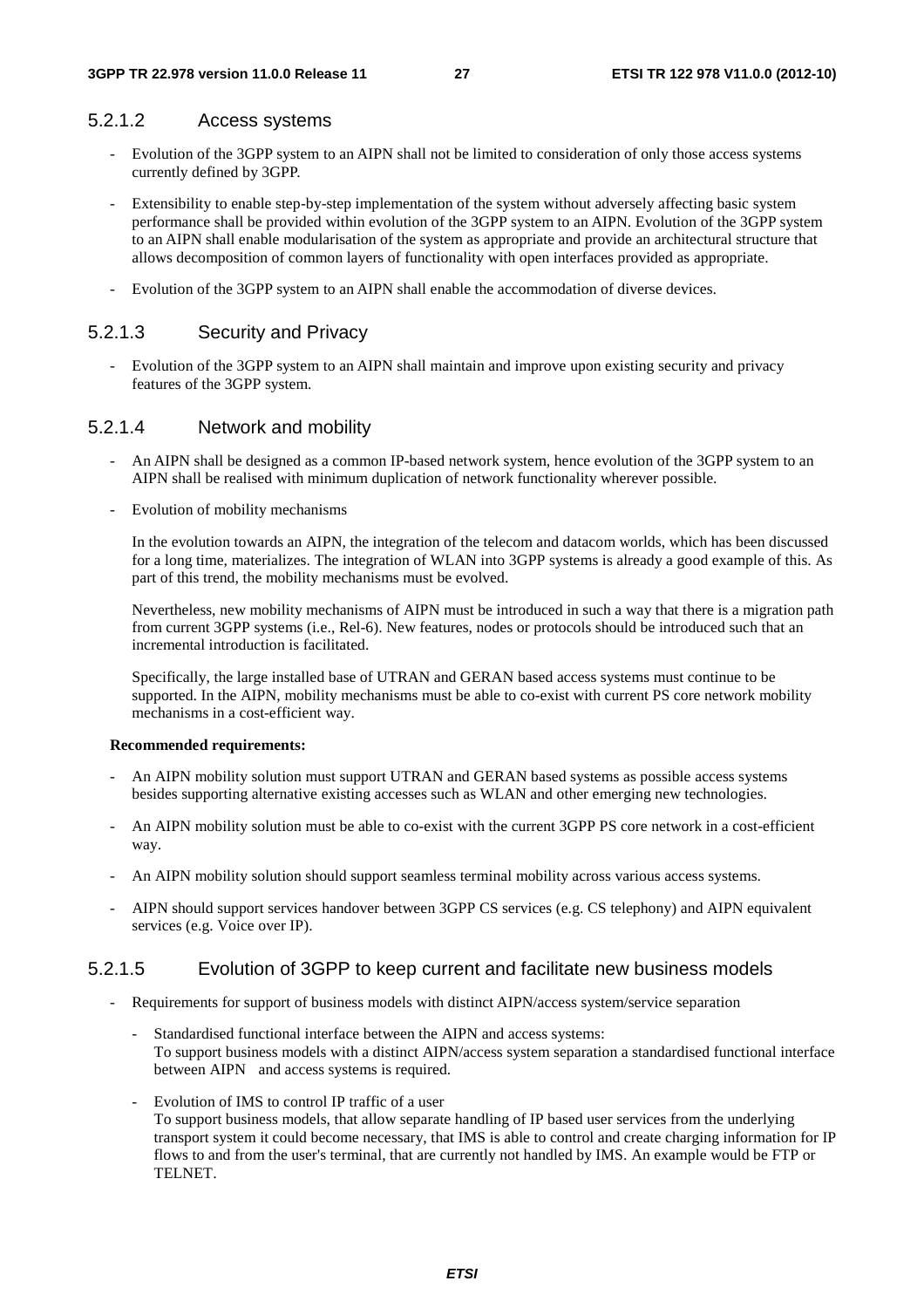#### 5.2.1.2 Access systems

- Evolution of the 3GPP system to an AIPN shall not be limited to consideration of only those access systems currently defined by 3GPP.
- Extensibility to enable step-by-step implementation of the system without adversely affecting basic system performance shall be provided within evolution of the 3GPP system to an AIPN. Evolution of the 3GPP system to an AIPN shall enable modularisation of the system as appropriate and provide an architectural structure that allows decomposition of common layers of functionality with open interfaces provided as appropriate.
- Evolution of the 3GPP system to an AIPN shall enable the accommodation of diverse devices.

#### 5.2.1.3 Security and Privacy

- Evolution of the 3GPP system to an AIPN shall maintain and improve upon existing security and privacy features of the 3GPP system.

#### 5.2.1.4 Network and mobility

- An AIPN shall be designed as a common IP-based network system, hence evolution of the 3GPP system to an AIPN shall be realised with minimum duplication of network functionality wherever possible.
- Evolution of mobility mechanisms

  In the evolution towards an AIPN, the integration of the telecom and datacom worlds, which has been discussed for a long time, materializes. The integration of WLAN into 3GPP systems is already a good example of this. As part of this trend, the mobility mechanisms must be evolved.

  Nevertheless, new mobility mechanisms of AIPN must be introduced in such a way that there is a migration path from current 3GPP systems (i.e., Rel-6). New features, nodes or protocols should be introduced such that an incremental introduction is facilitated.

  Specifically, the large installed base of UTRAN and GERAN based access systems must continue to be supported. In the AIPN, mobility mechanisms must be able to co-exist with current PS core network mobility mechanisms in a cost-efficient way.

**Recommended requirements:**

- An AIPN mobility solution must support UTRAN and GERAN based systems as possible access systems besides supporting alternative existing accesses such as WLAN and other emerging new technologies.
- An AIPN mobility solution must be able to co-exist with the current 3GPP PS core network in a cost-efficient way.
- An AIPN mobility solution should support seamless terminal mobility across various access systems.
- AIPN should support services handover between 3GPP CS services (e.g. CS telephony) and AIPN equivalent services (e.g. Voice over IP).

#### 5.2.1.5 Evolution of 3GPP to keep current and facilitate new business models

- Requirements for support of business models with distinct AIPN/access system/service separation
  - Standardised functional interface between the AIPN and access systems:
    To support business models with a distinct AIPN/access system separation a standardised functional interface between AIPN and access systems is required.
  - Evolution of IMS to control IP traffic of a user
    To support business models, that allow separate handling of IP based user services from the underlying transport system it could become necessary, that IMS is able to control and create charging information for IP flows to and from the user's terminal, that are currently not handled by IMS. An example would be FTP or TELNET.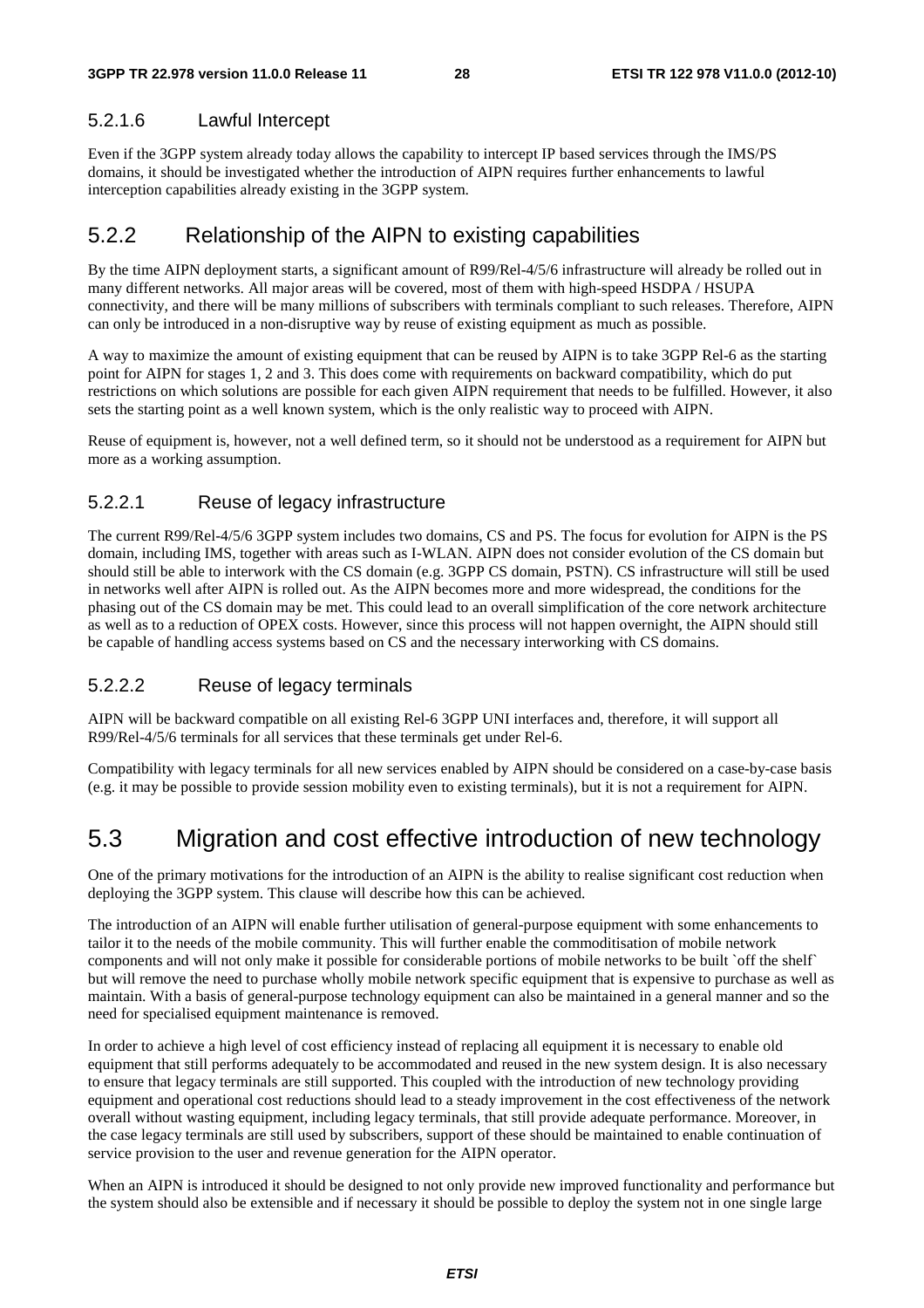#### 5.2.1.6 Lawful Intercept

Even if the 3GPP system already today allows the capability to intercept IP based services through the IMS/PS domains, it should be investigated whether the introduction of AIPN requires further enhancements to lawful interception capabilities already existing in the 3GPP system.

### 5.2.2 Relationship of the AIPN to existing capabilities

By the time AIPN deployment starts, a significant amount of R99/Rel-4/5/6 infrastructure will already be rolled out in many different networks. All major areas will be covered, most of them with high-speed HSDPA / HSUPA connectivity, and there will be many millions of subscribers with terminals compliant to such releases. Therefore, AIPN can only be introduced in a non-disruptive way by reuse of existing equipment as much as possible.

A way to maximize the amount of existing equipment that can be reused by AIPN is to take 3GPP Rel-6 as the starting point for AIPN for stages 1, 2 and 3. This does come with requirements on backward compatibility, which do put restrictions on which solutions are possible for each given AIPN requirement that needs to be fulfilled. However, it also sets the starting point as a well known system, which is the only realistic way to proceed with AIPN.

Reuse of equipment is, however, not a well defined term, so it should not be understood as a requirement for AIPN but more as a working assumption.

#### 5.2.2.1 Reuse of legacy infrastructure

The current R99/Rel-4/5/6 3GPP system includes two domains, CS and PS. The focus for evolution for AIPN is the PS domain, including IMS, together with areas such as I-WLAN. AIPN does not consider evolution of the CS domain but should still be able to interwork with the CS domain (e.g. 3GPP CS domain, PSTN). CS infrastructure will still be used in networks well after AIPN is rolled out. As the AIPN becomes more and more widespread, the conditions for the phasing out of the CS domain may be met. This could lead to an overall simplification of the core network architecture as well as to a reduction of OPEX costs. However, since this process will not happen overnight, the AIPN should still be capable of handling access systems based on CS and the necessary interworking with CS domains.

#### 5.2.2.2 Reuse of legacy terminals

AIPN will be backward compatible on all existing Rel-6 3GPP UNI interfaces and, therefore, it will support all R99/Rel-4/5/6 terminals for all services that these terminals get under Rel-6.

Compatibility with legacy terminals for all new services enabled by AIPN should be considered on a case-by-case basis (e.g. it may be possible to provide session mobility even to existing terminals), but it is not a requirement for AIPN.

## 5.3 Migration and cost effective introduction of new technology

One of the primary motivations for the introduction of an AIPN is the ability to realise significant cost reduction when deploying the 3GPP system. This clause will describe how this can be achieved.

The introduction of an AIPN will enable further utilisation of general-purpose equipment with some enhancements to tailor it to the needs of the mobile community. This will further enable the commoditisation of mobile network components and will not only make it possible for considerable portions of mobile networks to be built `off the shelf` but will remove the need to purchase wholly mobile network specific equipment that is expensive to purchase as well as maintain. With a basis of general-purpose technology equipment can also be maintained in a general manner and so the need for specialised equipment maintenance is removed.

In order to achieve a high level of cost efficiency instead of replacing all equipment it is necessary to enable old equipment that still performs adequately to be accommodated and reused in the new system design. It is also necessary to ensure that legacy terminals are still supported. This coupled with the introduction of new technology providing equipment and operational cost reductions should lead to a steady improvement in the cost effectiveness of the network overall without wasting equipment, including legacy terminals, that still provide adequate performance. Moreover, in the case legacy terminals are still used by subscribers, support of these should be maintained to enable continuation of service provision to the user and revenue generation for the AIPN operator.

When an AIPN is introduced it should be designed to not only provide new improved functionality and performance but the system should also be extensible and if necessary it should be possible to deploy the system not in one single large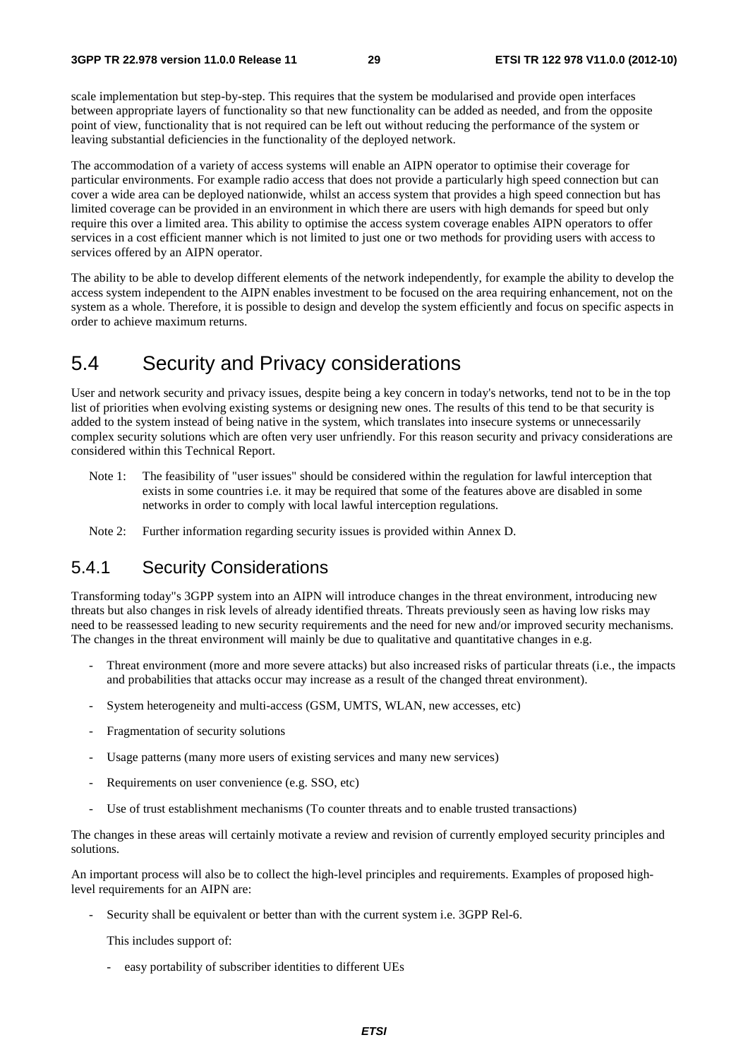scale implementation but step-by-step. This requires that the system be modularised and provide open interfaces between appropriate layers of functionality so that new functionality can be added as needed, and from the opposite point of view, functionality that is not required can be left out without reducing the performance of the system or leaving substantial deficiencies in the functionality of the deployed network.

The accommodation of a variety of access systems will enable an AIPN operator to optimise their coverage for particular environments. For example radio access that does not provide a particularly high speed connection but can cover a wide area can be deployed nationwide, whilst an access system that provides a high speed connection but has limited coverage can be provided in an environment in which there are users with high demands for speed but only require this over a limited area. This ability to optimise the access system coverage enables AIPN operators to offer services in a cost efficient manner which is not limited to just one or two methods for providing users with access to services offered by an AIPN operator.

The ability to be able to develop different elements of the network independently, for example the ability to develop the access system independent to the AIPN enables investment to be focused on the area requiring enhancement, not on the system as a whole. Therefore, it is possible to design and develop the system efficiently and focus on specific aspects in order to achieve maximum returns.

## 5.4 Security and Privacy considerations

User and network security and privacy issues, despite being a key concern in today's networks, tend not to be in the top list of priorities when evolving existing systems or designing new ones. The results of this tend to be that security is added to the system instead of being native in the system, which translates into insecure systems or unnecessarily complex security solutions which are often very user unfriendly. For this reason security and privacy considerations are considered within this Technical Report.

Note 1: The feasibility of "user issues" should be considered within the regulation for lawful interception that exists in some countries i.e. it may be required that some of the features above are disabled in some networks in order to comply with local lawful interception regulations.

Note 2: Further information regarding security issues is provided within Annex D.

### 5.4.1 Security Considerations

Transforming today"s 3GPP system into an AIPN will introduce changes in the threat environment, introducing new threats but also changes in risk levels of already identified threats. Threats previously seen as having low risks may need to be reassessed leading to new security requirements and the need for new and/or improved security mechanisms. The changes in the threat environment will mainly be due to qualitative and quantitative changes in e.g.

- Threat environment (more and more severe attacks) but also increased risks of particular threats (i.e., the impacts and probabilities that attacks occur may increase as a result of the changed threat environment).
- System heterogeneity and multi-access (GSM, UMTS, WLAN, new accesses, etc)
- Fragmentation of security solutions
- Usage patterns (many more users of existing services and many new services)
- Requirements on user convenience (e.g. SSO, etc)
- Use of trust establishment mechanisms (To counter threats and to enable trusted transactions)

The changes in these areas will certainly motivate a review and revision of currently employed security principles and solutions.

An important process will also be to collect the high-level principles and requirements. Examples of proposed high-level requirements for an AIPN are:

- Security shall be equivalent or better than with the current system i.e. 3GPP Rel-6.

  This includes support of:

  - easy portability of subscriber identities to different UEs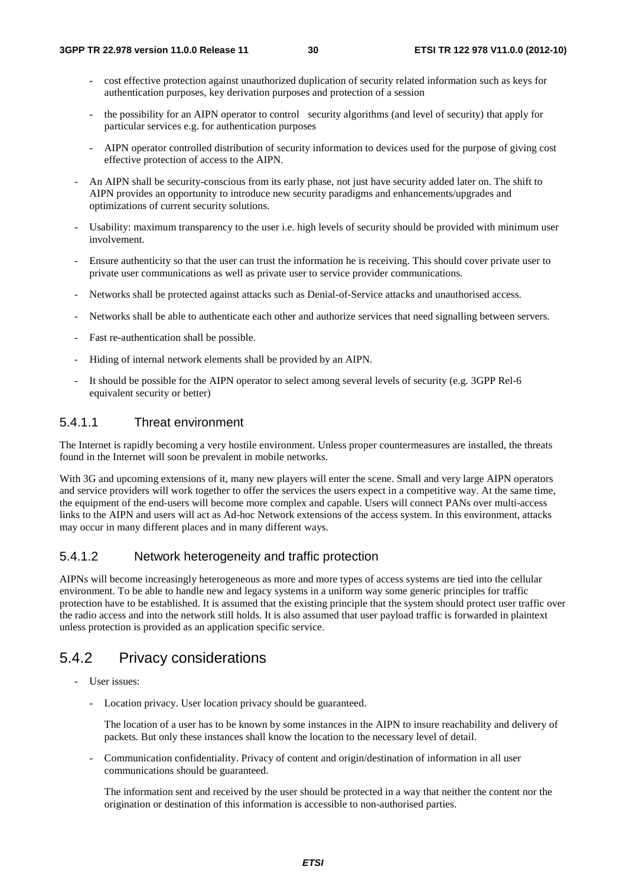- cost effective protection against unauthorized duplication of security related information such as keys for authentication purposes, key derivation purposes and protection of a session
    - the possibility for an AIPN operator to control security algorithms (and level of security) that apply for particular services e.g. for authentication purposes
    - AIPN operator controlled distribution of security information to devices used for the purpose of giving cost effective protection of access to the AIPN.
- An AIPN shall be security-conscious from its early phase, not just have security added later on. The shift to AIPN provides an opportunity to introduce new security paradigms and enhancements/upgrades and optimizations of current security solutions.
- Usability: maximum transparency to the user i.e. high levels of security should be provided with minimum user involvement.
- Ensure authenticity so that the user can trust the information he is receiving. This should cover private user to private user communications as well as private user to service provider communications.
- Networks shall be protected against attacks such as Denial-of-Service attacks and unauthorised access.
- Networks shall be able to authenticate each other and authorize services that need signalling between servers.
- Fast re-authentication shall be possible.
- Hiding of internal network elements shall be provided by an AIPN.
- It should be possible for the AIPN operator to select among several levels of security (e.g. 3GPP Rel-6 equivalent security or better)

#### 5.4.1.1 Threat environment

The Internet is rapidly becoming a very hostile environment. Unless proper countermeasures are installed, the threats found in the Internet will soon be prevalent in mobile networks.

With 3G and upcoming extensions of it, many new players will enter the scene. Small and very large AIPN operators and service providers will work together to offer the services the users expect in a competitive way. At the same time, the equipment of the end-users will become more complex and capable. Users will connect PANs over multi-access links to the AIPN and users will act as Ad-hoc Network extensions of the access system. In this environment, attacks may occur in many different places and in many different ways.

#### 5.4.1.2 Network heterogeneity and traffic protection

AIPNs will become increasingly heterogeneous as more and more types of access systems are tied into the cellular environment. To be able to handle new and legacy systems in a uniform way some generic principles for traffic protection have to be established. It is assumed that the existing principle that the system should protect user traffic over the radio access and into the network still holds. It is also assumed that user payload traffic is forwarded in plaintext unless protection is provided as an application specific service.

### 5.4.2 Privacy considerations

- User issues:
    - Location privacy. User location privacy should be guaranteed.

      The location of a user has to be known by some instances in the AIPN to insure reachability and delivery of packets. But only these instances shall know the location to the necessary level of detail.

    - Communication confidentiality. Privacy of content and origin/destination of information in all user communications should be guaranteed.

      The information sent and received by the user should be protected in a way that neither the content nor the origination or destination of this information is accessible to non-authorised parties.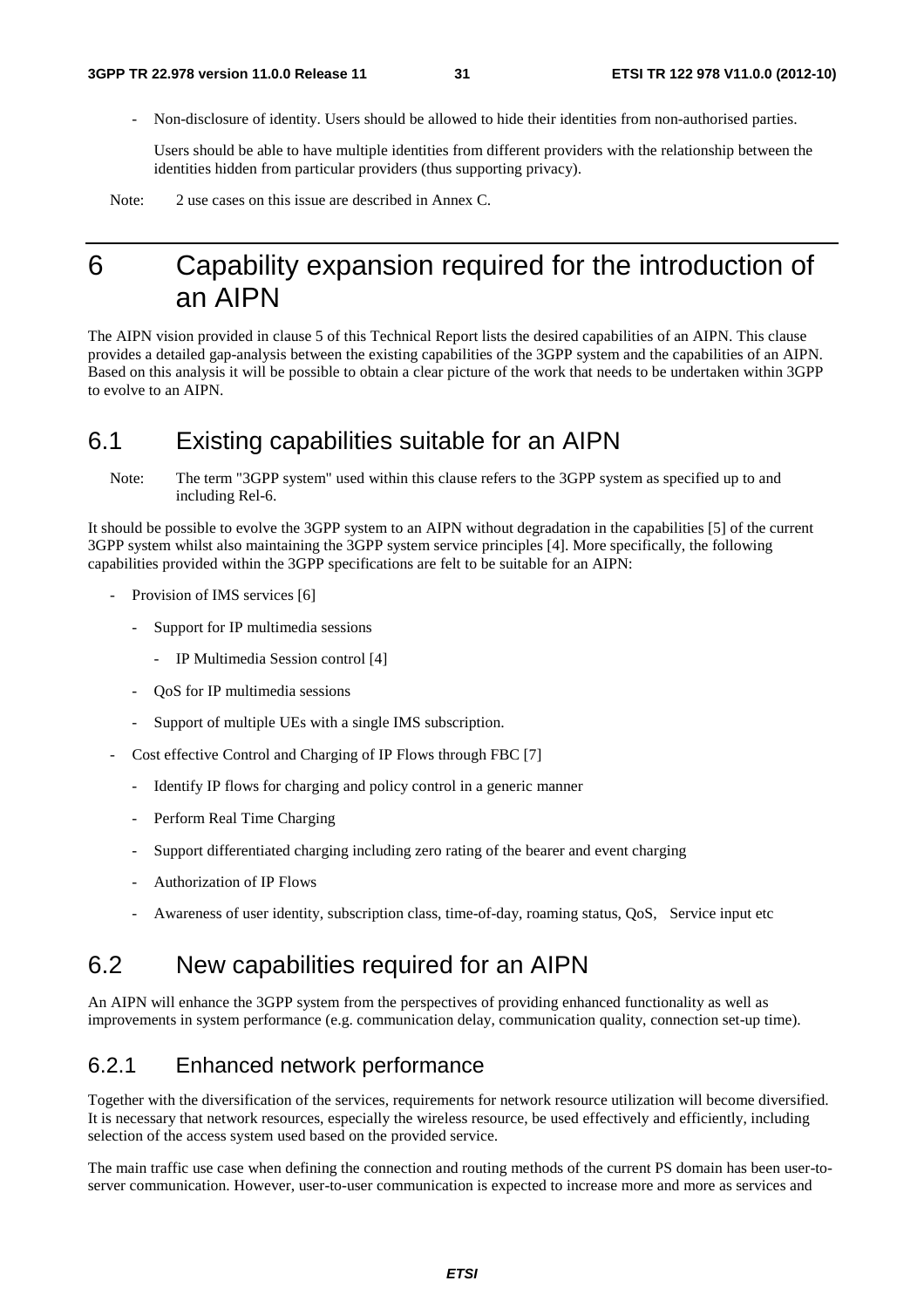- Non-disclosure of identity. Users should be allowed to hide their identities from non-authorised parties.

  Users should be able to have multiple identities from different providers with the relationship between the identities hidden from particular providers (thus supporting privacy).

Note: 2 use cases on this issue are described in Annex C.

# 6 Capability expansion required for the introduction of an AIPN

The AIPN vision provided in clause 5 of this Technical Report lists the desired capabilities of an AIPN. This clause provides a detailed gap-analysis between the existing capabilities of the 3GPP system and the capabilities of an AIPN. Based on this analysis it will be possible to obtain a clear picture of the work that needs to be undertaken within 3GPP to evolve to an AIPN.

## 6.1 Existing capabilities suitable for an AIPN

Note: The term "3GPP system" used within this clause refers to the 3GPP system as specified up to and including Rel-6.

It should be possible to evolve the 3GPP system to an AIPN without degradation in the capabilities [5] of the current 3GPP system whilst also maintaining the 3GPP system service principles [4]. More specifically, the following capabilities provided within the 3GPP specifications are felt to be suitable for an AIPN:

- Provision of IMS services [6]
  - Support for IP multimedia sessions
    - IP Multimedia Session control [4]
  - QoS for IP multimedia sessions
  - Support of multiple UEs with a single IMS subscription.
- Cost effective Control and Charging of IP Flows through FBC [7]
  - Identify IP flows for charging and policy control in a generic manner
  - Perform Real Time Charging
  - Support differentiated charging including zero rating of the bearer and event charging
  - Authorization of IP Flows
  - Awareness of user identity, subscription class, time-of-day, roaming status, QoS, Service input etc

## 6.2 New capabilities required for an AIPN

An AIPN will enhance the 3GPP system from the perspectives of providing enhanced functionality as well as improvements in system performance (e.g. communication delay, communication quality, connection set-up time).

### 6.2.1 Enhanced network performance

Together with the diversification of the services, requirements for network resource utilization will become diversified. It is necessary that network resources, especially the wireless resource, be used effectively and efficiently, including selection of the access system used based on the provided service.

The main traffic use case when defining the connection and routing methods of the current PS domain has been user-to-server communication. However, user-to-user communication is expected to increase more and more as services and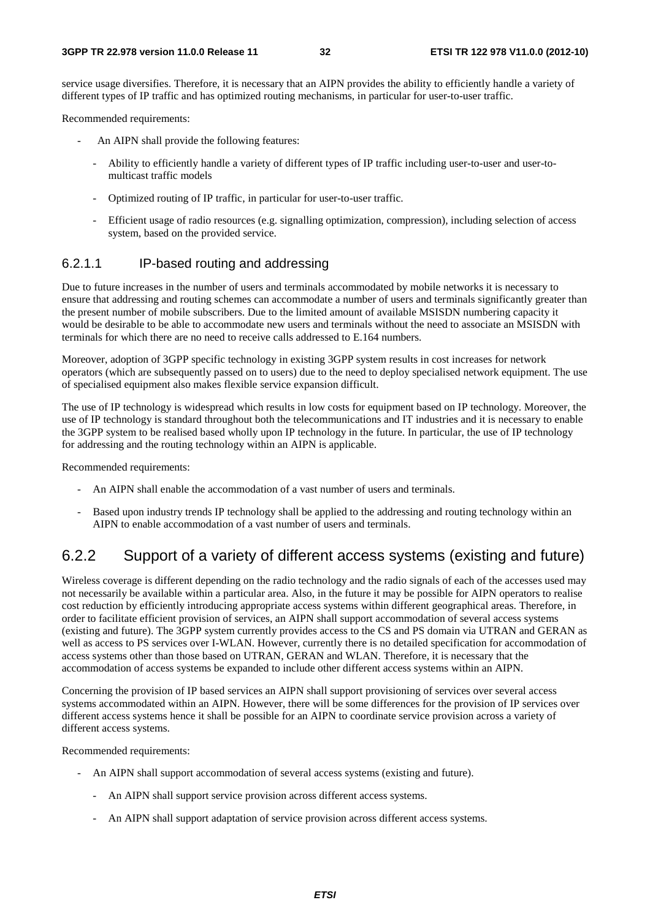service usage diversifies. Therefore, it is necessary that an AIPN provides the ability to efficiently handle a variety of different types of IP traffic and has optimized routing mechanisms, in particular for user-to-user traffic.

Recommended requirements:

- An AIPN shall provide the following features:
  - Ability to efficiently handle a variety of different types of IP traffic including user-to-user and user-to-multicast traffic models
  - Optimized routing of IP traffic, in particular for user-to-user traffic.
  - Efficient usage of radio resources (e.g. signalling optimization, compression), including selection of access system, based on the provided service.

#### 6.2.1.1 IP-based routing and addressing

Due to future increases in the number of users and terminals accommodated by mobile networks it is necessary to ensure that addressing and routing schemes can accommodate a number of users and terminals significantly greater than the present number of mobile subscribers. Due to the limited amount of available MSISDN numbering capacity it would be desirable to be able to accommodate new users and terminals without the need to associate an MSISDN with terminals for which there are no need to receive calls addressed to E.164 numbers.

Moreover, adoption of 3GPP specific technology in existing 3GPP system results in cost increases for network operators (which are subsequently passed on to users) due to the need to deploy specialised network equipment. The use of specialised equipment also makes flexible service expansion difficult.

The use of IP technology is widespread which results in low costs for equipment based on IP technology. Moreover, the use of IP technology is standard throughout both the telecommunications and IT industries and it is necessary to enable the 3GPP system to be realised based wholly upon IP technology in the future. In particular, the use of IP technology for addressing and the routing technology within an AIPN is applicable.

Recommended requirements:

- An AIPN shall enable the accommodation of a vast number of users and terminals.
- Based upon industry trends IP technology shall be applied to the addressing and routing technology within an AIPN to enable accommodation of a vast number of users and terminals.

### 6.2.2 Support of a variety of different access systems (existing and future)

Wireless coverage is different depending on the radio technology and the radio signals of each of the accesses used may not necessarily be available within a particular area. Also, in the future it may be possible for AIPN operators to realise cost reduction by efficiently introducing appropriate access systems within different geographical areas. Therefore, in order to facilitate efficient provision of services, an AIPN shall support accommodation of several access systems (existing and future). The 3GPP system currently provides access to the CS and PS domain via UTRAN and GERAN as well as access to PS services over I-WLAN. However, currently there is no detailed specification for accommodation of access systems other than those based on UTRAN, GERAN and WLAN. Therefore, it is necessary that the accommodation of access systems be expanded to include other different access systems within an AIPN.

Concerning the provision of IP based services an AIPN shall support provisioning of services over several access systems accommodated within an AIPN. However, there will be some differences for the provision of IP services over different access systems hence it shall be possible for an AIPN to coordinate service provision across a variety of different access systems.

Recommended requirements:

- An AIPN shall support accommodation of several access systems (existing and future).
  - An AIPN shall support service provision across different access systems.
  - An AIPN shall support adaptation of service provision across different access systems.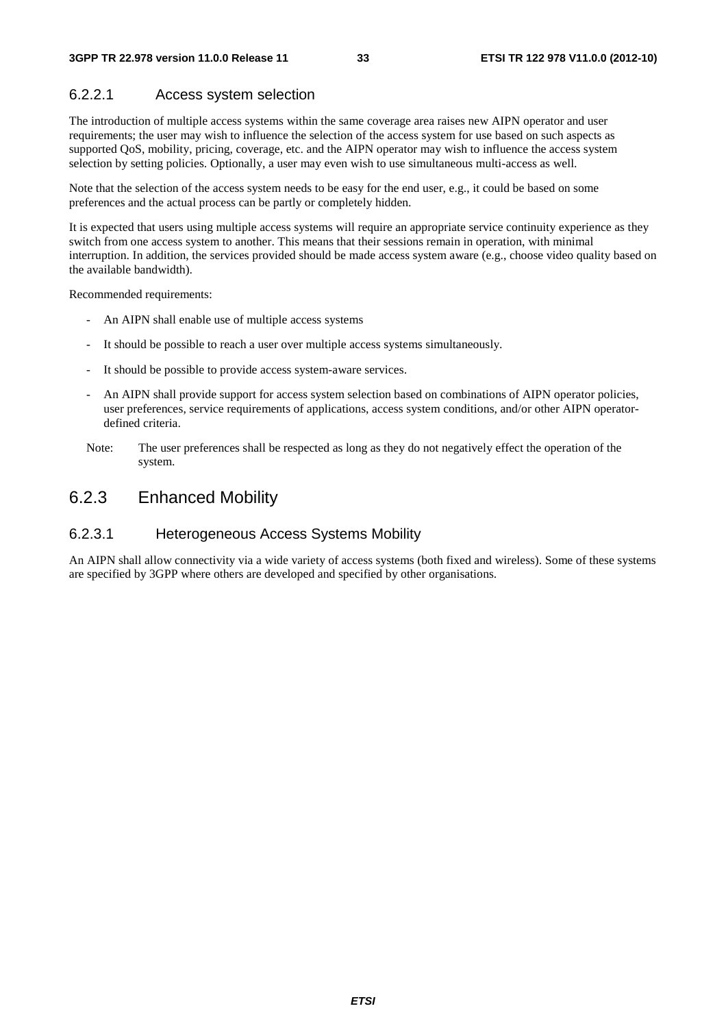#### 6.2.2.1 Access system selection

The introduction of multiple access systems within the same coverage area raises new AIPN operator and user requirements; the user may wish to influence the selection of the access system for use based on such aspects as supported QoS, mobility, pricing, coverage, etc. and the AIPN operator may wish to influence the access system selection by setting policies. Optionally, a user may even wish to use simultaneous multi-access as well.

Note that the selection of the access system needs to be easy for the end user, e.g., it could be based on some preferences and the actual process can be partly or completely hidden.

It is expected that users using multiple access systems will require an appropriate service continuity experience as they switch from one access system to another. This means that their sessions remain in operation, with minimal interruption. In addition, the services provided should be made access system aware (e.g., choose video quality based on the available bandwidth).

Recommended requirements:

- An AIPN shall enable use of multiple access systems
- It should be possible to reach a user over multiple access systems simultaneously.
- It should be possible to provide access system-aware services.
- An AIPN shall provide support for access system selection based on combinations of AIPN operator policies, user preferences, service requirements of applications, access system conditions, and/or other AIPN operator-defined criteria.

Note: The user preferences shall be respected as long as they do not negatively effect the operation of the system.

### 6.2.3 Enhanced Mobility

#### 6.2.3.1 Heterogeneous Access Systems Mobility

An AIPN shall allow connectivity via a wide variety of access systems (both fixed and wireless). Some of these systems are specified by 3GPP where others are developed and specified by other organisations.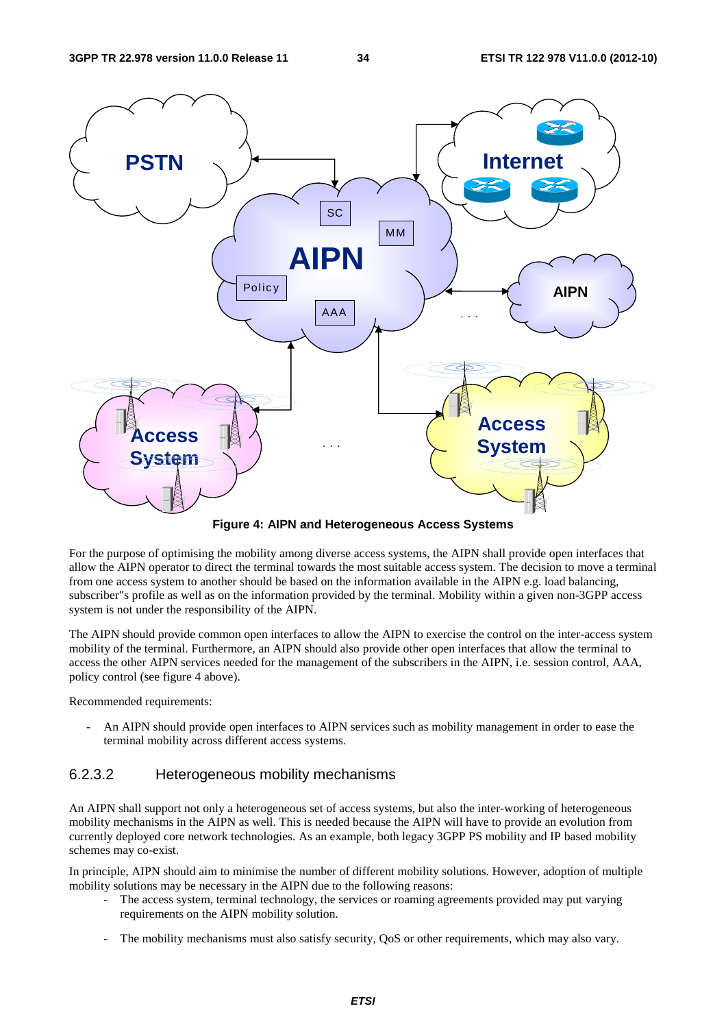**Figure 4: AIPN and Heterogeneous Access Systems**

For the purpose of optimising the mobility among diverse access systems, the AIPN shall provide open interfaces that allow the AIPN operator to direct the terminal towards the most suitable access system. The decision to move a terminal from one access system to another should be based on the information available in the AIPN e.g. load balancing, subscriber"s profile as well as on the information provided by the terminal. Mobility within a given non-3GPP access system is not under the responsibility of the AIPN.

The AIPN should provide common open interfaces to allow the AIPN to exercise the control on the inter-access system mobility of the terminal. Furthermore, an AIPN should also provide other open interfaces that allow the terminal to access the other AIPN services needed for the management of the subscribers in the AIPN, i.e. session control, AAA, policy control (see figure 4 above).

Recommended requirements:

- An AIPN should provide open interfaces to AIPN services such as mobility management in order to ease the terminal mobility across different access systems.

### 6.2.3.2 Heterogeneous mobility mechanisms

An AIPN shall support not only a heterogeneous set of access systems, but also the inter-working of heterogeneous mobility mechanisms in the AIPN as well. This is needed because the AIPN will have to provide an evolution from currently deployed core network technologies. As an example, both legacy 3GPP PS mobility and IP based mobility schemes may co-exist.

In principle, AIPN should aim to minimise the number of different mobility solutions. However, adoption of multiple mobility solutions may be necessary in the AIPN due to the following reasons:

- The access system, terminal technology, the services or roaming agreements provided may put varying requirements on the AIPN mobility solution.
- The mobility mechanisms must also satisfy security, QoS or other requirements, which may also vary.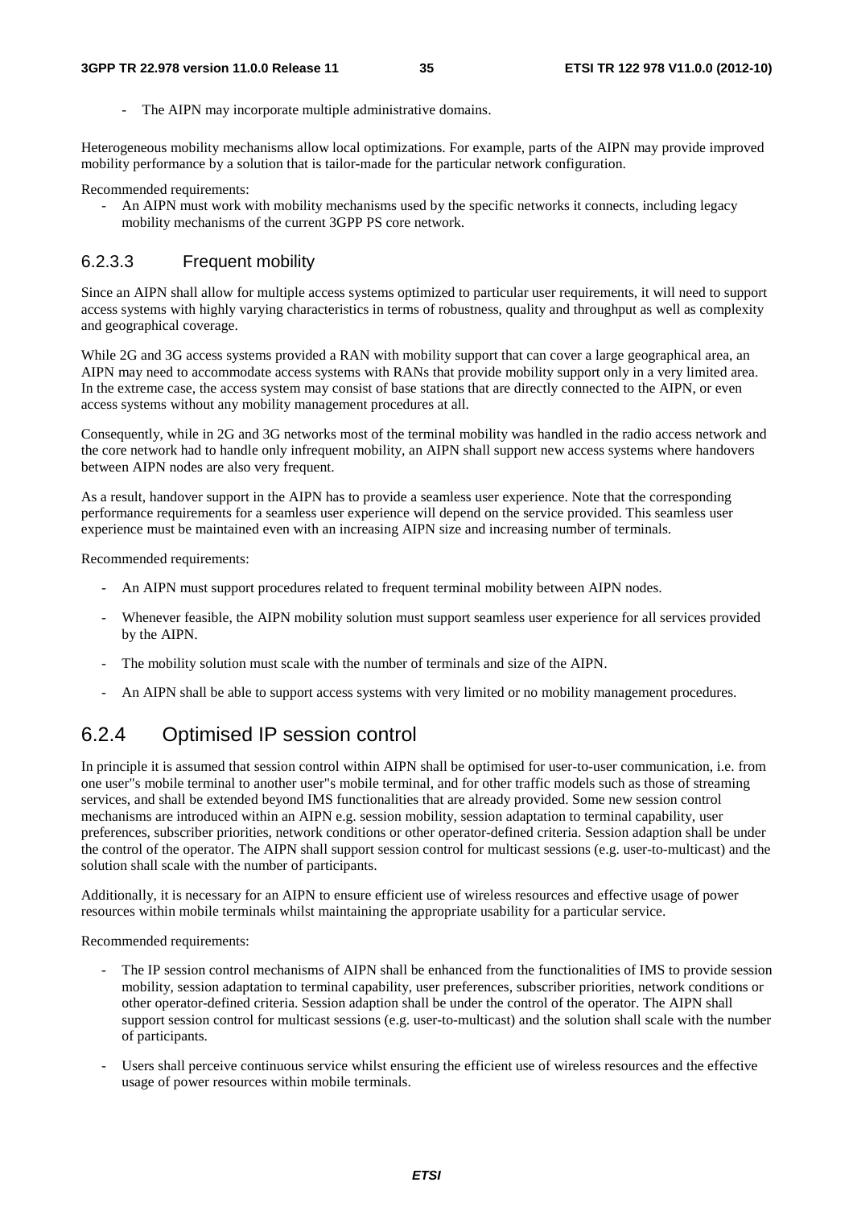- The AIPN may incorporate multiple administrative domains.

Heterogeneous mobility mechanisms allow local optimizations. For example, parts of the AIPN may provide improved mobility performance by a solution that is tailor-made for the particular network configuration.

Recommended requirements:

- An AIPN must work with mobility mechanisms used by the specific networks it connects, including legacy mobility mechanisms of the current 3GPP PS core network.

#### 6.2.3.3 Frequent mobility

Since an AIPN shall allow for multiple access systems optimized to particular user requirements, it will need to support access systems with highly varying characteristics in terms of robustness, quality and throughput as well as complexity and geographical coverage.

While 2G and 3G access systems provided a RAN with mobility support that can cover a large geographical area, an AIPN may need to accommodate access systems with RANs that provide mobility support only in a very limited area. In the extreme case, the access system may consist of base stations that are directly connected to the AIPN, or even access systems without any mobility management procedures at all.

Consequently, while in 2G and 3G networks most of the terminal mobility was handled in the radio access network and the core network had to handle only infrequent mobility, an AIPN shall support new access systems where handovers between AIPN nodes are also very frequent.

As a result, handover support in the AIPN has to provide a seamless user experience. Note that the corresponding performance requirements for a seamless user experience will depend on the service provided. This seamless user experience must be maintained even with an increasing AIPN size and increasing number of terminals.

Recommended requirements:

- An AIPN must support procedures related to frequent terminal mobility between AIPN nodes.
- Whenever feasible, the AIPN mobility solution must support seamless user experience for all services provided by the AIPN.
- The mobility solution must scale with the number of terminals and size of the AIPN.
- An AIPN shall be able to support access systems with very limited or no mobility management procedures.

### 6.2.4 Optimised IP session control

In principle it is assumed that session control within AIPN shall be optimised for user-to-user communication, i.e. from one user"s mobile terminal to another user"s mobile terminal, and for other traffic models such as those of streaming services, and shall be extended beyond IMS functionalities that are already provided. Some new session control mechanisms are introduced within an AIPN e.g. session mobility, session adaptation to terminal capability, user preferences, subscriber priorities, network conditions or other operator-defined criteria. Session adaption shall be under the control of the operator. The AIPN shall support session control for multicast sessions (e.g. user-to-multicast) and the solution shall scale with the number of participants.

Additionally, it is necessary for an AIPN to ensure efficient use of wireless resources and effective usage of power resources within mobile terminals whilst maintaining the appropriate usability for a particular service.

Recommended requirements:

- The IP session control mechanisms of AIPN shall be enhanced from the functionalities of IMS to provide session mobility, session adaptation to terminal capability, user preferences, subscriber priorities, network conditions or other operator-defined criteria. Session adaption shall be under the control of the operator. The AIPN shall support session control for multicast sessions (e.g. user-to-multicast) and the solution shall scale with the number of participants.
- Users shall perceive continuous service whilst ensuring the efficient use of wireless resources and the effective usage of power resources within mobile terminals.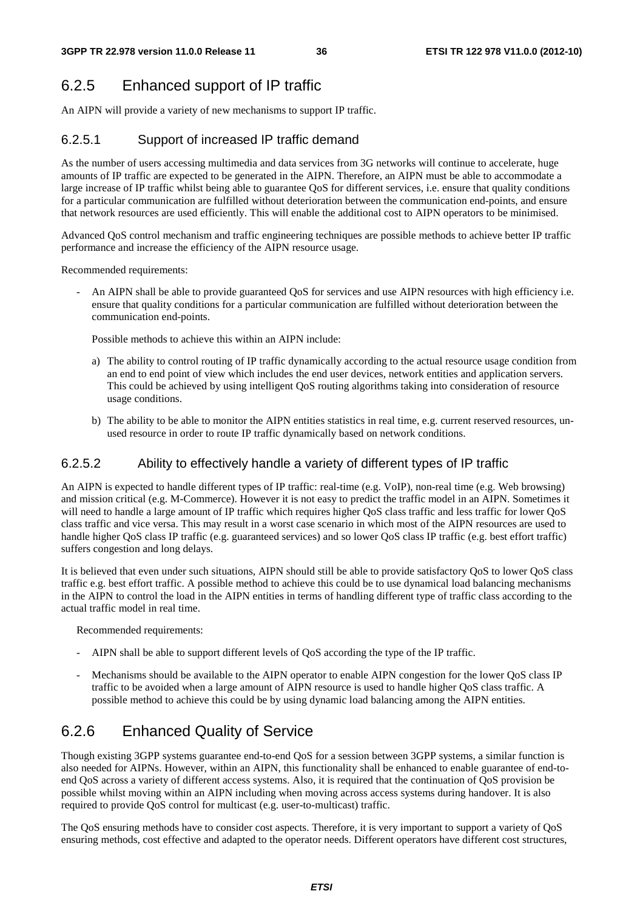## 6.2.5 Enhanced support of IP traffic

An AIPN will provide a variety of new mechanisms to support IP traffic.

### 6.2.5.1 Support of increased IP traffic demand

As the number of users accessing multimedia and data services from 3G networks will continue to accelerate, huge amounts of IP traffic are expected to be generated in the AIPN. Therefore, an AIPN must be able to accommodate a large increase of IP traffic whilst being able to guarantee QoS for different services, i.e. ensure that quality conditions for a particular communication are fulfilled without deterioration between the communication end-points, and ensure that network resources are used efficiently. This will enable the additional cost to AIPN operators to be minimised.

Advanced QoS control mechanism and traffic engineering techniques are possible methods to achieve better IP traffic performance and increase the efficiency of the AIPN resource usage.

Recommended requirements:

- An AIPN shall be able to provide guaranteed QoS for services and use AIPN resources with high efficiency i.e. ensure that quality conditions for a particular communication are fulfilled without deterioration between the communication end-points.

  Possible methods to achieve this within an AIPN include:

  a) The ability to control routing of IP traffic dynamically according to the actual resource usage condition from an end to end point of view which includes the end user devices, network entities and application servers. This could be achieved by using intelligent QoS routing algorithms taking into consideration of resource usage conditions.

  b) The ability to be able to monitor the AIPN entities statistics in real time, e.g. current reserved resources, un-used resource in order to route IP traffic dynamically based on network conditions.

### 6.2.5.2 Ability to effectively handle a variety of different types of IP traffic

An AIPN is expected to handle different types of IP traffic: real-time (e.g. VoIP), non-real time (e.g. Web browsing) and mission critical (e.g. M-Commerce). However it is not easy to predict the traffic model in an AIPN. Sometimes it will need to handle a large amount of IP traffic which requires higher QoS class traffic and less traffic for lower QoS class traffic and vice versa. This may result in a worst case scenario in which most of the AIPN resources are used to handle higher QoS class IP traffic (e.g. guaranteed services) and so lower QoS class IP traffic (e.g. best effort traffic) suffers congestion and long delays.

It is believed that even under such situations, AIPN should still be able to provide satisfactory QoS to lower QoS class traffic e.g. best effort traffic. A possible method to achieve this could be to use dynamical load balancing mechanisms in the AIPN to control the load in the AIPN entities in terms of handling different type of traffic class according to the actual traffic model in real time.

Recommended requirements:

- AIPN shall be able to support different levels of QoS according the type of the IP traffic.
- Mechanisms should be available to the AIPN operator to enable AIPN congestion for the lower QoS class IP traffic to be avoided when a large amount of AIPN resource is used to handle higher QoS class traffic. A possible method to achieve this could be by using dynamic load balancing among the AIPN entities.

## 6.2.6 Enhanced Quality of Service

Though existing 3GPP systems guarantee end-to-end QoS for a session between 3GPP systems, a similar function is also needed for AIPNs. However, within an AIPN, this functionality shall be enhanced to enable guarantee of end-to-end QoS across a variety of different access systems. Also, it is required that the continuation of QoS provision be possible whilst moving within an AIPN including when moving across access systems during handover. It is also required to provide QoS control for multicast (e.g. user-to-multicast) traffic.

The QoS ensuring methods have to consider cost aspects. Therefore, it is very important to support a variety of QoS ensuring methods, cost effective and adapted to the operator needs. Different operators have different cost structures,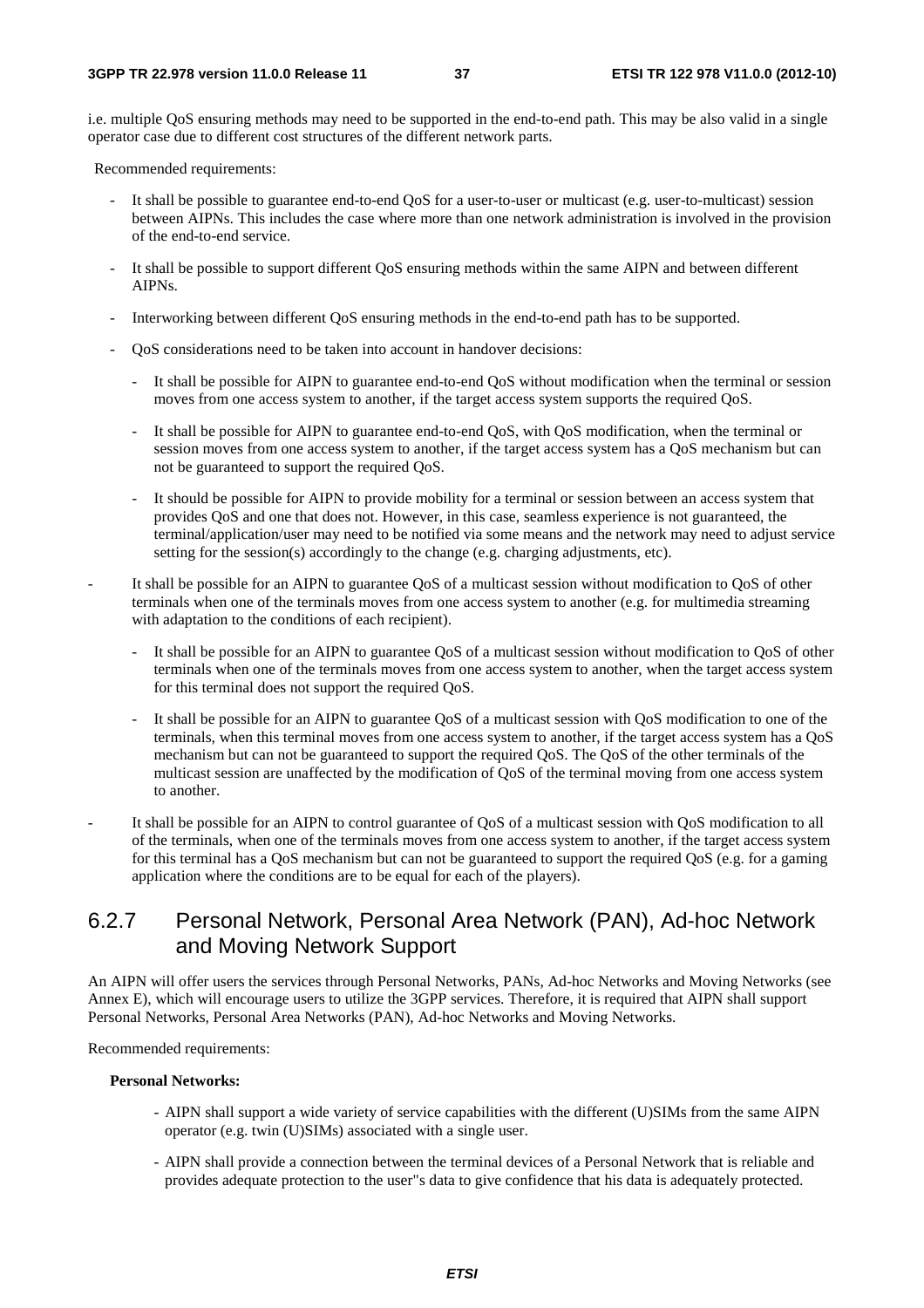i.e. multiple QoS ensuring methods may need to be supported in the end-to-end path. This may be also valid in a single operator case due to different cost structures of the different network parts.

Recommended requirements:

- It shall be possible to guarantee end-to-end QoS for a user-to-user or multicast (e.g. user-to-multicast) session between AIPNs. This includes the case where more than one network administration is involved in the provision of the end-to-end service.
- It shall be possible to support different QoS ensuring methods within the same AIPN and between different AIPNs.
- Interworking between different QoS ensuring methods in the end-to-end path has to be supported.
- QoS considerations need to be taken into account in handover decisions:
    - It shall be possible for AIPN to guarantee end-to-end QoS without modification when the terminal or session moves from one access system to another, if the target access system supports the required QoS.
    - It shall be possible for AIPN to guarantee end-to-end QoS, with QoS modification, when the terminal or session moves from one access system to another, if the target access system has a QoS mechanism but can not be guaranteed to support the required QoS.
    - It should be possible for AIPN to provide mobility for a terminal or session between an access system that provides QoS and one that does not. However, in this case, seamless experience is not guaranteed, the terminal/application/user may need to be notified via some means and the network may need to adjust service setting for the session(s) accordingly to the change (e.g. charging adjustments, etc).
- It shall be possible for an AIPN to guarantee QoS of a multicast session without modification to QoS of other terminals when one of the terminals moves from one access system to another (e.g. for multimedia streaming with adaptation to the conditions of each recipient).
    - It shall be possible for an AIPN to guarantee QoS of a multicast session without modification to QoS of other terminals when one of the terminals moves from one access system to another, when the target access system for this terminal does not support the required QoS.
    - It shall be possible for an AIPN to guarantee QoS of a multicast session with QoS modification to one of the terminals, when this terminal moves from one access system to another, if the target access system has a QoS mechanism but can not be guaranteed to support the required QoS. The QoS of the other terminals of the multicast session are unaffected by the modification of QoS of the terminal moving from one access system to another.
- It shall be possible for an AIPN to control guarantee of QoS of a multicast session with QoS modification to all of the terminals, when one of the terminals moves from one access system to another, if the target access system for this terminal has a QoS mechanism but can not be guaranteed to support the required QoS (e.g. for a gaming application where the conditions are to be equal for each of the players).

### 6.2.7 Personal Network, Personal Area Network (PAN), Ad-hoc Network and Moving Network Support

An AIPN will offer users the services through Personal Networks, PANs, Ad-hoc Networks and Moving Networks (see Annex E), which will encourage users to utilize the 3GPP services. Therefore, it is required that AIPN shall support Personal Networks, Personal Area Networks (PAN), Ad-hoc Networks and Moving Networks.

Recommended requirements:

**Personal Networks:**

- AIPN shall support a wide variety of service capabilities with the different (U)SIMs from the same AIPN operator (e.g. twin (U)SIMs) associated with a single user.
- AIPN shall provide a connection between the terminal devices of a Personal Network that is reliable and provides adequate protection to the user"s data to give confidence that his data is adequately protected.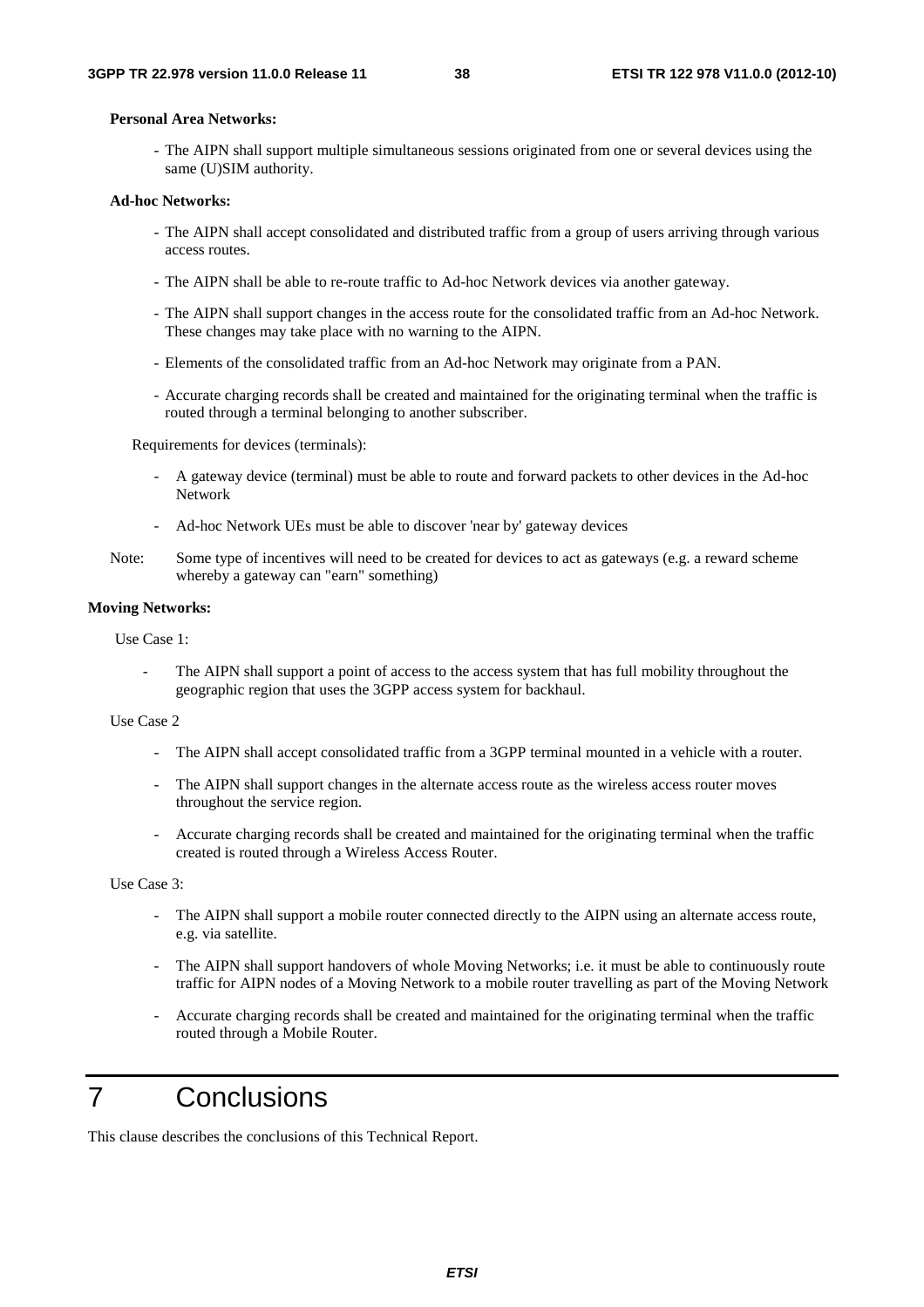**Personal Area Networks:**

- The AIPN shall support multiple simultaneous sessions originated from one or several devices using the same (U)SIM authority.

**Ad-hoc Networks:**

- The AIPN shall accept consolidated and distributed traffic from a group of users arriving through various access routes.
- The AIPN shall be able to re-route traffic to Ad-hoc Network devices via another gateway.
- The AIPN shall support changes in the access route for the consolidated traffic from an Ad-hoc Network. These changes may take place with no warning to the AIPN.
- Elements of the consolidated traffic from an Ad-hoc Network may originate from a PAN.
- Accurate charging records shall be created and maintained for the originating terminal when the traffic is routed through a terminal belonging to another subscriber.

Requirements for devices (terminals):

- A gateway device (terminal) must be able to route and forward packets to other devices in the Ad-hoc Network
- Ad-hoc Network UEs must be able to discover 'near by' gateway devices

Note: Some type of incentives will need to be created for devices to act as gateways (e.g. a reward scheme whereby a gateway can "earn" something)

**Moving Networks:**

Use Case 1:

- The AIPN shall support a point of access to the access system that has full mobility throughout the geographic region that uses the 3GPP access system for backhaul.

Use Case 2

- The AIPN shall accept consolidated traffic from a 3GPP terminal mounted in a vehicle with a router.
- The AIPN shall support changes in the alternate access route as the wireless access router moves throughout the service region.
- Accurate charging records shall be created and maintained for the originating terminal when the traffic created is routed through a Wireless Access Router.

Use Case 3:

- The AIPN shall support a mobile router connected directly to the AIPN using an alternate access route, e.g. via satellite.
- The AIPN shall support handovers of whole Moving Networks; i.e. it must be able to continuously route traffic for AIPN nodes of a Moving Network to a mobile router travelling as part of the Moving Network
- Accurate charging records shall be created and maintained for the originating terminal when the traffic routed through a Mobile Router.

# 7 Conclusions

This clause describes the conclusions of this Technical Report.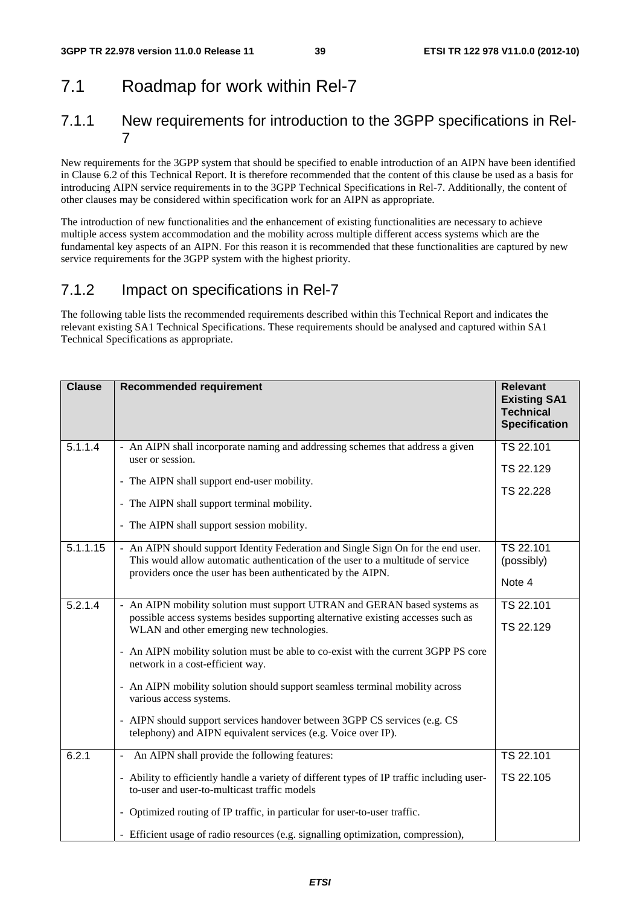# 7.1 Roadmap for work within Rel-7

## 7.1.1 New requirements for introduction to the 3GPP specifications in Rel-7

New requirements for the 3GPP system that should be specified to enable introduction of an AIPN have been identified in Clause 6.2 of this Technical Report. It is therefore recommended that the content of this clause be used as a basis for introducing AIPN service requirements in to the 3GPP Technical Specifications in Rel-7. Additionally, the content of other clauses may be considered within specification work for an AIPN as appropriate.

The introduction of new functionalities and the enhancement of existing functionalities are necessary to achieve multiple access system accommodation and the mobility across multiple different access systems which are the fundamental key aspects of an AIPN. For this reason it is recommended that these functionalities are captured by new service requirements for the 3GPP system with the highest priority.

## 7.1.2 Impact on specifications in Rel-7

The following table lists the recommended requirements described within this Technical Report and indicates the relevant existing SA1 Technical Specifications. These requirements should be analysed and captured within SA1 Technical Specifications as appropriate.

| Clause | Recommended requirement | Relevant Existing SA1 Technical Specification |
|---|---|---|
| 5.1.1.4 | - An AIPN shall incorporate naming and addressing schemes that address a given user or session.<br>- The AIPN shall support end-user mobility.<br>- The AIPN shall support terminal mobility.<br>- The AIPN shall support session mobility. | TS 22.101<br>TS 22.129<br>TS 22.228 |
| 5.1.1.15 | - An AIPN should support Identity Federation and Single Sign On for the end user. This would allow automatic authentication of the user to a multitude of service providers once the user has been authenticated by the AIPN. | TS 22.101 (possibly)<br>Note 4 |
| 5.2.1.4 | - An AIPN mobility solution must support UTRAN and GERAN based systems as possible access systems besides supporting alternative existing accesses such as WLAN and other emerging new technologies.<br>- An AIPN mobility solution must be able to co-exist with the current 3GPP PS core network in a cost-efficient way.<br>- An AIPN mobility solution should support seamless terminal mobility across various access systems.<br>- AIPN should support services handover between 3GPP CS services (e.g. CS telephony) and AIPN equivalent services (e.g. Voice over IP). | TS 22.101<br>TS 22.129 |
| 6.2.1 | - An AIPN shall provide the following features:<br>- Ability to efficiently handle a variety of different types of IP traffic including user-to-user and user-to-multicast traffic models<br>- Optimized routing of IP traffic, in particular for user-to-user traffic.<br>- Efficient usage of radio resources (e.g. signalling optimization, compression), | TS 22.101<br>TS 22.105 |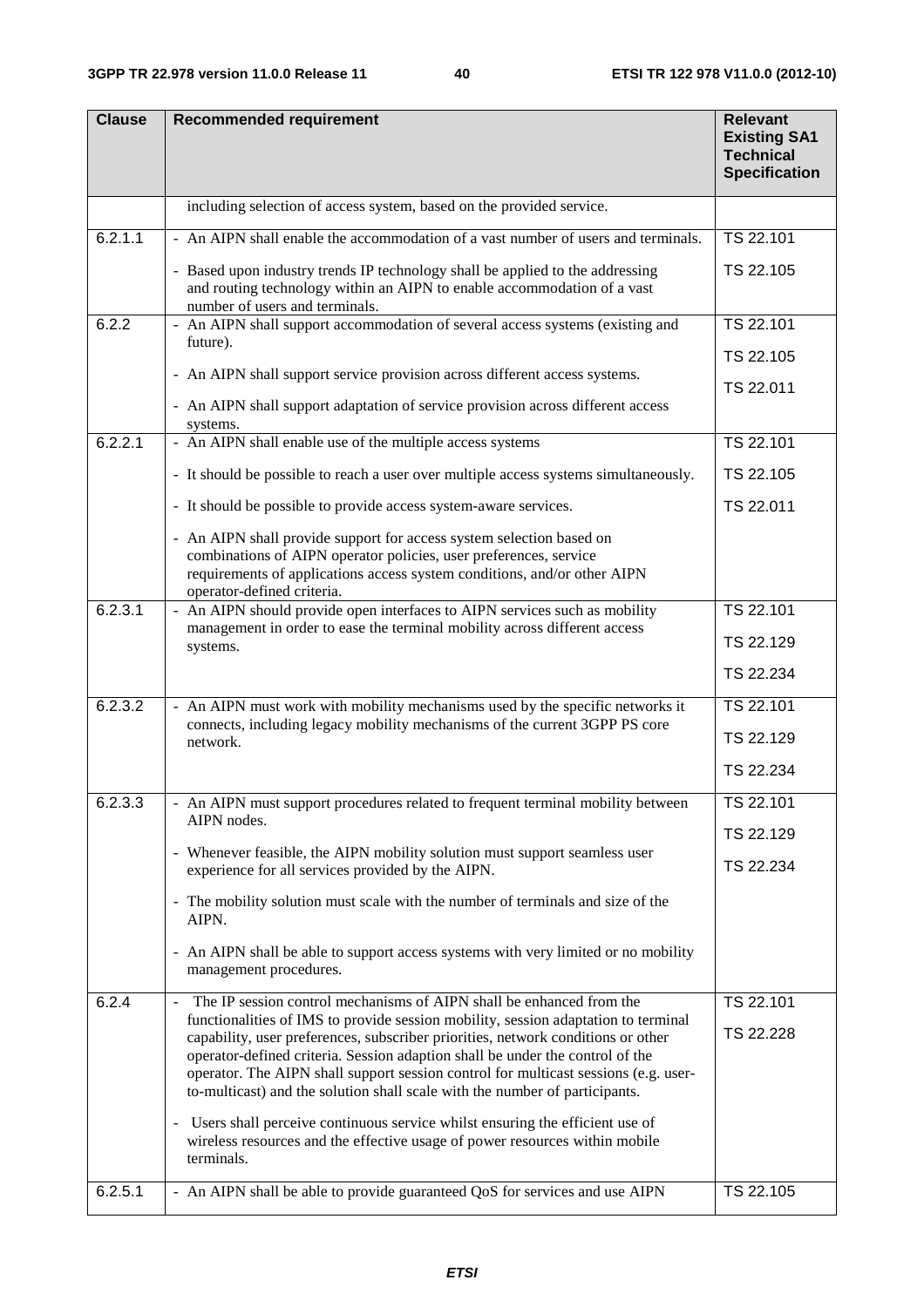| Clause | Recommended requirement | Relevant Existing SA1 Technical Specification |
|---|---|---|
| | including selection of access system, based on the provided service. | |
| 6.2.1.1 | - An AIPN shall enable the accommodation of a vast number of users and terminals.<br><br>- Based upon industry trends IP technology shall be applied to the addressing and routing technology within an AIPN to enable accommodation of a vast number of users and terminals. | TS 22.101<br><br>TS 22.105 |
| 6.2.2 | - An AIPN shall support accommodation of several access systems (existing and future).<br><br>- An AIPN shall support service provision across different access systems.<br><br>- An AIPN shall support adaptation of service provision across different access systems. | TS 22.101<br><br>TS 22.105<br><br>TS 22.011 |
| 6.2.2.1 | - An AIPN shall enable use of the multiple access systems<br><br>- It should be possible to reach a user over multiple access systems simultaneously.<br><br>- It should be possible to provide access system-aware services.<br><br>- An AIPN shall provide support for access system selection based on combinations of AIPN operator policies, user preferences, service requirements of applications access system conditions, and/or other AIPN operator-defined criteria. | TS 22.101<br><br>TS 22.105<br><br>TS 22.011 |
| 6.2.3.1 | - An AIPN should provide open interfaces to AIPN services such as mobility management in order to ease the terminal mobility across different access systems. | TS 22.101<br><br>TS 22.129<br><br>TS 22.234 |
| 6.2.3.2 | - An AIPN must work with mobility mechanisms used by the specific networks it connects, including legacy mobility mechanisms of the current 3GPP PS core network. | TS 22.101<br><br>TS 22.129<br><br>TS 22.234 |
| 6.2.3.3 | - An AIPN must support procedures related to frequent terminal mobility between AIPN nodes.<br><br>- Whenever feasible, the AIPN mobility solution must support seamless user experience for all services provided by the AIPN.<br><br>- The mobility solution must scale with the number of terminals and size of the AIPN.<br><br>- An AIPN shall be able to support access systems with very limited or no mobility management procedures. | TS 22.101<br><br>TS 22.129<br><br>TS 22.234 |
| 6.2.4 | - The IP session control mechanisms of AIPN shall be enhanced from the functionalities of IMS to provide session mobility, session adaptation to terminal capability, user preferences, subscriber priorities, network conditions or other operator-defined criteria. Session adaption shall be under the control of the operator. The AIPN shall support session control for multicast sessions (e.g. user-to-multicast) and the solution shall scale with the number of participants.<br><br>- Users shall perceive continuous service whilst ensuring the efficient use of wireless resources and the effective usage of power resources within mobile terminals. | TS 22.101<br><br>TS 22.228 |
| 6.2.5.1 | - An AIPN shall be able to provide guaranteed QoS for services and use AIPN | TS 22.105 |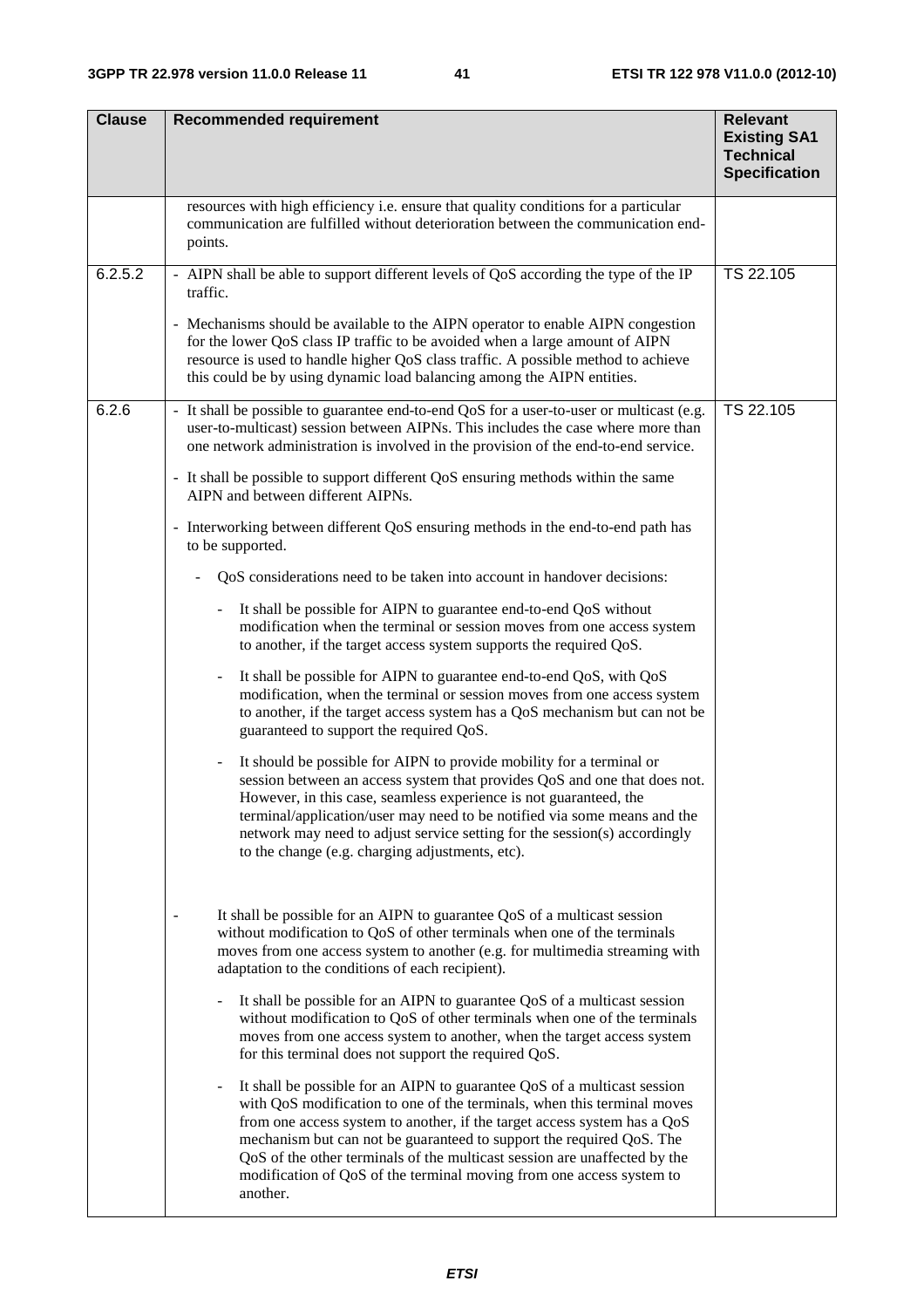| Clause | Recommended requirement | Relevant Existing SA1 Technical Specification |
|---|---|---|
| | resources with high efficiency i.e. ensure that quality conditions for a particular communication are fulfilled without deterioration between the communication end-points. | |
| 6.2.5.2 | - AIPN shall be able to support different levels of QoS according the type of the IP traffic.<br><br>- Mechanisms should be available to the AIPN operator to enable AIPN congestion for the lower QoS class IP traffic to be avoided when a large amount of AIPN resource is used to handle higher QoS class traffic. A possible method to achieve this could be by using dynamic load balancing among the AIPN entities. | TS 22.105 |
| 6.2.6 | - It shall be possible to guarantee end-to-end QoS for a user-to-user or multicast (e.g. user-to-multicast) session between AIPNs. This includes the case where more than one network administration is involved in the provision of the end-to-end service.<br><br>- It shall be possible to support different QoS ensuring methods within the same AIPN and between different AIPNs.<br><br>- Interworking between different QoS ensuring methods in the end-to-end path has to be supported.<br><br>- QoS considerations need to be taken into account in handover decisions:<br><br>- It shall be possible for AIPN to guarantee end-to-end QoS without modification when the terminal or session moves from one access system to another, if the target access system supports the required QoS.<br><br>- It shall be possible for AIPN to guarantee end-to-end QoS, with QoS modification, when the terminal or session moves from one access system to another, if the target access system has a QoS mechanism but can not be guaranteed to support the required QoS.<br><br>- It should be possible for AIPN to provide mobility for a terminal or session between an access system that provides QoS and one that does not. However, in this case, seamless experience is not guaranteed, the terminal/application/user may need to be notified via some means and the network may need to adjust service setting for the session(s) accordingly to the change (e.g. charging adjustments, etc).<br><br>- It shall be possible for an AIPN to guarantee QoS of a multicast session without modification to QoS of other terminals when one of the terminals moves from one access system to another (e.g. for multimedia streaming with adaptation to the conditions of each recipient).<br><br>- It shall be possible for an AIPN to guarantee QoS of a multicast session without modification to QoS of other terminals when one of the terminals moves from one access system to another, when the target access system for this terminal does not support the required QoS.<br><br>- It shall be possible for an AIPN to guarantee QoS of a multicast session with QoS modification to one of the terminals, when this terminal moves from one access system to another, if the target access system has a QoS mechanism but can not be guaranteed to support the required QoS. The QoS of the other terminals of the multicast session are unaffected by the modification of QoS of the terminal moving from one access system to another. | TS 22.105 |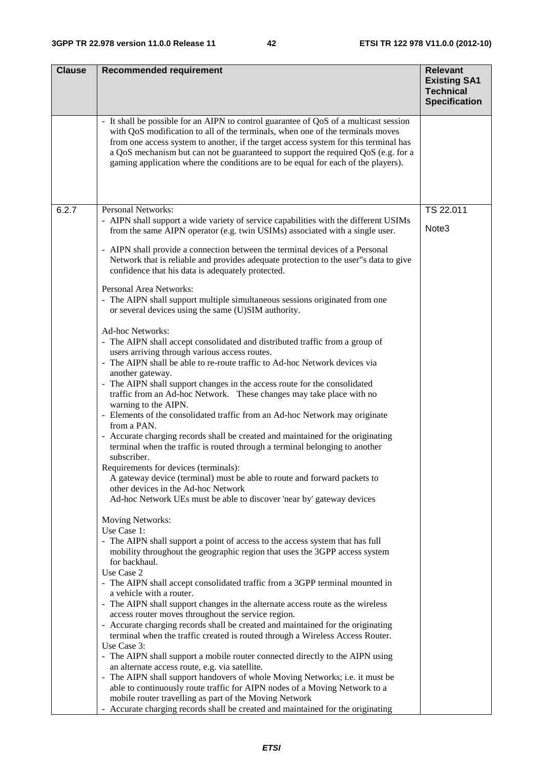| Clause | Recommended requirement | Relevant Existing SA1 Technical Specification |
|---|---|---|
| | - It shall be possible for an AIPN to control guarantee of QoS of a multicast session with QoS modification to all of the terminals, when one of the terminals moves from one access system to another, if the target access system for this terminal has a QoS mechanism but can not be guaranteed to support the required QoS (e.g. for a gaming application where the conditions are to be equal for each of the players). | |
| 6.2.7 | Personal Networks:<br>- AIPN shall support a wide variety of service capabilities with the different USIMs from the same AIPN operator (e.g. twin USIMs) associated with a single user.<br><br>- AIPN shall provide a connection between the terminal devices of a Personal Network that is reliable and provides adequate protection to the user"s data to give confidence that his data is adequately protected.<br><br>Personal Area Networks:<br>- The AIPN shall support multiple simultaneous sessions originated from one or several devices using the same (U)SIM authority.<br><br>Ad-hoc Networks:<br>- The AIPN shall accept consolidated and distributed traffic from a group of users arriving through various access routes.<br>- The AIPN shall be able to re-route traffic to Ad-hoc Network devices via another gateway.<br>- The AIPN shall support changes in the access route for the consolidated traffic from an Ad-hoc Network. These changes may take place with no warning to the AIPN.<br>- Elements of the consolidated traffic from an Ad-hoc Network may originate from a PAN.<br>- Accurate charging records shall be created and maintained for the originating terminal when the traffic is routed through a terminal belonging to another subscriber.<br>Requirements for devices (terminals):<br>A gateway device (terminal) must be able to route and forward packets to other devices in the Ad-hoc Network<br>Ad-hoc Network UEs must be able to discover 'near by' gateway devices<br><br>Moving Networks:<br>Use Case 1:<br>- The AIPN shall support a point of access to the access system that has full mobility throughout the geographic region that uses the 3GPP access system for backhaul.<br>Use Case 2<br>- The AIPN shall accept consolidated traffic from a 3GPP terminal mounted in a vehicle with a router.<br>- The AIPN shall support changes in the alternate access route as the wireless access router moves throughout the service region.<br>- Accurate charging records shall be created and maintained for the originating terminal when the traffic created is routed through a Wireless Access Router.<br>Use Case 3:<br>- The AIPN shall support a mobile router connected directly to the AIPN using an alternate access route, e.g. via satellite.<br>- The AIPN shall support handovers of whole Moving Networks; i.e. it must be able to continuously route traffic for AIPN nodes of a Moving Network to a mobile router travelling as part of the Moving Network<br>- Accurate charging records shall be created and maintained for the originating | TS 22.011<br><br>Note3 |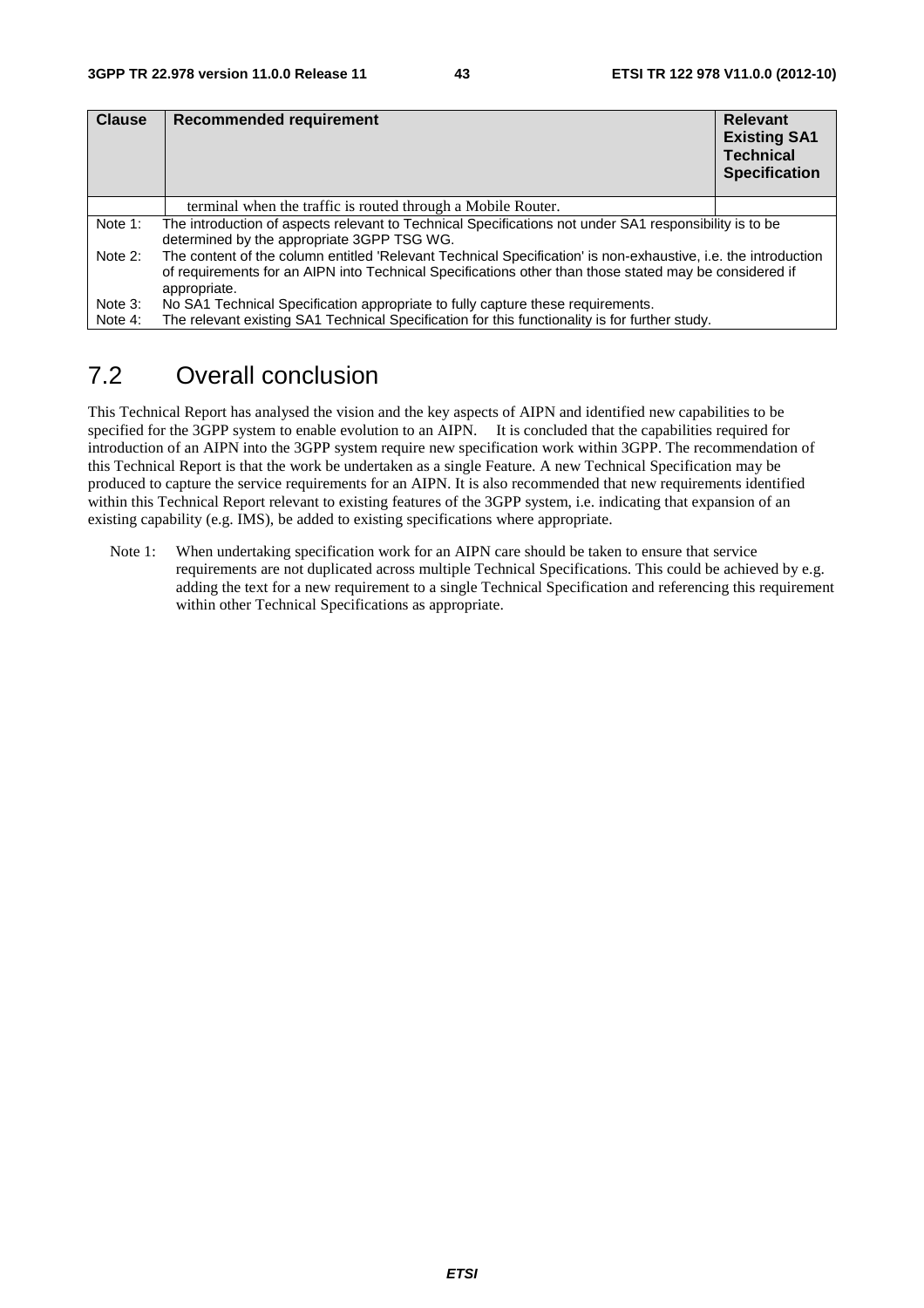| Clause | Recommended requirement | Relevant Existing SA1 Technical Specification |
|---|---|---|
| | terminal when the traffic is routed through a Mobile Router. | |

Note 1: The introduction of aspects relevant to Technical Specifications not under SA1 responsibility is to be determined by the appropriate 3GPP TSG WG.

Note 2: The content of the column entitled 'Relevant Technical Specification' is non-exhaustive, i.e. the introduction of requirements for an AIPN into Technical Specifications other than those stated may be considered if appropriate.

Note 3: No SA1 Technical Specification appropriate to fully capture these requirements.

Note 4: The relevant existing SA1 Technical Specification for this functionality is for further study.

## 7.2 Overall conclusion

This Technical Report has analysed the vision and the key aspects of AIPN and identified new capabilities to be specified for the 3GPP system to enable evolution to an AIPN. It is concluded that the capabilities required for introduction of an AIPN into the 3GPP system require new specification work within 3GPP. The recommendation of this Technical Report is that the work be undertaken as a single Feature. A new Technical Specification may be produced to capture the service requirements for an AIPN. It is also recommended that new requirements identified within this Technical Report relevant to existing features of the 3GPP system, i.e. indicating that expansion of an existing capability (e.g. IMS), be added to existing specifications where appropriate.

Note 1: When undertaking specification work for an AIPN care should be taken to ensure that service requirements are not duplicated across multiple Technical Specifications. This could be achieved by e.g. adding the text for a new requirement to a single Technical Specification and referencing this requirement within other Technical Specifications as appropriate.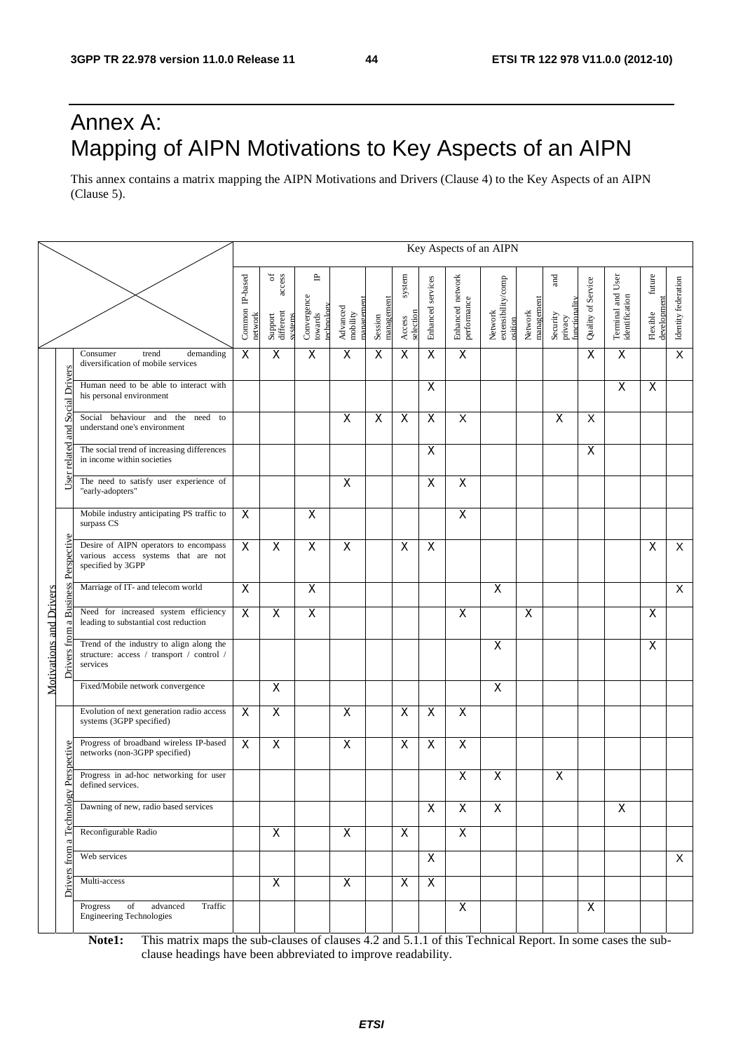# Annex A: Mapping of AIPN Motivations to Key Aspects of an AIPN

This annex contains a matrix mapping the AIPN Motivations and Drivers (Clause 4) to the Key Aspects of an AIPN (Clause 5).

| Motivations and Drivers | | | Key Aspects of an AIPN | | | | | | | | | | | | | | |
|---|---|---|---|---|---|---|---|---|---|---|---|---|---|---|---|---|---|
| | | | Common IP-based network | Support of different access systems | Convergence towards IP technology | Advanced mobility management | Session management | Access system selection | Enhanced services | Enhanced network performance | Network extensibility/composition | Network management | Security and privacy functionality | Quality of Service | Terminal and User identification | Flexible future development | Identity federation |
| Motivations and Drivers | User related and Social Drivers | Consumer trend demanding diversification of mobile services | X | X | X | X | X | X | X | X | | | | X | X | | X |
| | | Human need to be able to interact with his personal environment | | | | | | | X | | | | | | X | X | |
| | | Social behaviour and the need to understand one's environment | | | | X | X | X | X | X | | | X | X | | | |
| | | The social trend of increasing differences in income within societies | | | | | | | X | | | | | X | | | |
| | | The need to satisfy user experience of "early-adopters" | | | | X | | | X | X | | | | | | | |
| | Drivers from a Business Perspective | Mobile industry anticipating PS traffic to surpass CS | X | | X | | | | | X | | | | | | | |
| | | Desire of AIPN operators to encompass various access systems that are not specified by 3GPP | X | X | X | X | | X | X | | | | | | | X | X |
| | | Marriage of IT- and telecom world | X | | X | | | | | | X | | | | | | X |
| | | Need for increased system efficiency leading to substantial cost reduction | X | X | X | | | | | X | | X | | | | X | |
| | | Trend of the industry to align along the structure: access / transport / control / services | | | | | | | | | X | | | | | X | |
| | | Fixed/Mobile network convergence | | X | | | | | | | X | | | | | | |
| | Drivers from a Technology Perspective | Evolution of next generation radio access systems (3GPP specified) | X | X | | X | | X | X | X | | | | | | | |
| | | Progress of broadband wireless IP-based networks (non-3GPP specified) | X | X | | X | | X | X | X | | | | | | | |
| | | Progress in ad-hoc networking for user defined services. | | | | | | | | X | X | | X | | | | |
| | | Dawning of new, radio based services | | | | | | | X | X | X | | | | X | | |
| | | Reconfigurable Radio | | X | | X | | X | | X | | | | | | | |
| | | Web services | | | | | | | X | | | | | | | | X |
| | | Multi-access | | X | | X | | X | X | | | | | | | | |
| | | Progress of advanced Traffic Engineering Technologies | | | | | | | | X | | | | X | | | |

**Note1:** This matrix maps the sub-clauses of clauses 4.2 and 5.1.1 of this Technical Report. In some cases the sub-clause headings have been abbreviated to improve readability.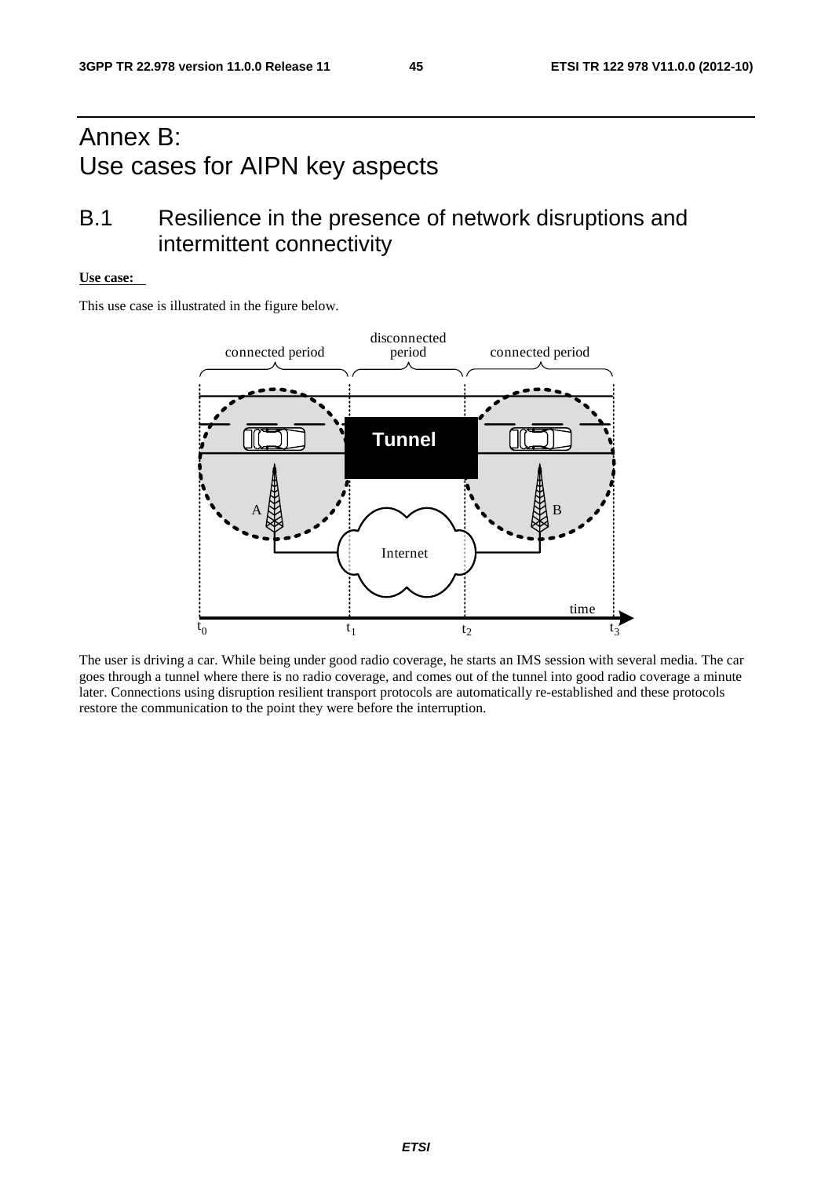# Annex B: Use cases for AIPN key aspects

## B.1 Resilience in the presence of network disruptions and intermittent connectivity

**Use case:**

This use case is illustrated in the figure below.

The user is driving a car. While being under good radio coverage, he starts an IMS session with several media. The car goes through a tunnel where there is no radio coverage, and comes out of the tunnel into good radio coverage a minute later. Connections using disruption resilient transport protocols are automatically re-established and these protocols restore the communication to the point they were before the interruption.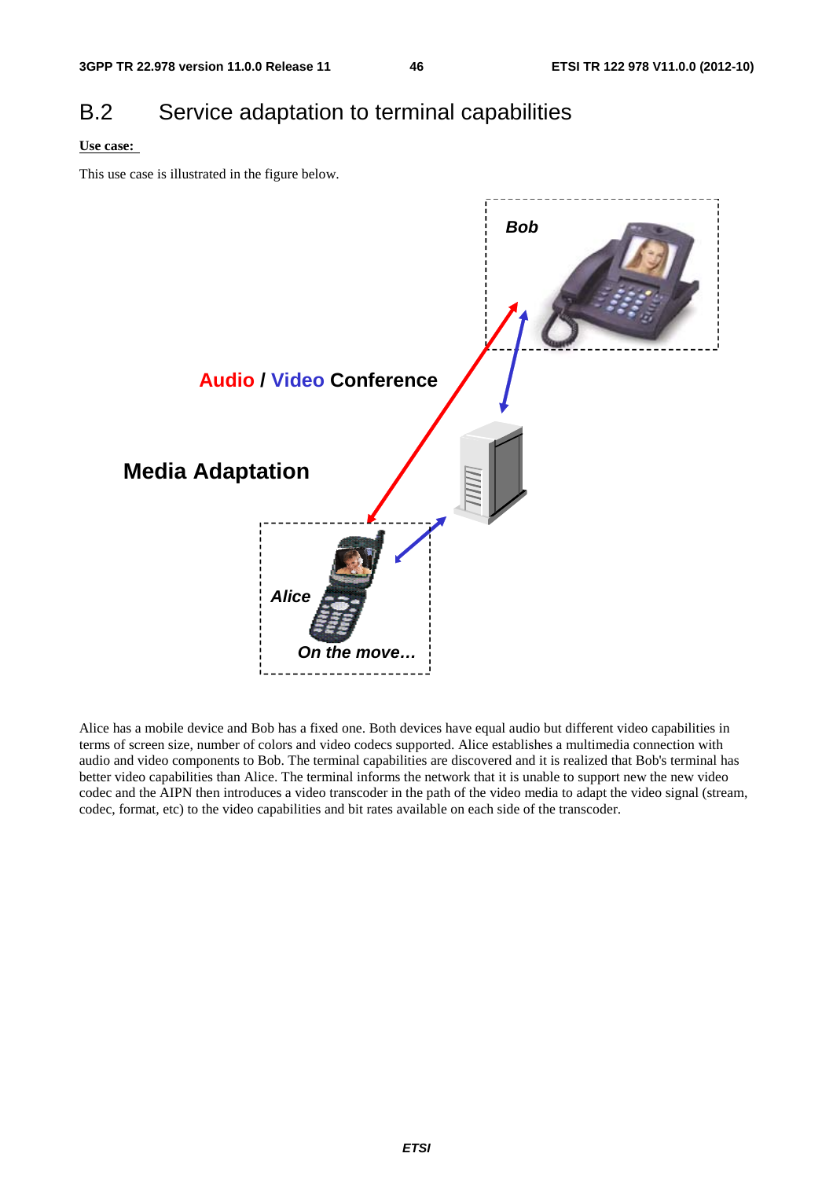## B.2 Service adaptation to terminal capabilities

**Use case:**

This use case is illustrated in the figure below.

Alice has a mobile device and Bob has a fixed one. Both devices have equal audio but different video capabilities in terms of screen size, number of colors and video codecs supported. Alice establishes a multimedia connection with audio and video components to Bob. The terminal capabilities are discovered and it is realized that Bob's terminal has better video capabilities than Alice. The terminal informs the network that it is unable to support new the new video codec and the AIPN then introduces a video transcoder in the path of the video media to adapt the video signal (stream, codec, format, etc) to the video capabilities and bit rates available on each side of the transcoder.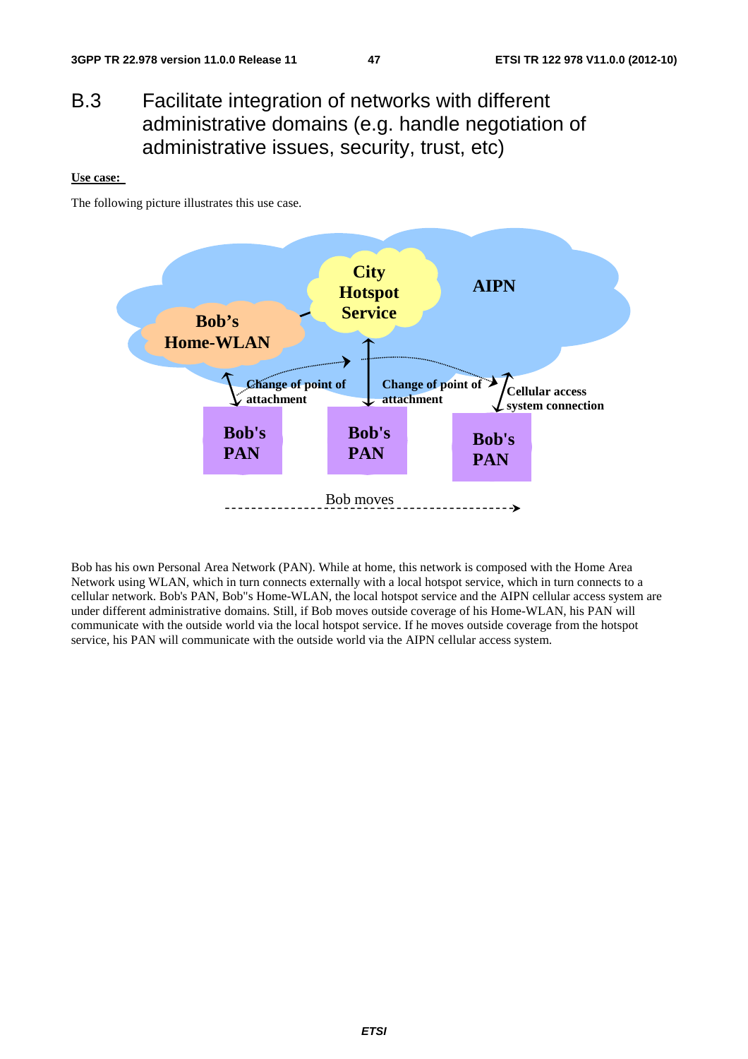# B.3 Facilitate integration of networks with different administrative domains (e.g. handle negotiation of administrative issues, security, trust, etc)

**Use case:**

The following picture illustrates this use case.

Bob has his own Personal Area Network (PAN). While at home, this network is composed with the Home Area Network using WLAN, which in turn connects externally with a local hotspot service, which in turn connects to a cellular network. Bob's PAN, Bob"s Home-WLAN, the local hotspot service and the AIPN cellular access system are under different administrative domains. Still, if Bob moves outside coverage of his Home-WLAN, his PAN will communicate with the outside world via the local hotspot service. If he moves outside coverage from the hotspot service, his PAN will communicate with the outside world via the AIPN cellular access system.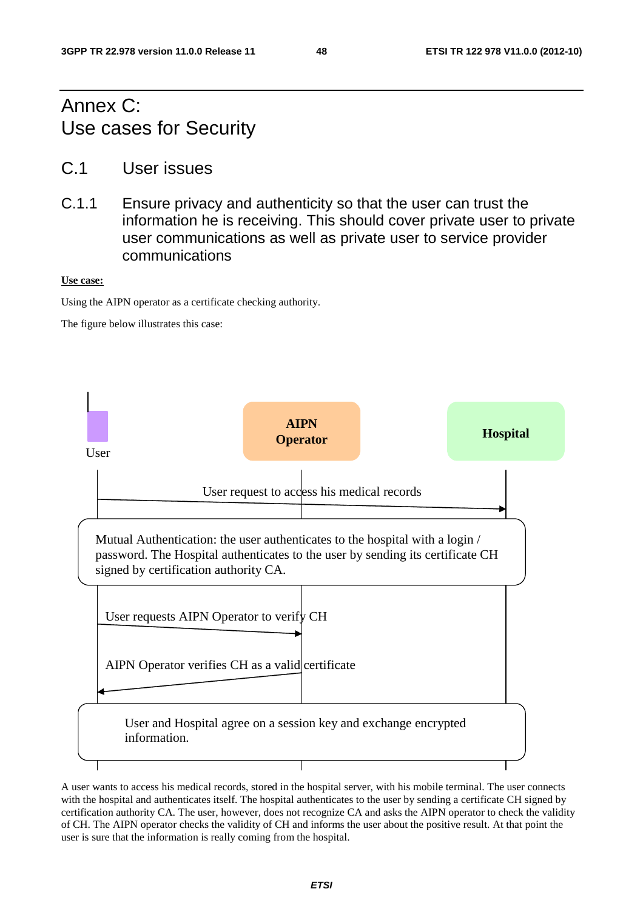# Annex C: Use cases for Security

## C.1 User issues

### C.1.1 Ensure privacy and authenticity so that the user can trust the information he is receiving. This should cover private user to private user communications as well as private user to service provider communications

**Use case:**

Using the AIPN operator as a certificate checking authority.

The figure below illustrates this case:

User

**AIPN Operator**

**Hospital**

User request to access his medical records

Mutual Authentication: the user authenticates to the hospital with a login / password. The Hospital authenticates to the user by sending its certificate CH signed by certification authority CA.

User requests AIPN Operator to verify CH

AIPN Operator verifies CH as a valid certificate

User and Hospital agree on a session key and exchange encrypted information.

A user wants to access his medical records, stored in the hospital server, with his mobile terminal. The user connects with the hospital and authenticates itself. The hospital authenticates to the user by sending a certificate CH signed by certification authority CA. The user, however, does not recognize CA and asks the AIPN operator to check the validity of CH. The AIPN operator checks the validity of CH and informs the user about the positive result. At that point the user is sure that the information is really coming from the hospital.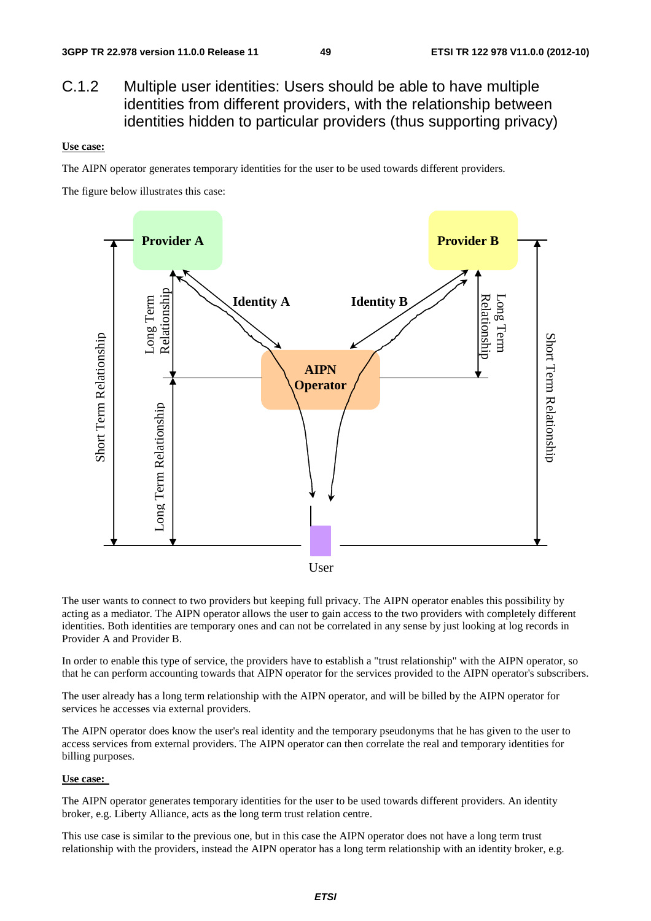## C.1.2 Multiple user identities: Users should be able to have multiple identities from different providers, with the relationship between identities hidden to particular providers (thus supporting privacy)

**Use case:**

The AIPN operator generates temporary identities for the user to be used towards different providers.

The figure below illustrates this case:

The user wants to connect to two providers but keeping full privacy. The AIPN operator enables this possibility by acting as a mediator. The AIPN operator allows the user to gain access to the two providers with completely different identities. Both identities are temporary ones and can not be correlated in any sense by just looking at log records in Provider A and Provider B.

In order to enable this type of service, the providers have to establish a "trust relationship" with the AIPN operator, so that he can perform accounting towards that AIPN operator for the services provided to the AIPN operator's subscribers.

The user already has a long term relationship with the AIPN operator, and will be billed by the AIPN operator for services he accesses via external providers.

The AIPN operator does know the user's real identity and the temporary pseudonyms that he has given to the user to access services from external providers. The AIPN operator can then correlate the real and temporary identities for billing purposes.

**Use case:**

The AIPN operator generates temporary identities for the user to be used towards different providers. An identity broker, e.g. Liberty Alliance, acts as the long term trust relation centre.

This use case is similar to the previous one, but in this case the AIPN operator does not have a long term trust relationship with the providers, instead the AIPN operator has a long term relationship with an identity broker, e.g.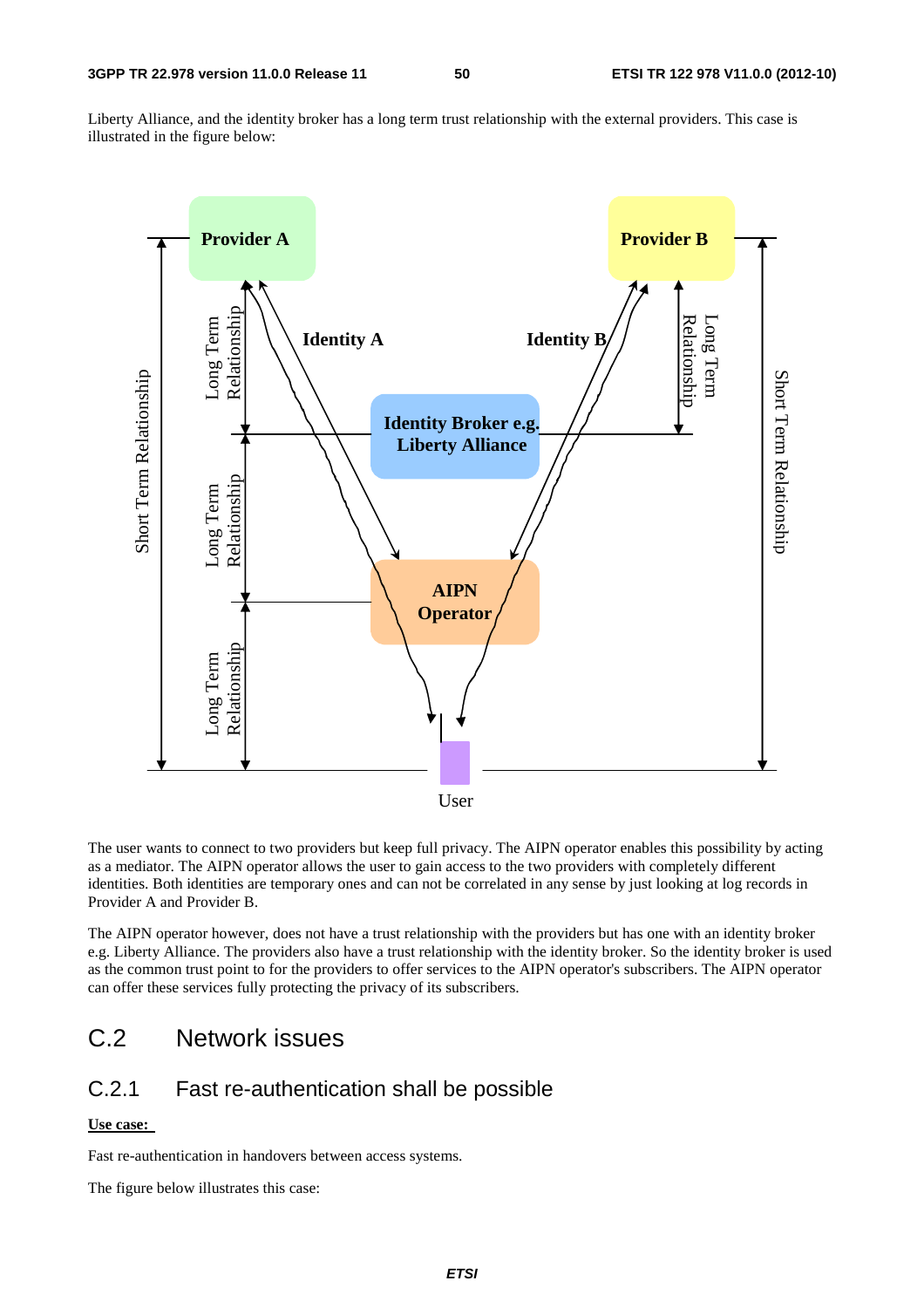Liberty Alliance, and the identity broker has a long term trust relationship with the external providers. This case is illustrated in the figure below:

The user wants to connect to two providers but keep full privacy. The AIPN operator enables this possibility by acting as a mediator. The AIPN operator allows the user to gain access to the two providers with completely different identities. Both identities are temporary ones and can not be correlated in any sense by just looking at log records in Provider A and Provider B.

The AIPN operator however, does not have a trust relationship with the providers but has one with an identity broker e.g. Liberty Alliance. The providers also have a trust relationship with the identity broker. So the identity broker is used as the common trust point to for the providers to offer services to the AIPN operator's subscribers. The AIPN operator can offer these services fully protecting the privacy of its subscribers.

# C.2 Network issues

## C.2.1 Fast re-authentication shall be possible

**Use case:**

Fast re-authentication in handovers between access systems.

The figure below illustrates this case: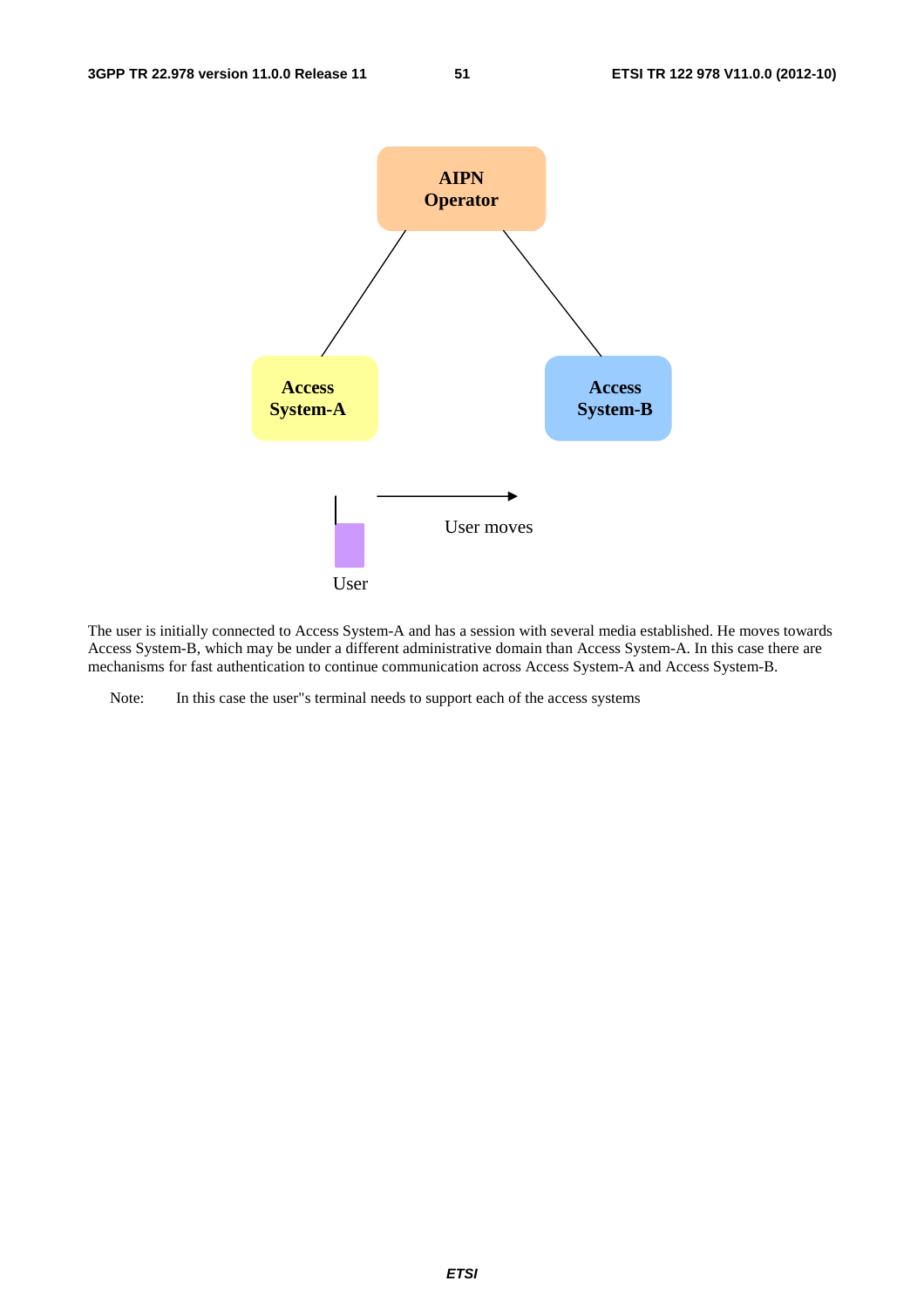The user is initially connected to Access System-A and has a session with several media established. He moves towards Access System-B, which may be under a different administrative domain than Access System-A. In this case there are mechanisms for fast authentication to continue communication across Access System-A and Access System-B.

Note: In this case the user''s terminal needs to support each of the access systems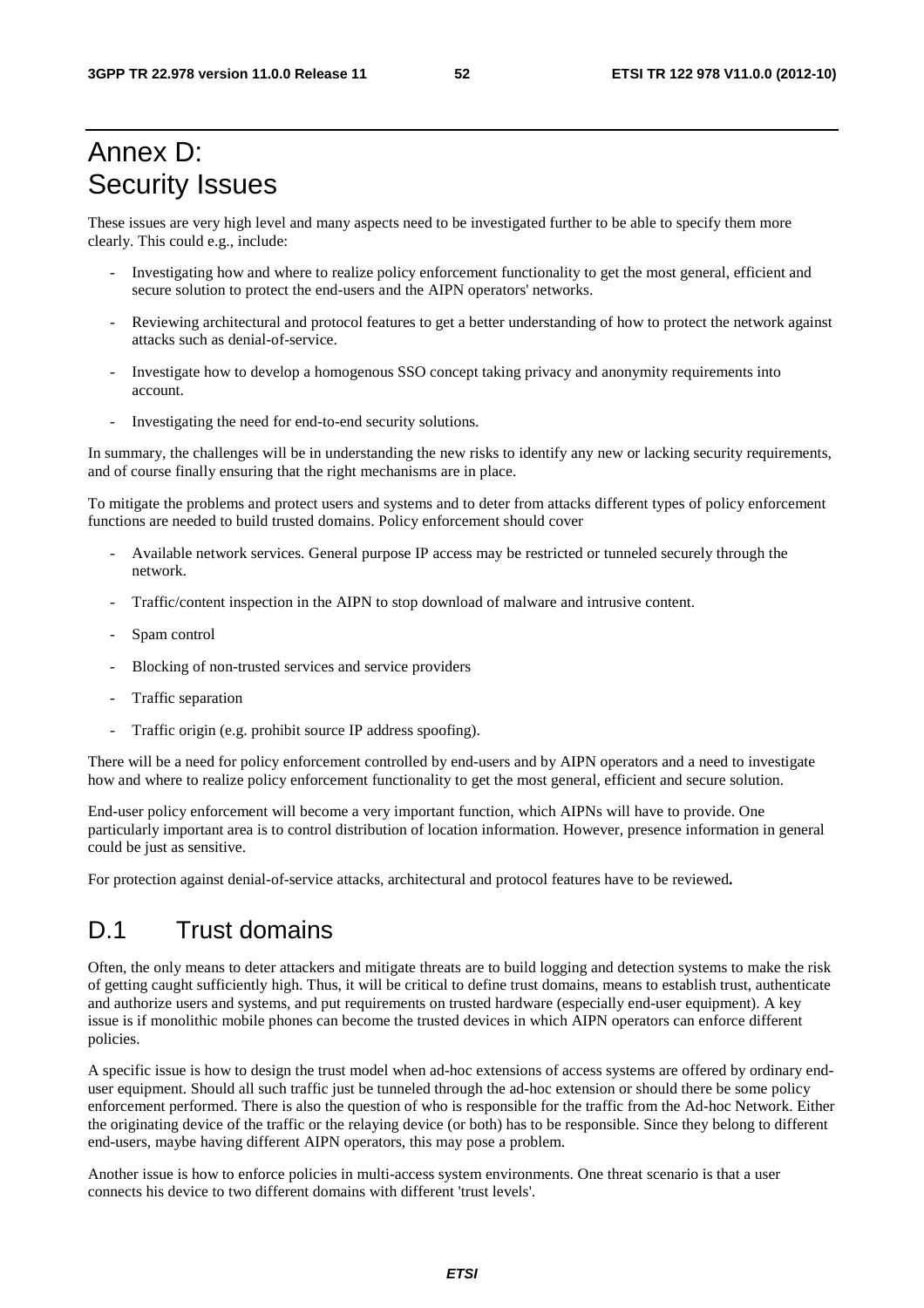# Annex D: Security Issues

These issues are very high level and many aspects need to be investigated further to be able to specify them more clearly. This could e.g., include:

- Investigating how and where to realize policy enforcement functionality to get the most general, efficient and secure solution to protect the end-users and the AIPN operators' networks.
- Reviewing architectural and protocol features to get a better understanding of how to protect the network against attacks such as denial-of-service.
- Investigate how to develop a homogenous SSO concept taking privacy and anonymity requirements into account.
- Investigating the need for end-to-end security solutions.

In summary, the challenges will be in understanding the new risks to identify any new or lacking security requirements, and of course finally ensuring that the right mechanisms are in place.

To mitigate the problems and protect users and systems and to deter from attacks different types of policy enforcement functions are needed to build trusted domains. Policy enforcement should cover

- Available network services. General purpose IP access may be restricted or tunneled securely through the network.
- Traffic/content inspection in the AIPN to stop download of malware and intrusive content.
- Spam control
- Blocking of non-trusted services and service providers
- Traffic separation
- Traffic origin (e.g. prohibit source IP address spoofing).

There will be a need for policy enforcement controlled by end-users and by AIPN operators and a need to investigate how and where to realize policy enforcement functionality to get the most general, efficient and secure solution.

End-user policy enforcement will become a very important function, which AIPNs will have to provide. One particularly important area is to control distribution of location information. However, presence information in general could be just as sensitive.

For protection against denial-of-service attacks, architectural and protocol features have to be reviewed**.**

## D.1 Trust domains

Often, the only means to deter attackers and mitigate threats are to build logging and detection systems to make the risk of getting caught sufficiently high. Thus, it will be critical to define trust domains, means to establish trust, authenticate and authorize users and systems, and put requirements on trusted hardware (especially end-user equipment). A key issue is if monolithic mobile phones can become the trusted devices in which AIPN operators can enforce different policies.

A specific issue is how to design the trust model when ad-hoc extensions of access systems are offered by ordinary end-user equipment. Should all such traffic just be tunneled through the ad-hoc extension or should there be some policy enforcement performed. There is also the question of who is responsible for the traffic from the Ad-hoc Network. Either the originating device of the traffic or the relaying device (or both) has to be responsible. Since they belong to different end-users, maybe having different AIPN operators, this may pose a problem.

Another issue is how to enforce policies in multi-access system environments. One threat scenario is that a user connects his device to two different domains with different 'trust levels'.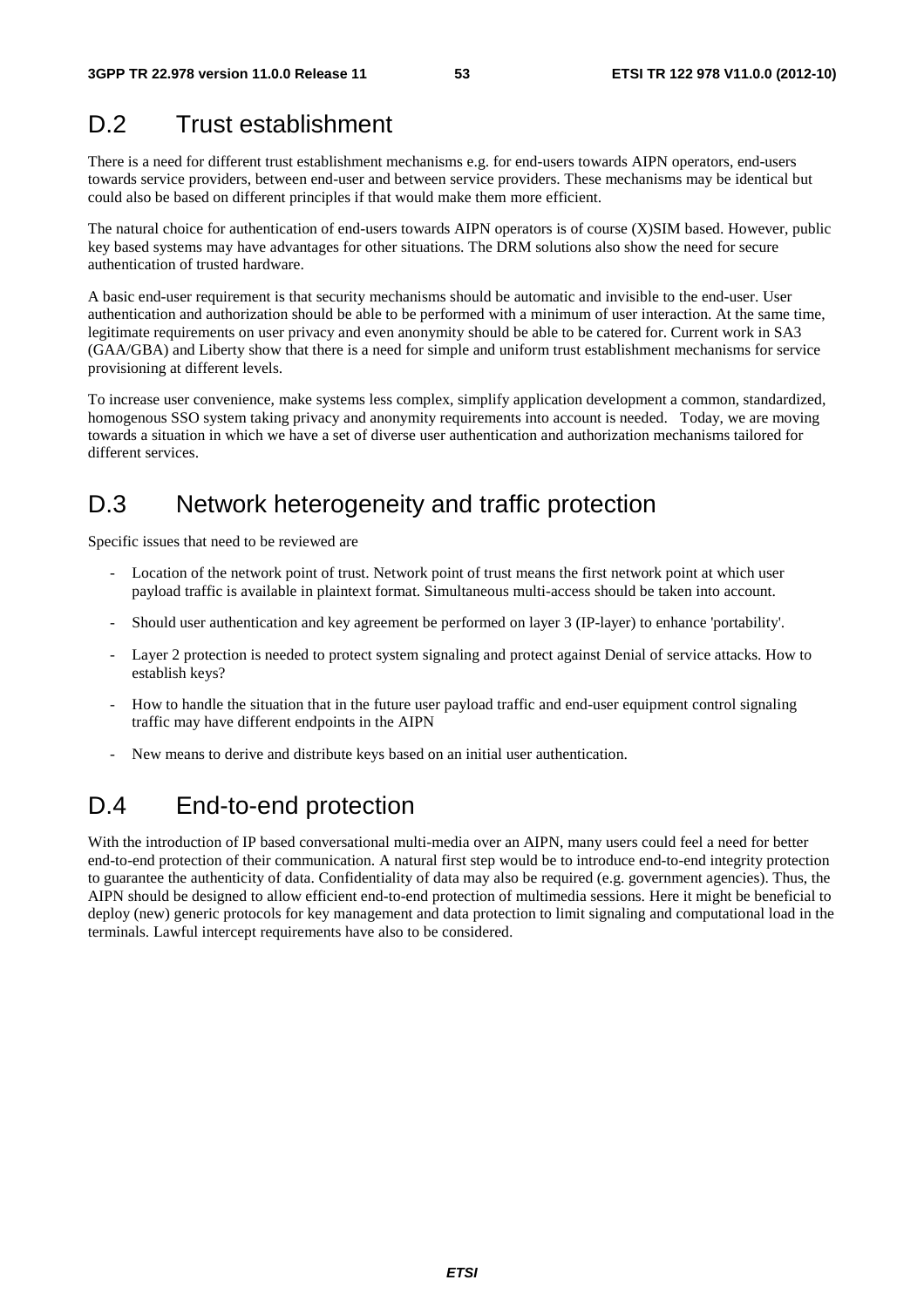# D.2 Trust establishment

There is a need for different trust establishment mechanisms e.g. for end-users towards AIPN operators, end-users towards service providers, between end-user and between service providers. These mechanisms may be identical but could also be based on different principles if that would make them more efficient.

The natural choice for authentication of end-users towards AIPN operators is of course (X)SIM based. However, public key based systems may have advantages for other situations. The DRM solutions also show the need for secure authentication of trusted hardware.

A basic end-user requirement is that security mechanisms should be automatic and invisible to the end-user. User authentication and authorization should be able to be performed with a minimum of user interaction. At the same time, legitimate requirements on user privacy and even anonymity should be able to be catered for. Current work in SA3 (GAA/GBA) and Liberty show that there is a need for simple and uniform trust establishment mechanisms for service provisioning at different levels.

To increase user convenience, make systems less complex, simplify application development a common, standardized, homogenous SSO system taking privacy and anonymity requirements into account is needed.   Today, we are moving towards a situation in which we have a set of diverse user authentication and authorization mechanisms tailored for different services.

# D.3 Network heterogeneity and traffic protection

Specific issues that need to be reviewed are

- Location of the network point of trust. Network point of trust means the first network point at which user payload traffic is available in plaintext format. Simultaneous multi-access should be taken into account.
- Should user authentication and key agreement be performed on layer 3 (IP-layer) to enhance 'portability'.
- Layer 2 protection is needed to protect system signaling and protect against Denial of service attacks. How to establish keys?
- How to handle the situation that in the future user payload traffic and end-user equipment control signaling traffic may have different endpoints in the AIPN
- New means to derive and distribute keys based on an initial user authentication.

# D.4 End-to-end protection

With the introduction of IP based conversational multi-media over an AIPN, many users could feel a need for better end-to-end protection of their communication. A natural first step would be to introduce end-to-end integrity protection to guarantee the authenticity of data. Confidentiality of data may also be required (e.g. government agencies). Thus, the AIPN should be designed to allow efficient end-to-end protection of multimedia sessions. Here it might be beneficial to deploy (new) generic protocols for key management and data protection to limit signaling and computational load in the terminals. Lawful intercept requirements have also to be considered.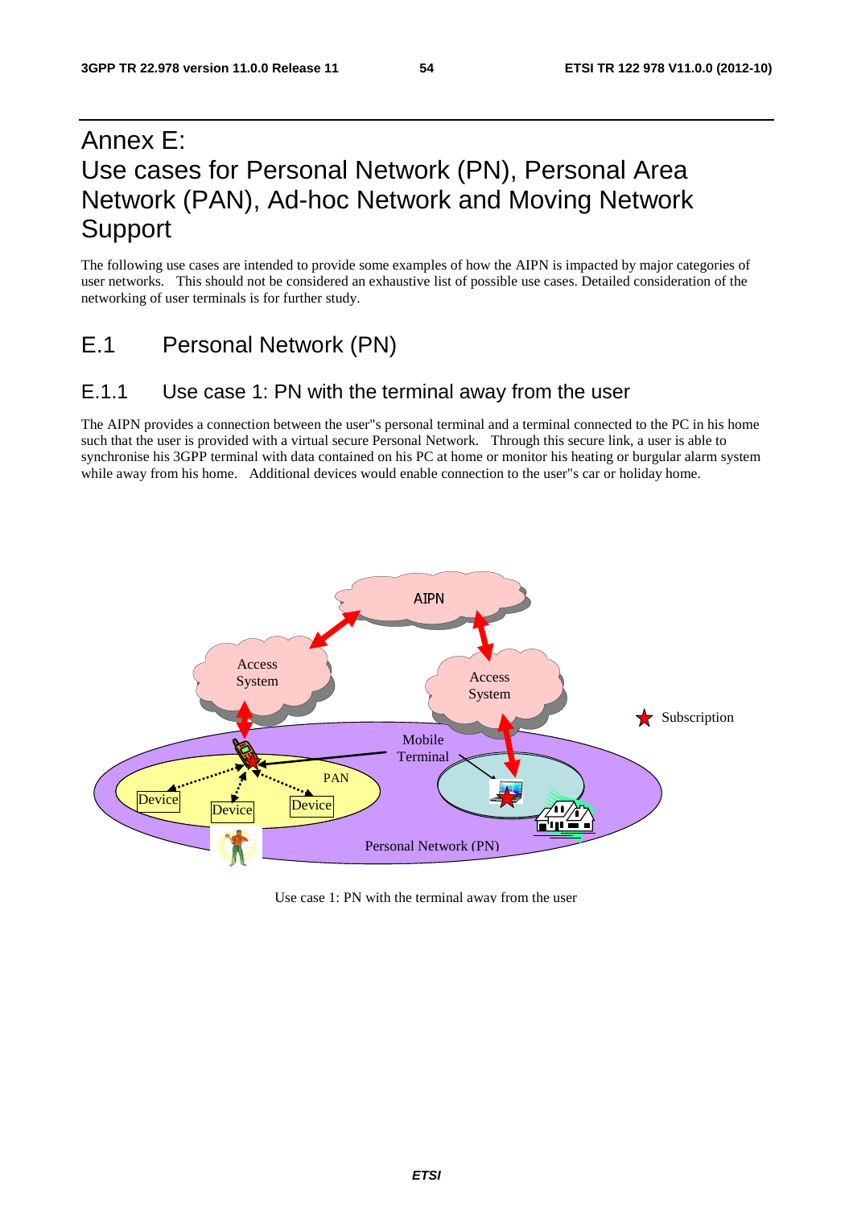# Annex E: Use cases for Personal Network (PN), Personal Area Network (PAN), Ad-hoc Network and Moving Network Support

The following use cases are intended to provide some examples of how the AIPN is impacted by major categories of user networks. This should not be considered an exhaustive list of possible use cases. Detailed consideration of the networking of user terminals is for further study.

## E.1 Personal Network (PN)

### E.1.1 Use case 1: PN with the terminal away from the user

The AIPN provides a connection between the user"s personal terminal and a terminal connected to the PC in his home such that the user is provided with a virtual secure Personal Network. Through this secure link, a user is able to synchronise his 3GPP terminal with data contained on his PC at home or monitor his heating or burgular alarm system while away from his home. Additional devices would enable connection to the user"s car or holiday home.

Use case 1: PN with the terminal away from the user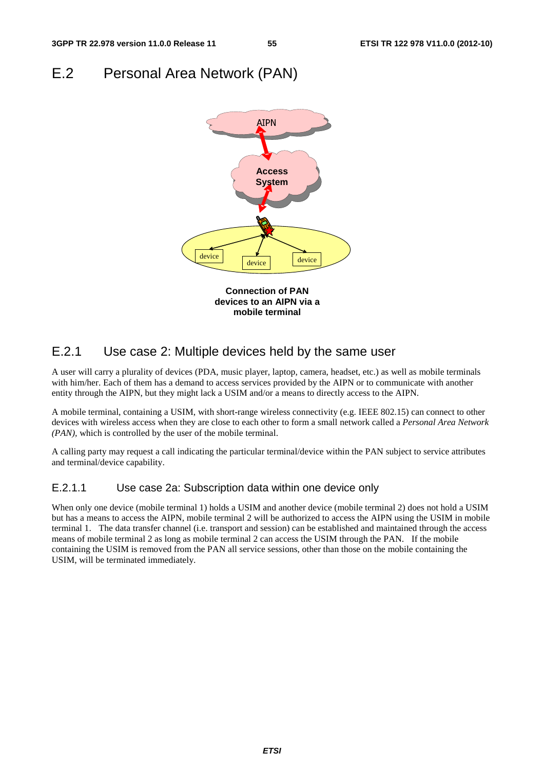# E.2 Personal Area Network (PAN)

**Connection of PAN devices to an AIPN via a mobile terminal**

## E.2.1 Use case 2: Multiple devices held by the same user

A user will carry a plurality of devices (PDA, music player, laptop, camera, headset, etc.) as well as mobile terminals with him/her. Each of them has a demand to access services provided by the AIPN or to communicate with another entity through the AIPN, but they might lack a USIM and/or a means to directly access to the AIPN.

A mobile terminal, containing a USIM, with short-range wireless connectivity (e.g. IEEE 802.15) can connect to other devices with wireless access when they are close to each other to form a small network called a *Personal Area Network (PAN),* which is controlled by the user of the mobile terminal.

A calling party may request a call indicating the particular terminal/device within the PAN subject to service attributes and terminal/device capability.

### E.2.1.1 Use case 2a: Subscription data within one device only

When only one device (mobile terminal 1) holds a USIM and another device (mobile terminal 2) does not hold a USIM but has a means to access the AIPN, mobile terminal 2 will be authorized to access the AIPN using the USIM in mobile terminal 1. The data transfer channel (i.e. transport and session) can be established and maintained through the access means of mobile terminal 2 as long as mobile terminal 2 can access the USIM through the PAN. If the mobile containing the USIM is removed from the PAN all service sessions, other than those on the mobile containing the USIM, will be terminated immediately.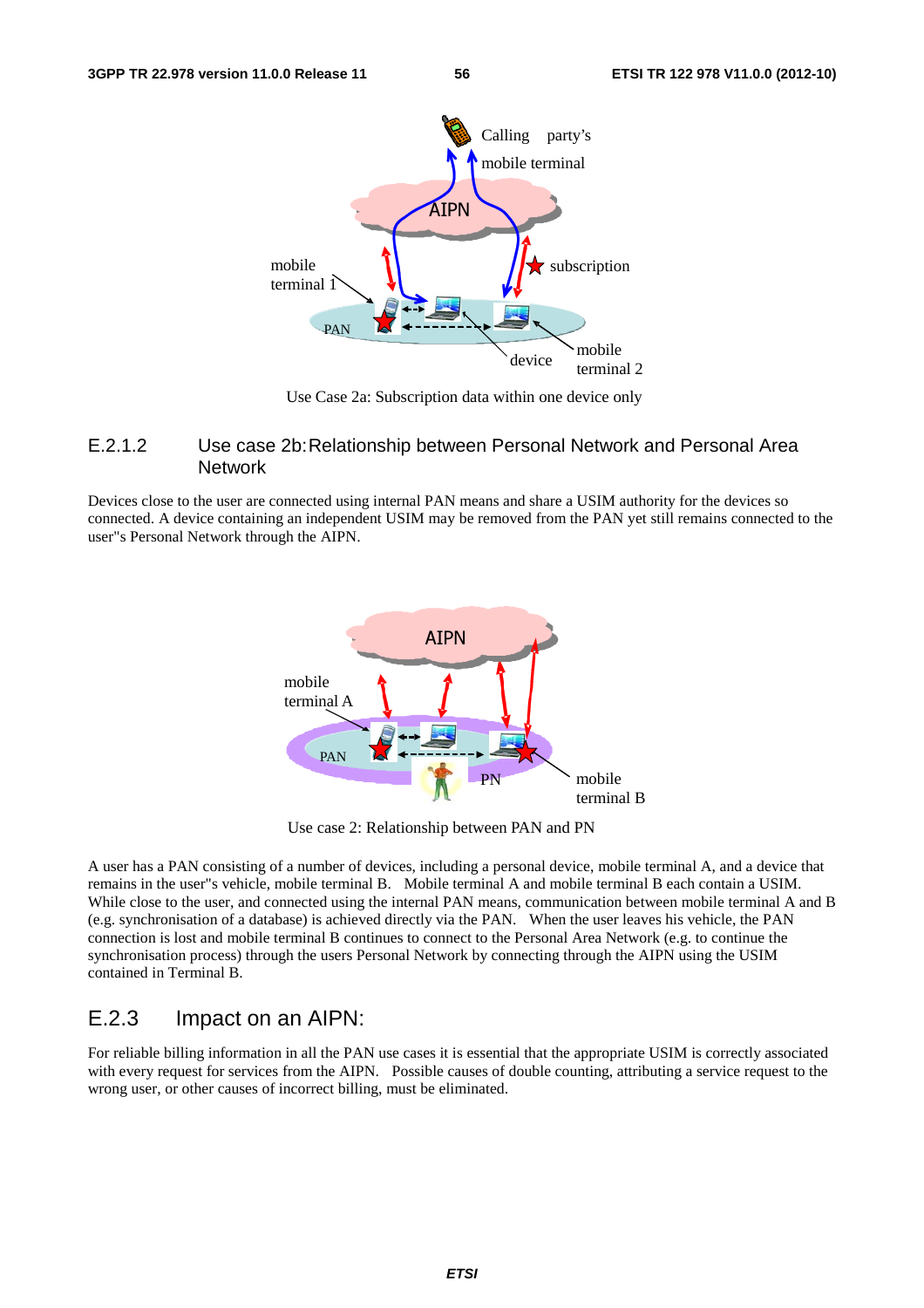Use Case 2a: Subscription data within one device only

### E.2.1.2 Use case 2b: Relationship between Personal Network and Personal Area Network

Devices close to the user are connected using internal PAN means and share a USIM authority for the devices so connected. A device containing an independent USIM may be removed from the PAN yet still remains connected to the user''s Personal Network through the AIPN.

Use case 2: Relationship between PAN and PN

A user has a PAN consisting of a number of devices, including a personal device, mobile terminal A, and a device that remains in the user''s vehicle, mobile terminal B. Mobile terminal A and mobile terminal B each contain a USIM. While close to the user, and connected using the internal PAN means, communication between mobile terminal A and B (e.g. synchronisation of a database) is achieved directly via the PAN. When the user leaves his vehicle, the PAN connection is lost and mobile terminal B continues to connect to the Personal Area Network (e.g. to continue the synchronisation process) through the users Personal Network by connecting through the AIPN using the USIM contained in Terminal B.

## E.2.3 Impact on an AIPN:

For reliable billing information in all the PAN use cases it is essential that the appropriate USIM is correctly associated with every request for services from the AIPN. Possible causes of double counting, attributing a service request to the wrong user, or other causes of incorrect billing, must be eliminated.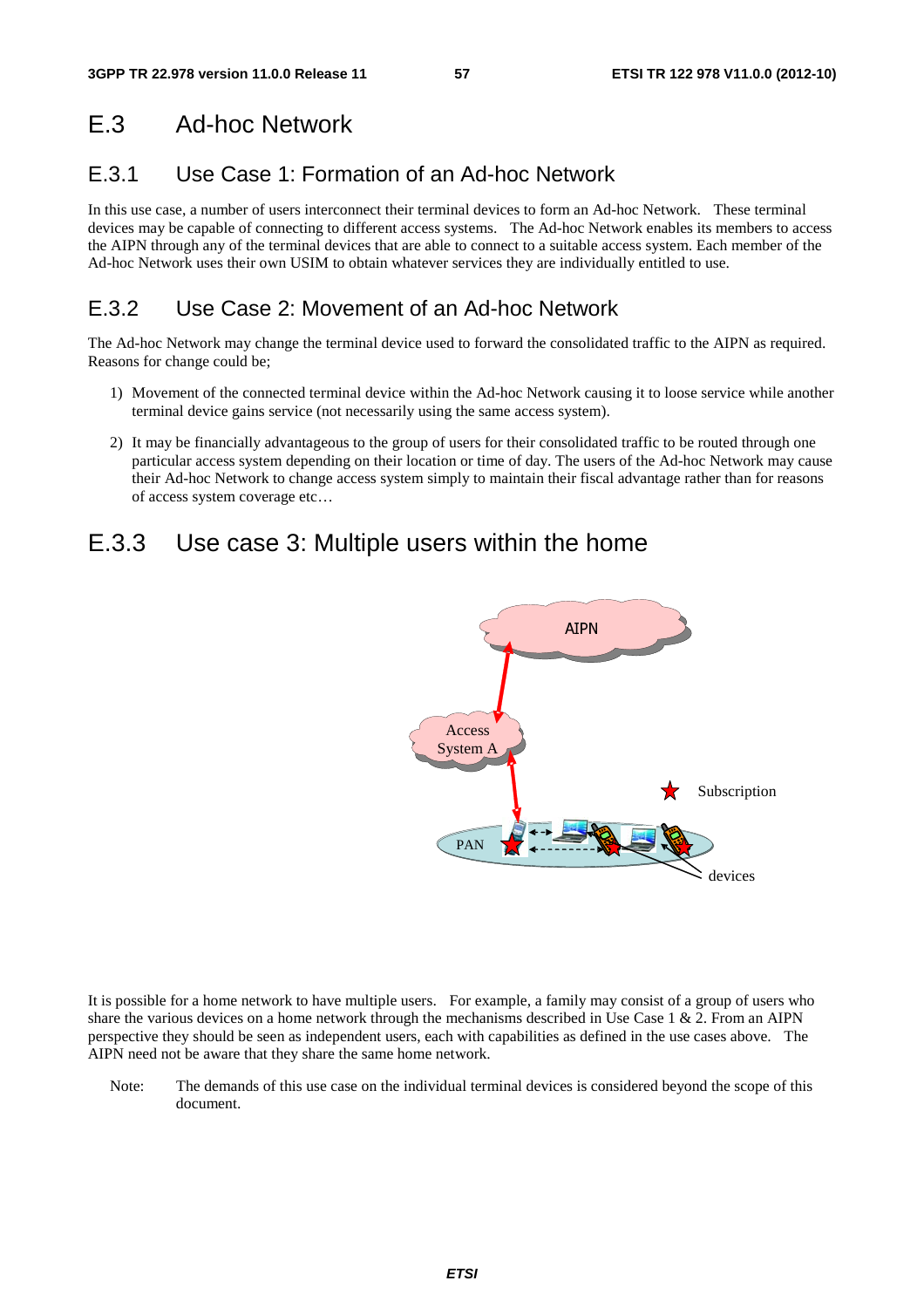## E.3 Ad-hoc Network

### E.3.1 Use Case 1: Formation of an Ad-hoc Network

In this use case, a number of users interconnect their terminal devices to form an Ad-hoc Network. These terminal devices may be capable of connecting to different access systems. The Ad-hoc Network enables its members to access the AIPN through any of the terminal devices that are able to connect to a suitable access system. Each member of the Ad-hoc Network uses their own USIM to obtain whatever services they are individually entitled to use.

### E.3.2 Use Case 2: Movement of an Ad-hoc Network

The Ad-hoc Network may change the terminal device used to forward the consolidated traffic to the AIPN as required. Reasons for change could be;

1) Movement of the connected terminal device within the Ad-hoc Network causing it to loose service while another terminal device gains service (not necessarily using the same access system).

2) It may be financially advantageous to the group of users for their consolidated traffic to be routed through one particular access system depending on their location or time of day. The users of the Ad-hoc Network may cause their Ad-hoc Network to change access system simply to maintain their fiscal advantage rather than for reasons of access system coverage etc…

### E.3.3 Use case 3: Multiple users within the home

It is possible for a home network to have multiple users. For example, a family may consist of a group of users who share the various devices on a home network through the mechanisms described in Use Case 1 & 2. From an AIPN perspective they should be seen as independent users, each with capabilities as defined in the use cases above. The AIPN need not be aware that they share the same home network.

Note: The demands of this use case on the individual terminal devices is considered beyond the scope of this document.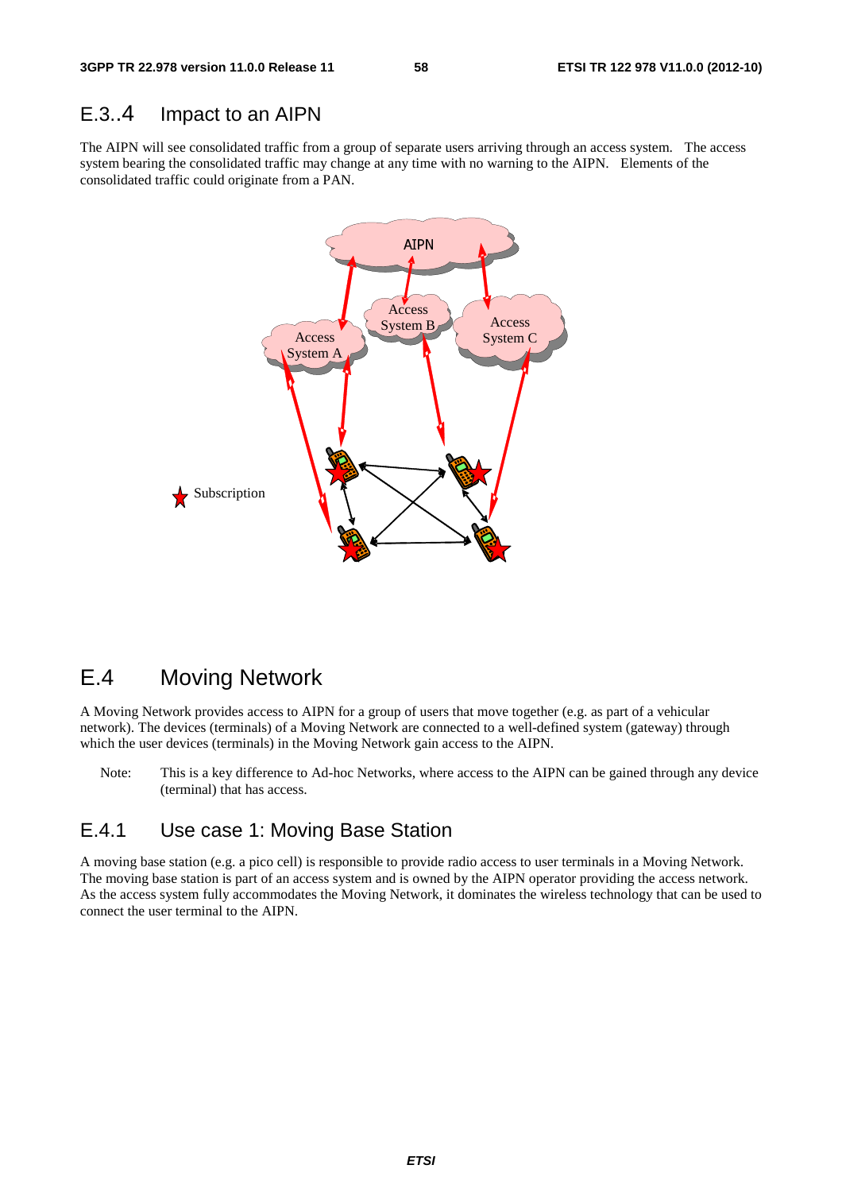### E.3..4 Impact to an AIPN

The AIPN will see consolidated traffic from a group of separate users arriving through an access system. The access system bearing the consolidated traffic may change at any time with no warning to the AIPN. Elements of the consolidated traffic could originate from a PAN.

## E.4 Moving Network

A Moving Network provides access to AIPN for a group of users that move together (e.g. as part of a vehicular network). The devices (terminals) of a Moving Network are connected to a well-defined system (gateway) through which the user devices (terminals) in the Moving Network gain access to the AIPN.

Note: This is a key difference to Ad-hoc Networks, where access to the AIPN can be gained through any device (terminal) that has access.

### E.4.1 Use case 1: Moving Base Station

A moving base station (e.g. a pico cell) is responsible to provide radio access to user terminals in a Moving Network. The moving base station is part of an access system and is owned by the AIPN operator providing the access network. As the access system fully accommodates the Moving Network, it dominates the wireless technology that can be used to connect the user terminal to the AIPN.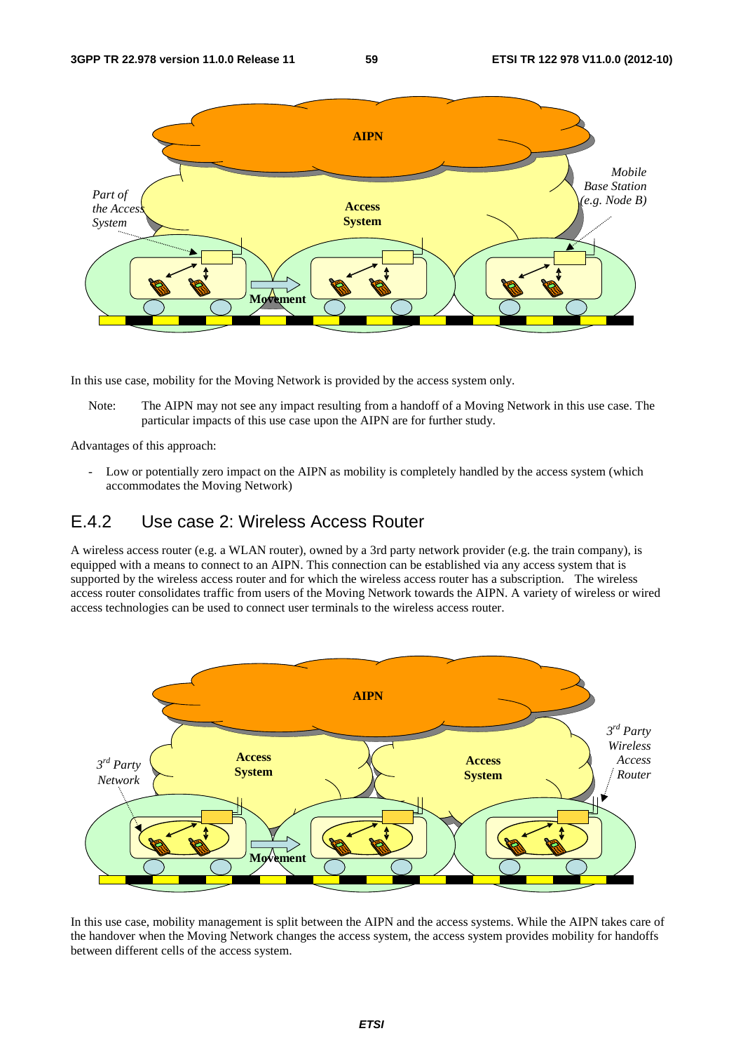In this use case, mobility for the Moving Network is provided by the access system only.

Note: The AIPN may not see any impact resulting from a handoff of a Moving Network in this use case. The particular impacts of this use case upon the AIPN are for further study.

Advantages of this approach:

- Low or potentially zero impact on the AIPN as mobility is completely handled by the access system (which accommodates the Moving Network)

## E.4.2 Use case 2: Wireless Access Router

A wireless access router (e.g. a WLAN router), owned by a 3rd party network provider (e.g. the train company), is equipped with a means to connect to an AIPN. This connection can be established via any access system that is supported by the wireless access router and for which the wireless access router has a subscription. The wireless access router consolidates traffic from users of the Moving Network towards the AIPN. A variety of wireless or wired access technologies can be used to connect user terminals to the wireless access router.

In this use case, mobility management is split between the AIPN and the access systems. While the AIPN takes care of the handover when the Moving Network changes the access system, the access system provides mobility for handoffs between different cells of the access system.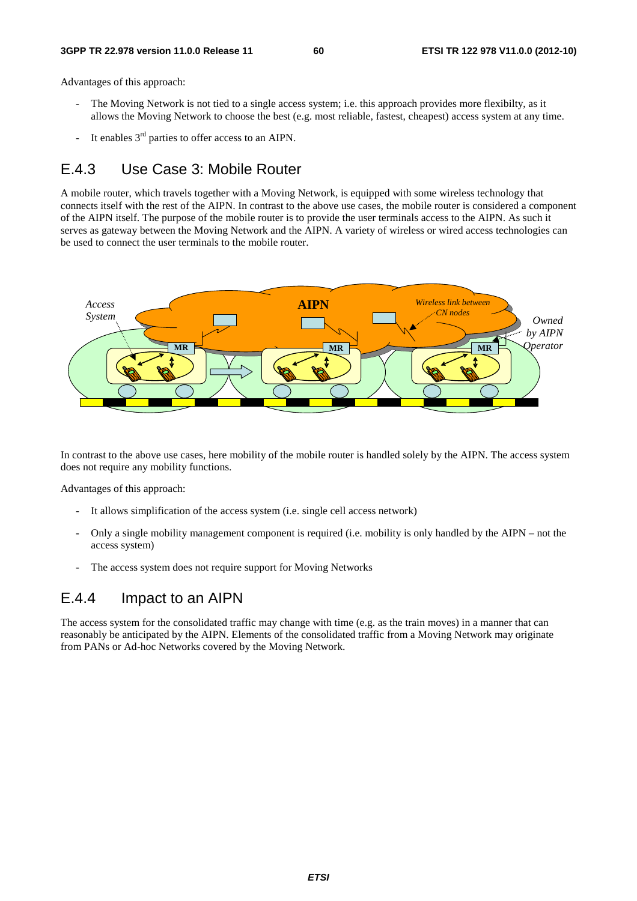Advantages of this approach:

- The Moving Network is not tied to a single access system; i.e. this approach provides more flexibilty, as it allows the Moving Network to choose the best (e.g. most reliable, fastest, cheapest) access system at any time.
- It enables 3rd parties to offer access to an AIPN.

## E.4.3 Use Case 3: Mobile Router

A mobile router, which travels together with a Moving Network, is equipped with some wireless technology that connects itself with the rest of the AIPN. In contrast to the above use cases, the mobile router is considered a component of the AIPN itself. The purpose of the mobile router is to provide the user terminals access to the AIPN. As such it serves as gateway between the Moving Network and the AIPN. A variety of wireless or wired access technologies can be used to connect the user terminals to the mobile router.

In contrast to the above use cases, here mobility of the mobile router is handled solely by the AIPN. The access system does not require any mobility functions.

Advantages of this approach:

- It allows simplification of the access system (i.e. single cell access network)
- Only a single mobility management component is required (i.e. mobility is only handled by the AIPN – not the access system)
- The access system does not require support for Moving Networks

## E.4.4 Impact to an AIPN

The access system for the consolidated traffic may change with time (e.g. as the train moves) in a manner that can reasonably be anticipated by the AIPN. Elements of the consolidated traffic from a Moving Network may originate from PANs or Ad-hoc Networks covered by the Moving Network.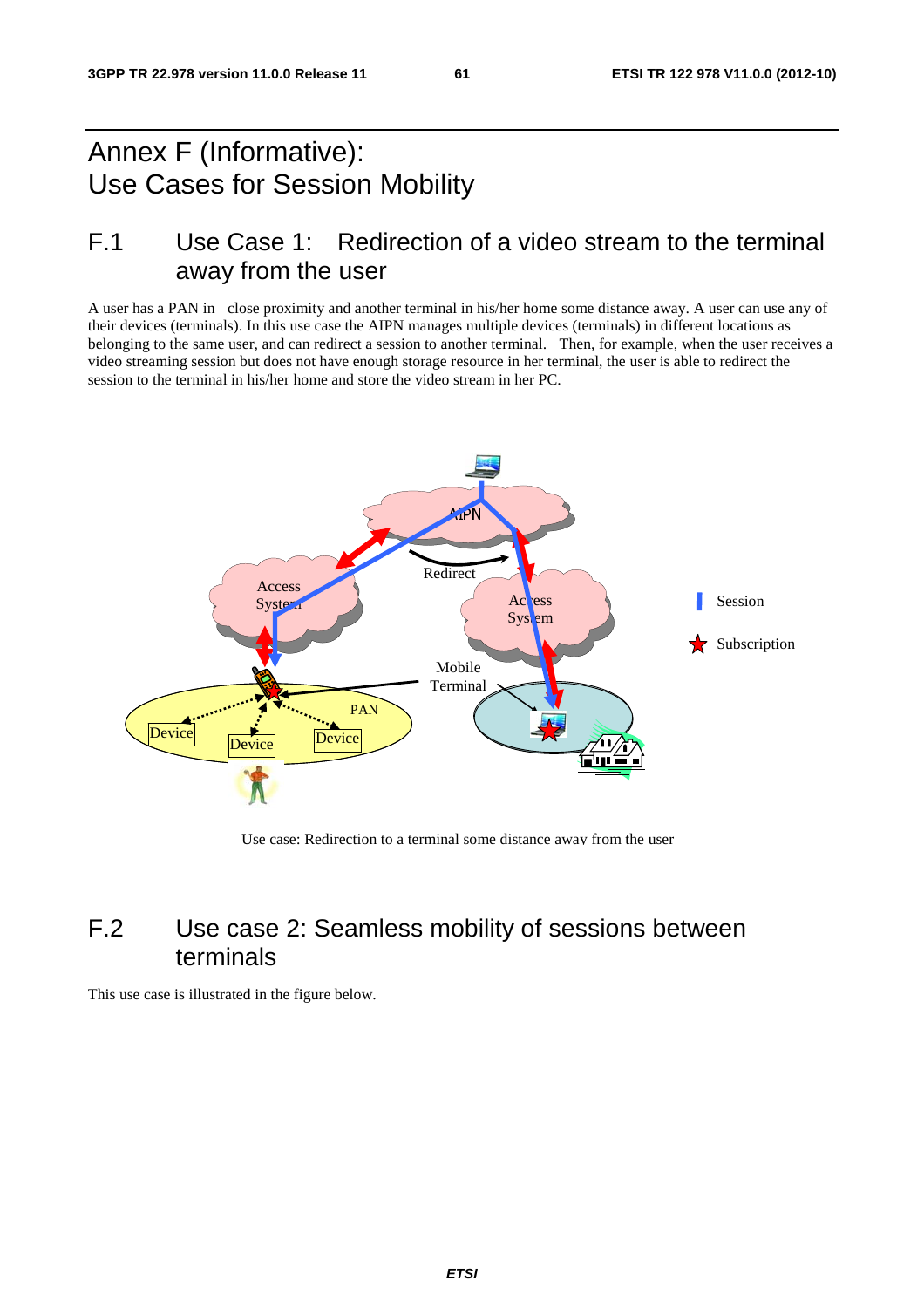# Annex F (Informative): Use Cases for Session Mobility

## F.1 Use Case 1: Redirection of a video stream to the terminal away from the user

A user has a PAN in close proximity and another terminal in his/her home some distance away. A user can use any of their devices (terminals). In this use case the AIPN manages multiple devices (terminals) in different locations as belonging to the same user, and can redirect a session to another terminal. Then, for example, when the user receives a video streaming session but does not have enough storage resource in her terminal, the user is able to redirect the session to the terminal in his/her home and store the video stream in her PC.

Use case: Redirection to a terminal some distance away from the user

## F.2 Use case 2: Seamless mobility of sessions between terminals

This use case is illustrated in the figure below.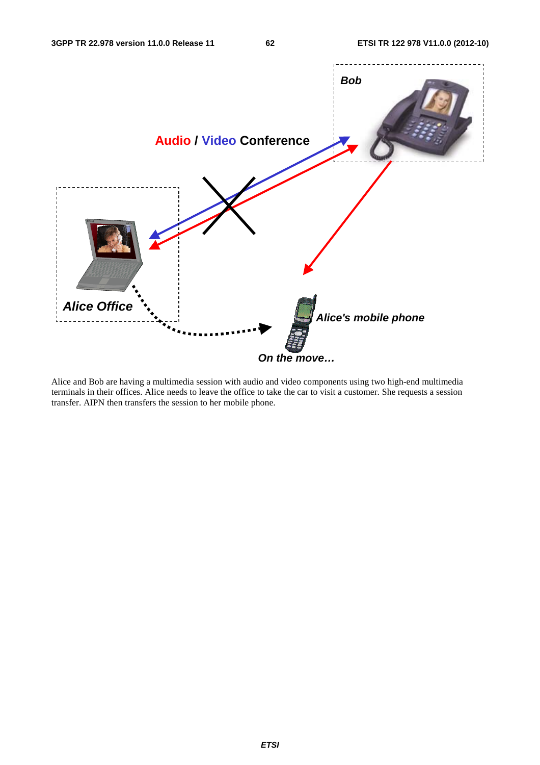Alice and Bob are having a multimedia session with audio and video components using two high-end multimedia terminals in their offices. Alice needs to leave the office to take the car to visit a customer. She requests a session transfer. AIPN then transfers the session to her mobile phone.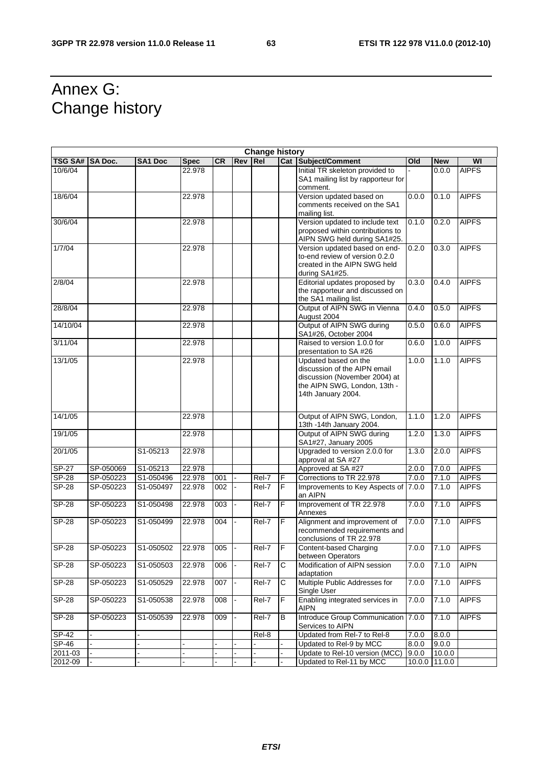# Annex G: Change history

| Change history | | | | | | | | | | | |
|---|---|---|---|---|---|---|---|---|---|---|---|
| TSG SA# | SA Doc. | SA1 Doc | Spec | CR | Rev | Rel | Cat | Subject/Comment | Old | New | WI |
| 10/6/04 | | | 22.978 | | | | | Initial TR skeleton provided to SA1 mailing list by rapporteur for comment. | - | 0.0.0 | AIPFS |
| 18/6/04 | | | 22.978 | | | | | Version updated based on comments received on the SA1 mailing list. | 0.0.0 | 0.1.0 | AIPFS |
| 30/6/04 | | | 22.978 | | | | | Version updated to include text proposed within contributions to AIPN SWG held during SA1#25. | 0.1.0 | 0.2.0 | AIPFS |
| 1/7/04 | | | 22.978 | | | | | Version updated based on end-to-end review of version 0.2.0 created in the AIPN SWG held during SA1#25. | 0.2.0 | 0.3.0 | AIPFS |
| 2/8/04 | | | 22.978 | | | | | Editorial updates proposed by the rapporteur and discussed on the SA1 mailing list. | 0.3.0 | 0.4.0 | AIPFS |
| 28/8/04 | | | 22.978 | | | | | Output of AIPN SWG in Vienna August 2004 | 0.4.0 | 0.5.0 | AIPFS |
| 14/10/04 | | | 22.978 | | | | | Output of AIPN SWG during SA1#26, October 2004 | 0.5.0 | 0.6.0 | AIPFS |
| 3/11/04 | | | 22.978 | | | | | Raised to version 1.0.0 for presentation to SA #26 | 0.6.0 | 1.0.0 | AIPFS |
| 13/1/05 | | | 22.978 | | | | | Updated based on the discussion of the AIPN email discussion (November 2004) at the AIPN SWG, London, 13th -14th January 2004. | 1.0.0 | 1.1.0 | AIPFS |
| 14/1/05 | | | 22.978 | | | | | Output of AIPN SWG, London, 13th -14th January 2004. | 1.1.0 | 1.2.0 | AIPFS |
| 19/1/05 | | | 22.978 | | | | | Output of AIPN SWG during SA1#27, January 2005 | 1.2.0 | 1.3.0 | AIPFS |
| 20/1/05 | | S1-05213 | 22.978 | | | | | Upgraded to version 2.0.0 for approval at SA #27 | 1.3.0 | 2.0.0 | AIPFS |
| SP-27 | SP-050069 | S1-05213 | 22.978 | | | | | Approved at SA #27 | 2.0.0 | 7.0.0 | AIPFS |
| SP-28 | SP-050223 | S1-050496 | 22.978 | 001 | - | Rel-7 | F | Corrections to TR 22.978 | 7.0.0 | 7.1.0 | AIPFS |
| SP-28 | SP-050223 | S1-050497 | 22.978 | 002 | - | Rel-7 | F | Improvements to Key Aspects of an AIPN | 7.0.0 | 7.1.0 | AIPFS |
| SP-28 | SP-050223 | S1-050498 | 22.978 | 003 | - | Rel-7 | F | Improvement of TR 22.978 Annexes | 7.0.0 | 7.1.0 | AIPFS |
| SP-28 | SP-050223 | S1-050499 | 22.978 | 004 | - | Rel-7 | F | Alignment and improvement of recommended requirements and conclusions of TR 22.978 | 7.0.0 | 7.1.0 | AIPFS |
| SP-28 | SP-050223 | S1-050502 | 22.978 | 005 | - | Rel-7 | F | Content-based Charging between Operators | 7.0.0 | 7.1.0 | AIPFS |
| SP-28 | SP-050223 | S1-050503 | 22.978 | 006 | - | Rel-7 | C | Modification of AIPN session adaptation | 7.0.0 | 7.1.0 | AIPN |
| SP-28 | SP-050223 | S1-050529 | 22.978 | 007 | - | Rel-7 | C | Multiple Public Addresses for Single User | 7.0.0 | 7.1.0 | AIPFS |
| SP-28 | SP-050223 | S1-050538 | 22.978 | 008 | - | Rel-7 | F | Enabling integrated services in AIPN | 7.0.0 | 7.1.0 | AIPFS |
| SP-28 | SP-050223 | S1-050539 | 22.978 | 009 | - | Rel-7 | B | Introduce Group Communication Services to AIPN | 7.0.0 | 7.1.0 | AIPFS |
| SP-42 | - | - | | | | Rel-8 | | Updated from Rel-7 to Rel-8 | 7.0.0 | 8.0.0 | |
| SP-46 | - | - | - | - | - | - | - | Updated to Rel-9 by MCC | 8.0.0 | 9.0.0 | |
| 2011-03 | - | - | - | - | - | - | - | Update to Rel-10 version (MCC) | 9.0.0 | 10.0.0 | |
| 2012-09 | - | - | - | - | - | - | - | Updated to Rel-11 by MCC | 10.0.0 | 11.0.0 | |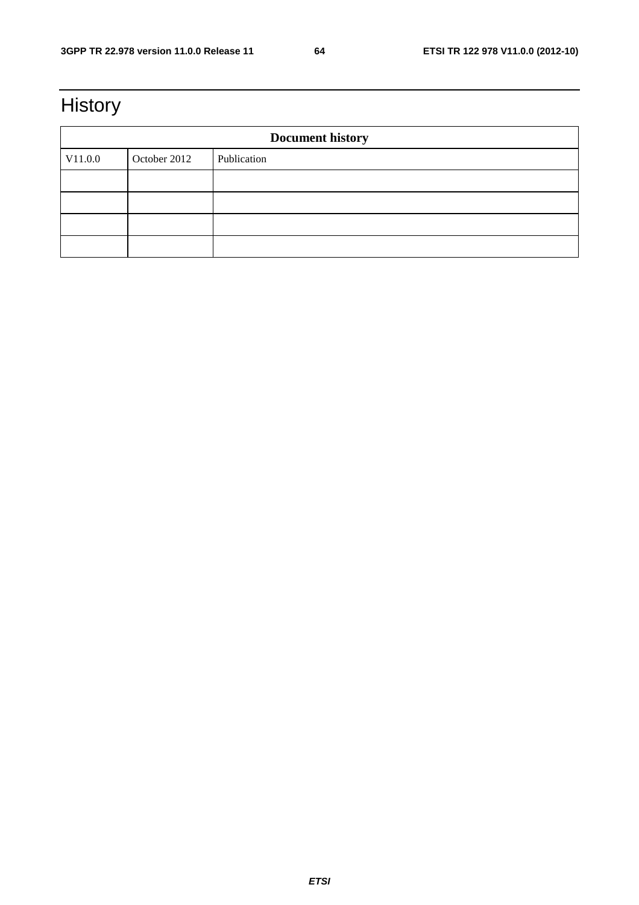# History

| Document history | | |
|---|---|---|
| V11.0.0 | October 2012 | Publication |
| | | |
| | | |
| | | |
| | | |